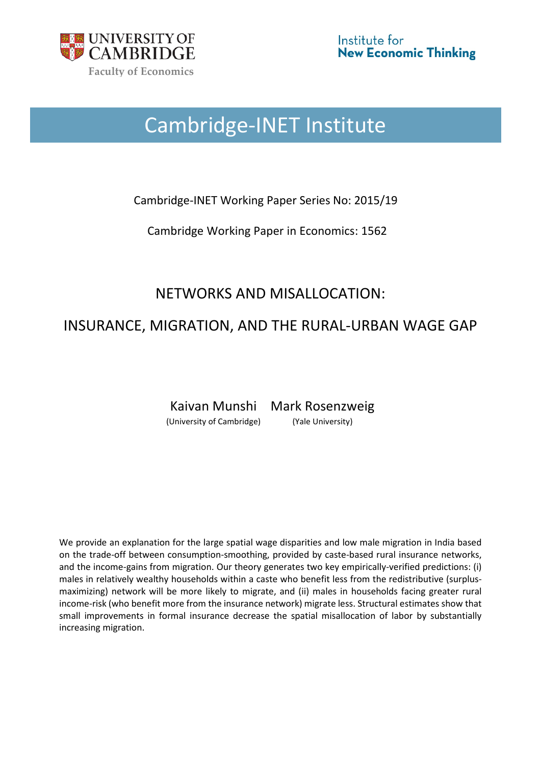UNIVERSITY OF CAMBRIDGE

Faculty of Economics

Institute for **New Economic Thinking**

# Cambridge-INET Institute

Cambridge-INET Working Paper Series No: 2015/19

Cambridge Working Paper in Economics: 1562

## NETWORKS AND MISALLOCATION:

## INSURANCE, MIGRATION, AND THE RURAL-URBAN WAGE GAP

Kaivan Munshi (University of Cambridge)

Mark Rosenzweig (Yale University)

We provide an explanation for the large spatial wage disparities and low male migration in India based on the trade-off between consumption-smoothing, provided by caste-based rural insurance networks, and the income-gains from migration. Our theory generates two key empirically-verified predictions: (i) males in relatively wealthy households within a caste who benefit less from the redistributive (surplus-maximizing) network will be more likely to migrate, and (ii) males in households facing greater rural income-risk (who benefit more from the insurance network) migrate less. Structural estimates show that small improvements in formal insurance decrease the spatial misallocation of labor by substantially increasing migration.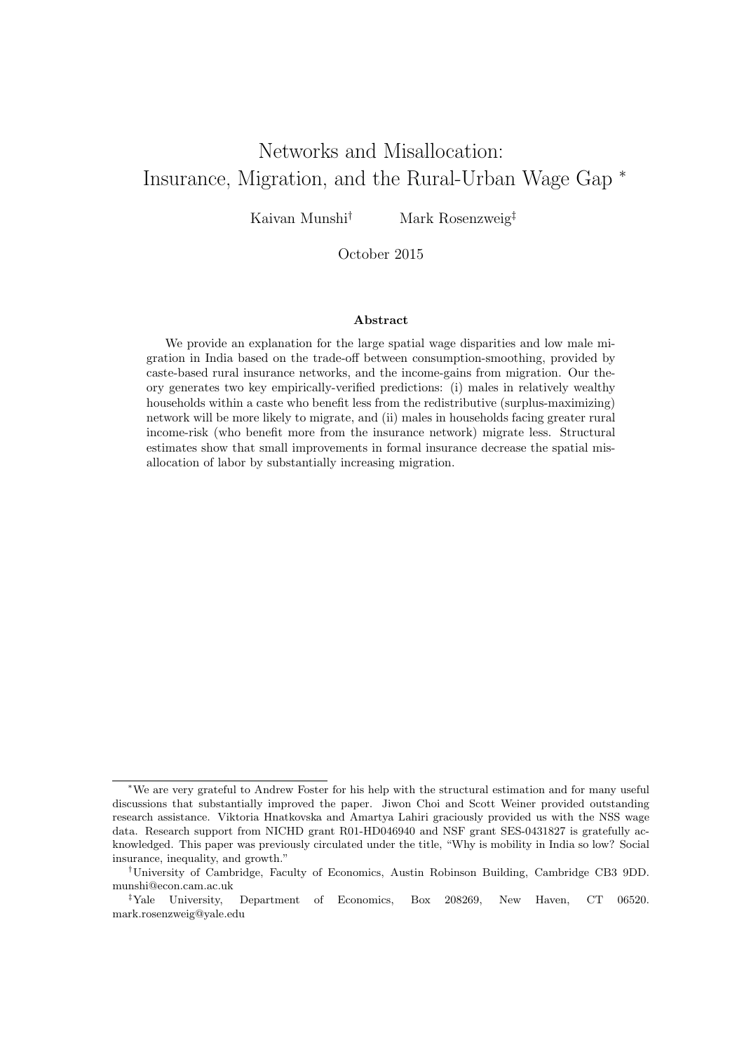# Networks and Misallocation: Insurance, Migration, and the Rural-Urban Wage Gap *

Kaivan Munshi† Mark Rosenzweig‡

October 2015

### Abstract

We provide an explanation for the large spatial wage disparities and low male migration in India based on the trade-off between consumption-smoothing, provided by caste-based rural insurance networks, and the income-gains from migration. Our theory generates two key empirically-verified predictions: (i) males in relatively wealthy households within a caste who benefit less from the redistributive (surplus-maximizing) network will be more likely to migrate, and (ii) males in households facing greater rural income-risk (who benefit more from the insurance network) migrate less. Structural estimates show that small improvements in formal insurance decrease the spatial misallocation of labor by substantially increasing migration.

---

*We are very grateful to Andrew Foster for his help with the structural estimation and for many useful discussions that substantially improved the paper. Jiwon Choi and Scott Weiner provided outstanding research assistance. Viktoria Hnatkovska and Amartya Lahiri graciously provided us with the NSS wage data. Research support from NICHD grant R01-HD046940 and NSF grant SES-0431827 is gratefully acknowledged. This paper was previously circulated under the title, "Why is mobility in India so low? Social insurance, inequality, and growth."

†University of Cambridge, Faculty of Economics, Austin Robinson Building, Cambridge CB3 9DD. munshi@econ.cam.ac.uk

‡Yale University, Department of Economics, Box 208269, New Haven, CT 06520. mark.rosenzweig@yale.edu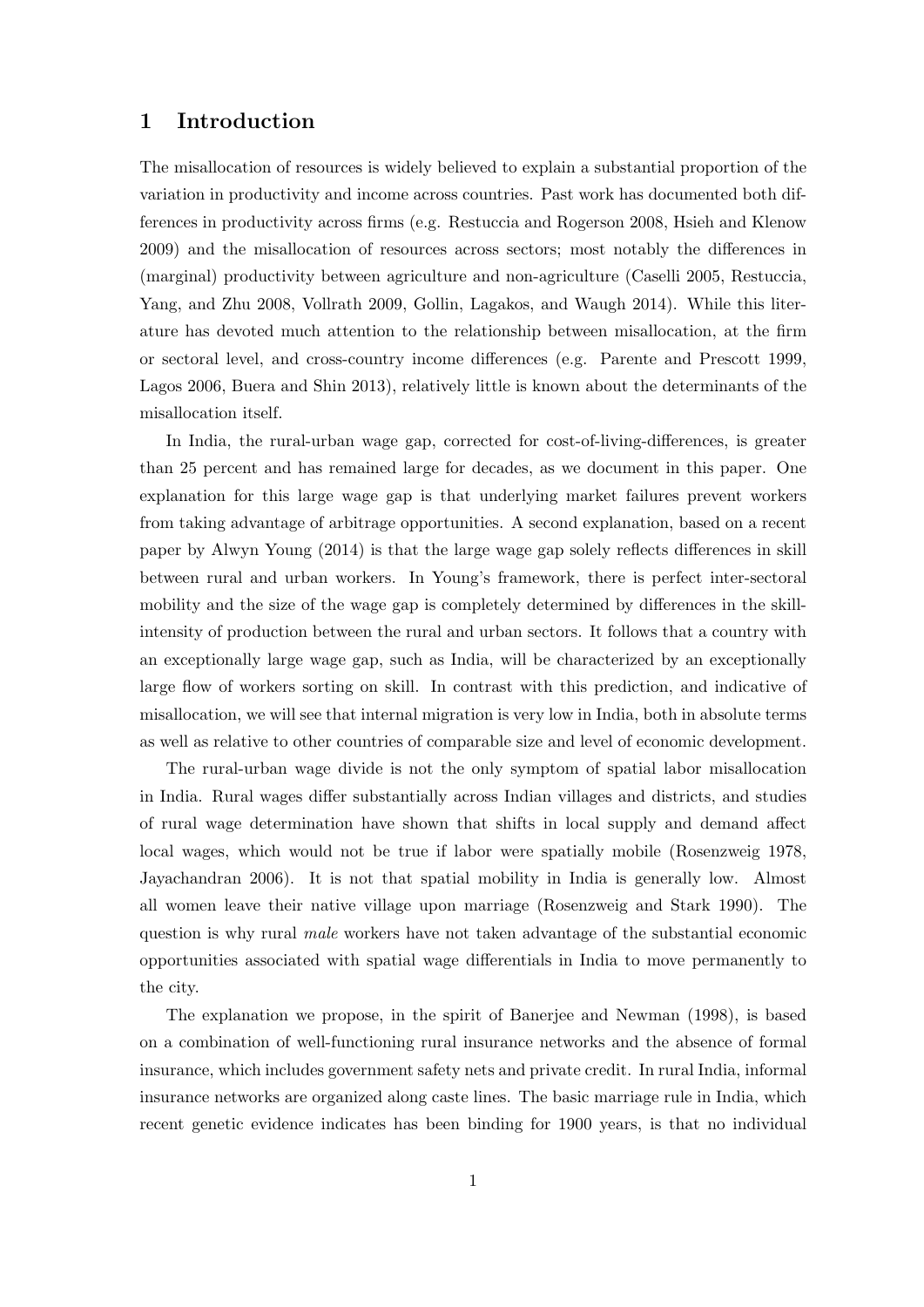# 1 Introduction

The misallocation of resources is widely believed to explain a substantial proportion of the variation in productivity and income across countries. Past work has documented both differences in productivity across firms (e.g. Restuccia and Rogerson 2008, Hsieh and Klenow 2009) and the misallocation of resources across sectors; most notably the differences in (marginal) productivity between agriculture and non-agriculture (Caselli 2005, Restuccia, Yang, and Zhu 2008, Vollrath 2009, Gollin, Lagakos, and Waugh 2014). While this literature has devoted much attention to the relationship between misallocation, at the firm or sectoral level, and cross-country income differences (e.g. Parente and Prescott 1999, Lagos 2006, Buera and Shin 2013), relatively little is known about the determinants of the misallocation itself.

In India, the rural-urban wage gap, corrected for cost-of-living-differences, is greater than 25 percent and has remained large for decades, as we document in this paper. One explanation for this large wage gap is that underlying market failures prevent workers from taking advantage of arbitrage opportunities. A second explanation, based on a recent paper by Alwyn Young (2014) is that the large wage gap solely reflects differences in skill between rural and urban workers. In Young's framework, there is perfect inter-sectoral mobility and the size of the wage gap is completely determined by differences in the skill-intensity of production between the rural and urban sectors. It follows that a country with an exceptionally large wage gap, such as India, will be characterized by an exceptionally large flow of workers sorting on skill. In contrast with this prediction, and indicative of misallocation, we will see that internal migration is very low in India, both in absolute terms as well as relative to other countries of comparable size and level of economic development.

The rural-urban wage divide is not the only symptom of spatial labor misallocation in India. Rural wages differ substantially across Indian villages and districts, and studies of rural wage determination have shown that shifts in local supply and demand affect local wages, which would not be true if labor were spatially mobile (Rosenzweig 1978, Jayachandran 2006). It is not that spatial mobility in India is generally low. Almost all women leave their native village upon marriage (Rosenzweig and Stark 1990). The question is why rural *male* workers have not taken advantage of the substantial economic opportunities associated with spatial wage differentials in India to move permanently to the city.

The explanation we propose, in the spirit of Banerjee and Newman (1998), is based on a combination of well-functioning rural insurance networks and the absence of formal insurance, which includes government safety nets and private credit. In rural India, informal insurance networks are organized along caste lines. The basic marriage rule in India, which recent genetic evidence indicates has been binding for 1900 years, is that no individual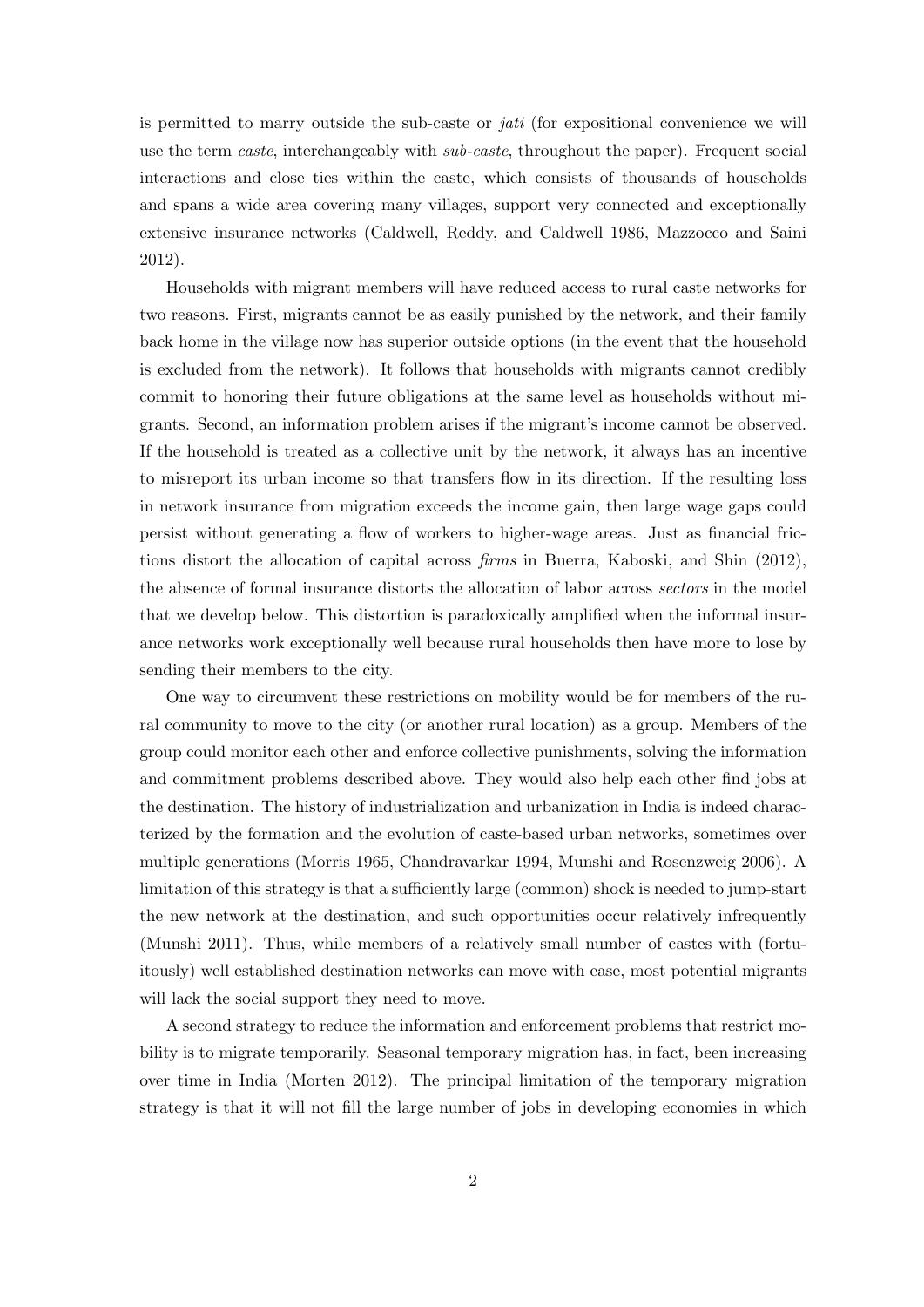is permitted to marry outside the sub-caste or *jati* (for expositional convenience we will use the term *caste*, interchangeably with *sub-caste*, throughout the paper). Frequent social interactions and close ties within the caste, which consists of thousands of households and spans a wide area covering many villages, support very connected and exceptionally extensive insurance networks (Caldwell, Reddy, and Caldwell 1986, Mazzocco and Saini 2012).

Households with migrant members will have reduced access to rural caste networks for two reasons. First, migrants cannot be as easily punished by the network, and their family back home in the village now has superior outside options (in the event that the household is excluded from the network). It follows that households with migrants cannot credibly commit to honoring their future obligations at the same level as households without migrants. Second, an information problem arises if the migrant's income cannot be observed. If the household is treated as a collective unit by the network, it always has an incentive to misreport its urban income so that transfers flow in its direction. If the resulting loss in network insurance from migration exceeds the income gain, then large wage gaps could persist without generating a flow of workers to higher-wage areas. Just as financial frictions distort the allocation of capital across *firms* in Buerra, Kaboski, and Shin (2012), the absence of formal insurance distorts the allocation of labor across *sectors* in the model that we develop below. This distortion is paradoxically amplified when the informal insurance networks work exceptionally well because rural households then have more to lose by sending their members to the city.

One way to circumvent these restrictions on mobility would be for members of the rural community to move to the city (or another rural location) as a group. Members of the group could monitor each other and enforce collective punishments, solving the information and commitment problems described above. They would also help each other find jobs at the destination. The history of industrialization and urbanization in India is indeed characterized by the formation and the evolution of caste-based urban networks, sometimes over multiple generations (Morris 1965, Chandravarkar 1994, Munshi and Rosenzweig 2006). A limitation of this strategy is that a sufficiently large (common) shock is needed to jump-start the new network at the destination, and such opportunities occur relatively infrequently (Munshi 2011). Thus, while members of a relatively small number of castes with (fortuitously) well established destination networks can move with ease, most potential migrants will lack the social support they need to move.

A second strategy to reduce the information and enforcement problems that restrict mobility is to migrate temporarily. Seasonal temporary migration has, in fact, been increasing over time in India (Morten 2012). The principal limitation of the temporary migration strategy is that it will not fill the large number of jobs in developing economies in which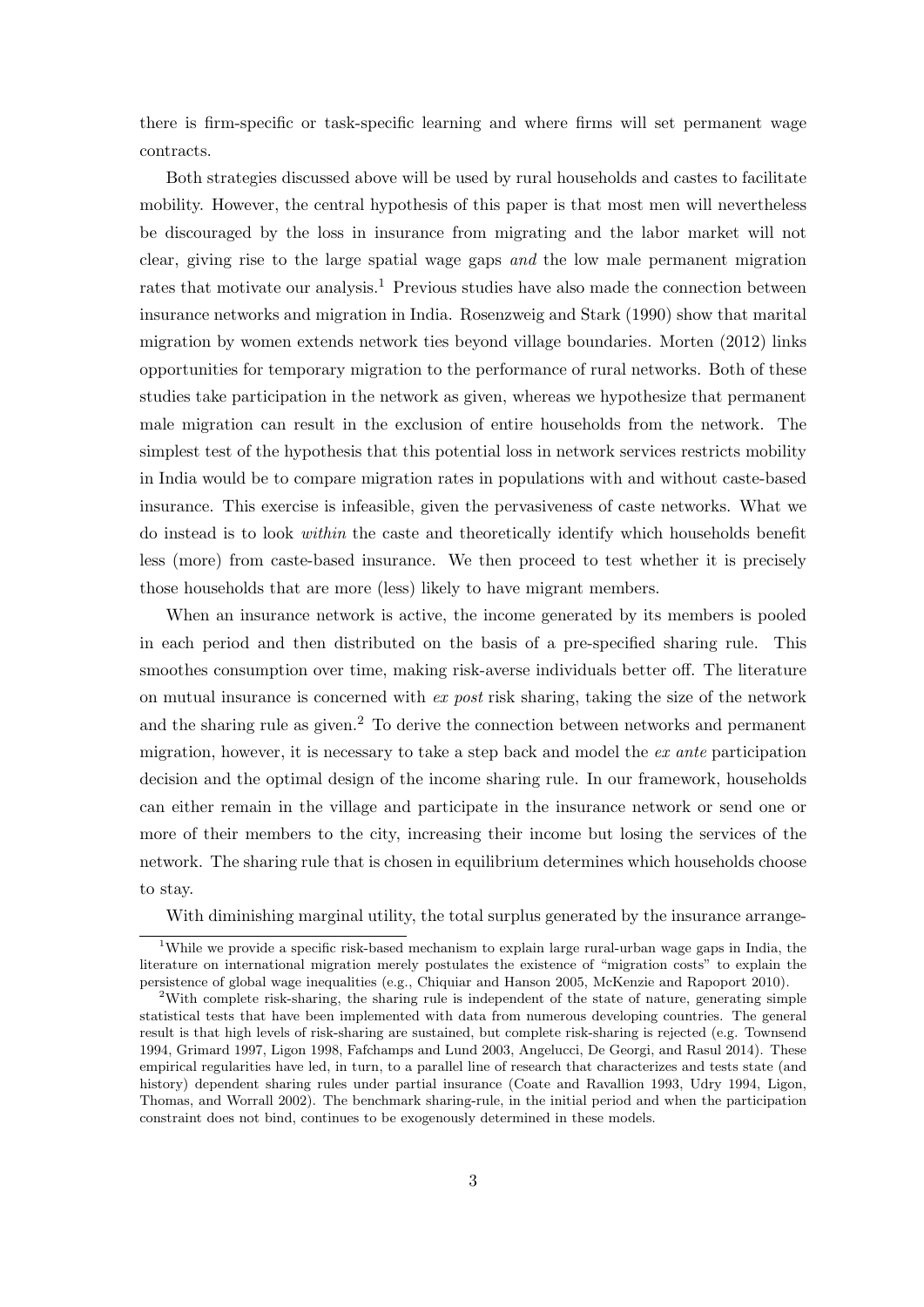there is firm-specific or task-specific learning and where firms will set permanent wage contracts.

Both strategies discussed above will be used by rural households and castes to facilitate mobility. However, the central hypothesis of this paper is that most men will nevertheless be discouraged by the loss in insurance from migrating and the labor market will not clear, giving rise to the large spatial wage gaps *and* the low male permanent migration rates that motivate our analysis.[1] Previous studies have also made the connection between insurance networks and migration in India. Rosenzweig and Stark (1990) show that marital migration by women extends network ties beyond village boundaries. Morten (2012) links opportunities for temporary migration to the performance of rural networks. Both of these studies take participation in the network as given, whereas we hypothesize that permanent male migration can result in the exclusion of entire households from the network. The simplest test of the hypothesis that this potential loss in network services restricts mobility in India would be to compare migration rates in populations with and without caste-based insurance. This exercise is infeasible, given the pervasiveness of caste networks. What we do instead is to look *within* the caste and theoretically identify which households benefit less (more) from caste-based insurance. We then proceed to test whether it is precisely those households that are more (less) likely to have migrant members.

When an insurance network is active, the income generated by its members is pooled in each period and then distributed on the basis of a pre-specified sharing rule. This smoothes consumption over time, making risk-averse individuals better off. The literature on mutual insurance is concerned with *ex post* risk sharing, taking the size of the network and the sharing rule as given.[2] To derive the connection between networks and permanent migration, however, it is necessary to take a step back and model the *ex ante* participation decision and the optimal design of the income sharing rule. In our framework, households can either remain in the village and participate in the insurance network or send one or more of their members to the city, increasing their income but losing the services of the network. The sharing rule that is chosen in equilibrium determines which households choose to stay.

With diminishing marginal utility, the total surplus generated by the insurance arrange-

[1] While we provide a specific risk-based mechanism to explain large rural-urban wage gaps in India, the literature on international migration merely postulates the existence of "migration costs" to explain the persistence of global wage inequalities (e.g., Chiquiar and Hanson 2005, McKenzie and Rapoport 2010).

[2] With complete risk-sharing, the sharing rule is independent of the state of nature, generating simple statistical tests that have been implemented with data from numerous developing countries. The general result is that high levels of risk-sharing are sustained, but complete risk-sharing is rejected (e.g. Townsend 1994, Grimard 1997, Ligon 1998, Fafchamps and Lund 2003, Angelucci, De Georgi, and Rasul 2014). These empirical regularities have led, in turn, to a parallel line of research that characterizes and tests state (and history) dependent sharing rules under partial insurance (Coate and Ravallion 1993, Udry 1994, Ligon, Thomas, and Worrall 2002). The benchmark sharing-rule, in the initial period and when the participation constraint does not bind, continues to be exogenously determined in these models.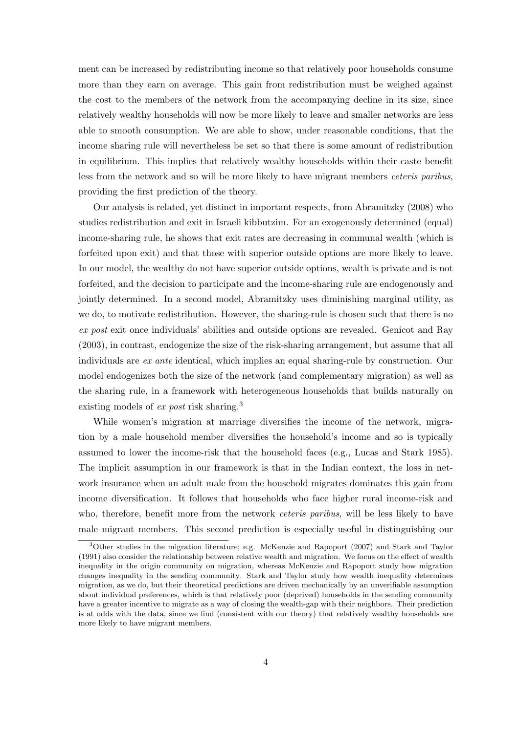ment can be increased by redistributing income so that relatively poor households consume more than they earn on average. This gain from redistribution must be weighed against the cost to the members of the network from the accompanying decline in its size, since relatively wealthy households will now be more likely to leave and smaller networks are less able to smooth consumption. We are able to show, under reasonable conditions, that the income sharing rule will nevertheless be set so that there is some amount of redistribution in equilibrium. This implies that relatively wealthy households within their caste benefit less from the network and so will be more likely to have migrant members *ceteris paribus*, providing the first prediction of the theory.

Our analysis is related, yet distinct in important respects, from Abramitzky (2008) who studies redistribution and exit in Israeli kibbutzim. For an exogenously determined (equal) income-sharing rule, he shows that exit rates are decreasing in communal wealth (which is forfeited upon exit) and that those with superior outside options are more likely to leave. In our model, the wealthy do not have superior outside options, wealth is private and is not forfeited, and the decision to participate and the income-sharing rule are endogenously and jointly determined. In a second model, Abramitzky uses diminishing marginal utility, as we do, to motivate redistribution. However, the sharing-rule is chosen such that there is no *ex post* exit once individuals' abilities and outside options are revealed. Genicot and Ray (2003), in contrast, endogenize the size of the risk-sharing arrangement, but assume that all individuals are *ex ante* identical, which implies an equal sharing-rule by construction. Our model endogenizes both the size of the network (and complementary migration) as well as the sharing rule, in a framework with heterogeneous households that builds naturally on existing models of *ex post* risk sharing.[3]

While women's migration at marriage diversifies the income of the network, migration by a male household member diversifies the household's income and so is typically assumed to lower the income-risk that the household faces (e.g., Lucas and Stark 1985). The implicit assumption in our framework is that in the Indian context, the loss in network insurance when an adult male from the household migrates dominates this gain from income diversification. It follows that households who face higher rural income-risk and who, therefore, benefit more from the network *ceteris paribus*, will be less likely to have male migrant members. This second prediction is especially useful in distinguishing our

[3] Other studies in the migration literature; e.g. McKenzie and Rapoport (2007) and Stark and Taylor (1991) also consider the relationship between relative wealth and migration. We focus on the effect of wealth inequality in the origin community on migration, whereas McKenzie and Rapoport study how migration changes inequality in the sending community. Stark and Taylor study how wealth inequality determines migration, as we do, but their theoretical predictions are driven mechanically by an unverifiable assumption about individual preferences, which is that relatively poor (deprived) households in the sending community have a greater incentive to migrate as a way of closing the wealth-gap with their neighbors. Their prediction is at odds with the data, since we find (consistent with our theory) that relatively wealthy households are more likely to have migrant members.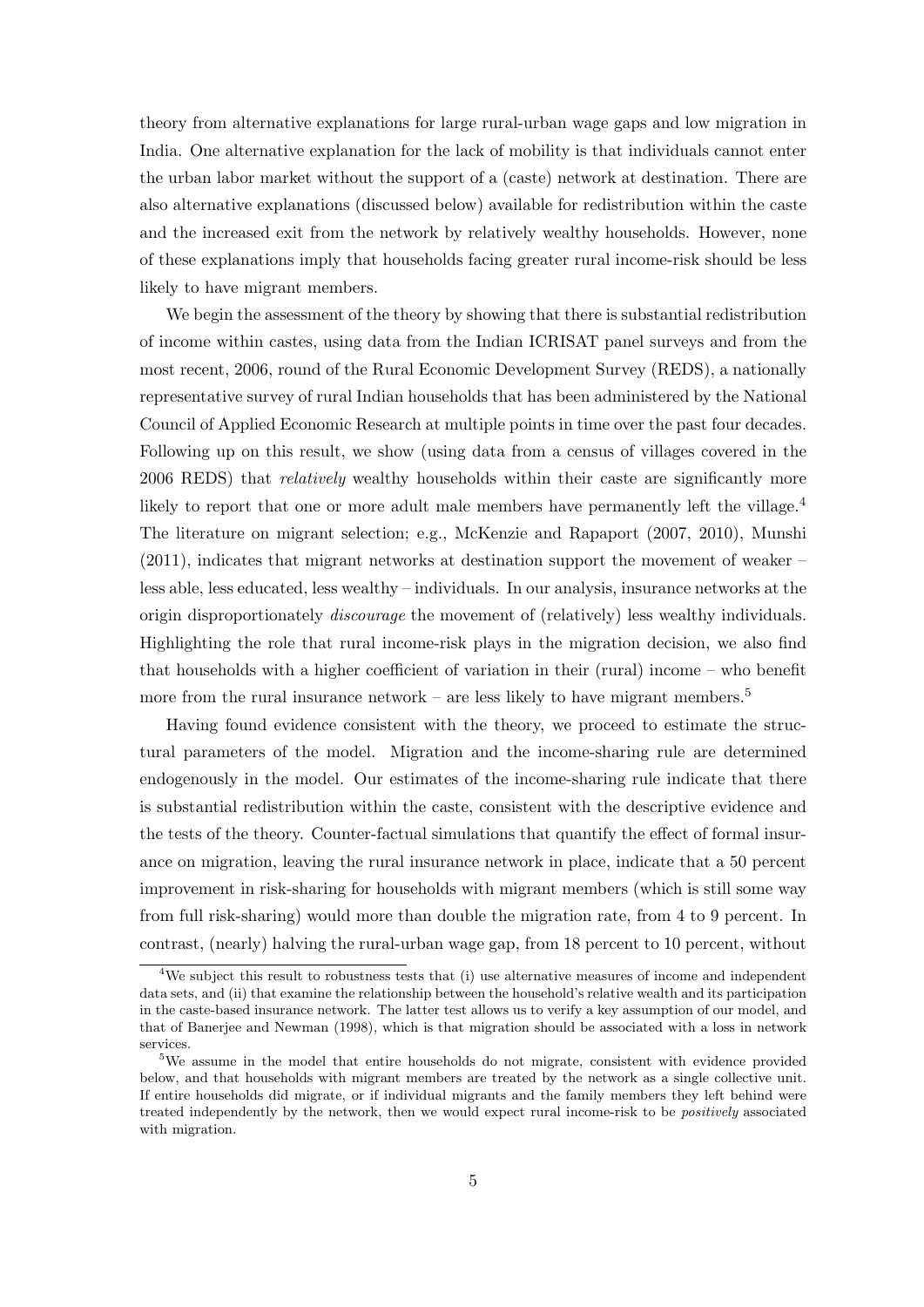theory from alternative explanations for large rural-urban wage gaps and low migration in India. One alternative explanation for the lack of mobility is that individuals cannot enter the urban labor market without the support of a (caste) network at destination. There are also alternative explanations (discussed below) available for redistribution within the caste and the increased exit from the network by relatively wealthy households. However, none of these explanations imply that households facing greater rural income-risk should be less likely to have migrant members.

We begin the assessment of the theory by showing that there is substantial redistribution of income within castes, using data from the Indian ICRISAT panel surveys and from the most recent, 2006, round of the Rural Economic Development Survey (REDS), a nationally representative survey of rural Indian households that has been administered by the National Council of Applied Economic Research at multiple points in time over the past four decades. Following up on this result, we show (using data from a census of villages covered in the 2006 REDS) that *relatively* wealthy households within their caste are significantly more likely to report that one or more adult male members have permanently left the village.[4] The literature on migrant selection; e.g., McKenzie and Rapaport (2007, 2010), Munshi (2011), indicates that migrant networks at destination support the movement of weaker – less able, less educated, less wealthy – individuals. In our analysis, insurance networks at the origin disproportionately *discourage* the movement of (relatively) less wealthy individuals. Highlighting the role that rural income-risk plays in the migration decision, we also find that households with a higher coefficient of variation in their (rural) income – who benefit more from the rural insurance network – are less likely to have migrant members.[5]

Having found evidence consistent with the theory, we proceed to estimate the structural parameters of the model. Migration and the income-sharing rule are determined endogenously in the model. Our estimates of the income-sharing rule indicate that there is substantial redistribution within the caste, consistent with the descriptive evidence and the tests of the theory. Counter-factual simulations that quantify the effect of formal insurance on migration, leaving the rural insurance network in place, indicate that a 50 percent improvement in risk-sharing for households with migrant members (which is still some way from full risk-sharing) would more than double the migration rate, from 4 to 9 percent. In contrast, (nearly) halving the rural-urban wage gap, from 18 percent to 10 percent, without

[4] We subject this result to robustness tests that (i) use alternative measures of income and independent data sets, and (ii) that examine the relationship between the household's relative wealth and its participation in the caste-based insurance network. The latter test allows us to verify a key assumption of our model, and that of Banerjee and Newman (1998), which is that migration should be associated with a loss in network services.

[5] We assume in the model that entire households do not migrate, consistent with evidence provided below, and that households with migrant members are treated by the network as a single collective unit. If entire households did migrate, or if individual migrants and the family members they left behind were treated independently by the network, then we would expect rural income-risk to be *positively* associated with migration.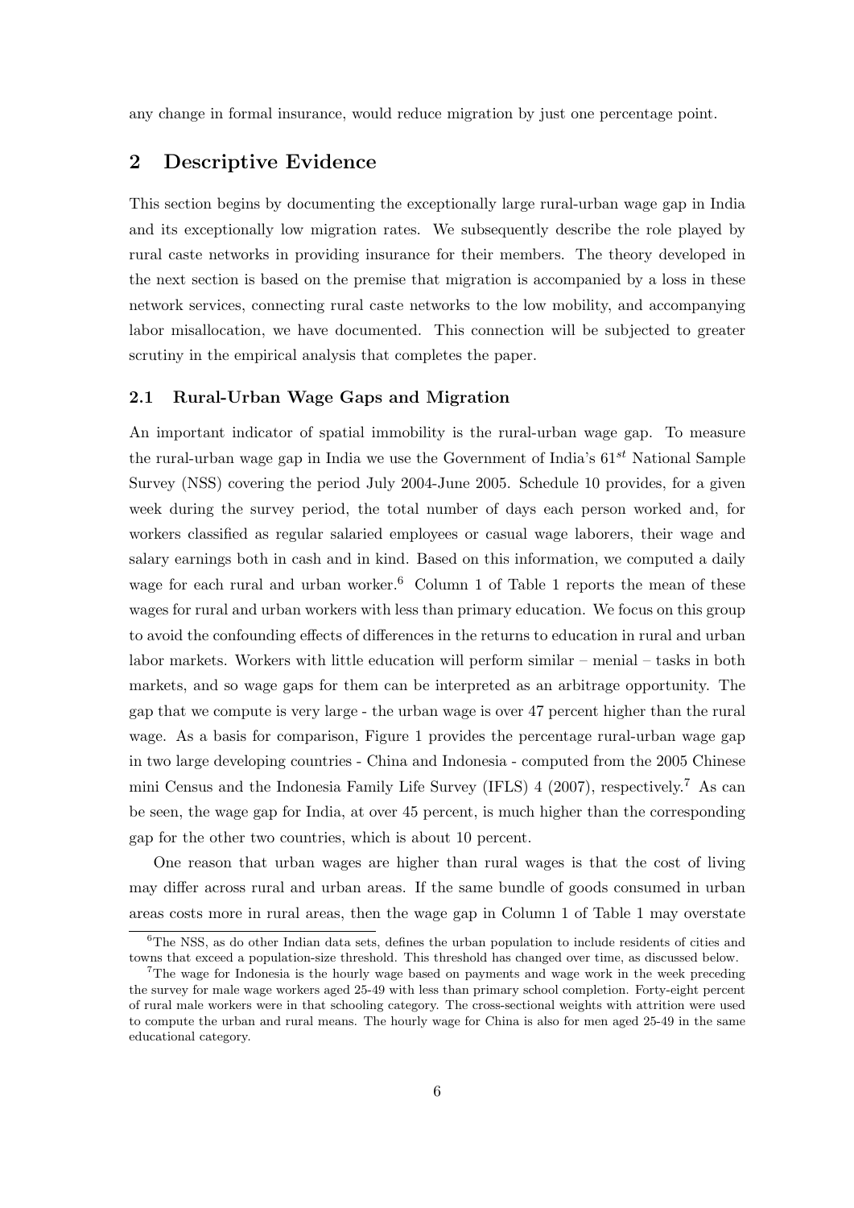any change in formal insurance, would reduce migration by just one percentage point.

## 2 Descriptive Evidence

This section begins by documenting the exceptionally large rural-urban wage gap in India and its exceptionally low migration rates. We subsequently describe the role played by rural caste networks in providing insurance for their members. The theory developed in the next section is based on the premise that migration is accompanied by a loss in these network services, connecting rural caste networks to the low mobility, and accompanying labor misallocation, we have documented. This connection will be subjected to greater scrutiny in the empirical analysis that completes the paper.

### 2.1 Rural-Urban Wage Gaps and Migration

An important indicator of spatial immobility is the rural-urban wage gap. To measure the rural-urban wage gap in India we use the Government of India's $61^{st}$ National Sample Survey (NSS) covering the period July 2004-June 2005. Schedule 10 provides, for a given week during the survey period, the total number of days each person worked and, for workers classified as regular salaried employees or casual wage laborers, their wage and salary earnings both in cash and in kind. Based on this information, we computed a daily wage for each rural and urban worker.[6] Column 1 of Table 1 reports the mean of these wages for rural and urban workers with less than primary education. We focus on this group to avoid the confounding effects of differences in the returns to education in rural and urban labor markets. Workers with little education will perform similar – menial – tasks in both markets, and so wage gaps for them can be interpreted as an arbitrage opportunity. The gap that we compute is very large - the urban wage is over 47 percent higher than the rural wage. As a basis for comparison, Figure 1 provides the percentage rural-urban wage gap in two large developing countries - China and Indonesia - computed from the 2005 Chinese mini Census and the Indonesia Family Life Survey (IFLS) 4 (2007), respectively.[7] As can be seen, the wage gap for India, at over 45 percent, is much higher than the corresponding gap for the other two countries, which is about 10 percent.

One reason that urban wages are higher than rural wages is that the cost of living may differ across rural and urban areas. If the same bundle of goods consumed in urban areas costs more in rural areas, then the wage gap in Column 1 of Table 1 may overstate

[6] The NSS, as do other Indian data sets, defines the urban population to include residents of cities and towns that exceed a population-size threshold. This threshold has changed over time, as discussed below.

[7] The wage for Indonesia is the hourly wage based on payments and wage work in the week preceding the survey for male wage workers aged 25-49 with less than primary school completion. Forty-eight percent of rural male workers were in that schooling category. The cross-sectional weights with attrition were used to compute the urban and rural means. The hourly wage for China is also for men aged 25-49 in the same educational category.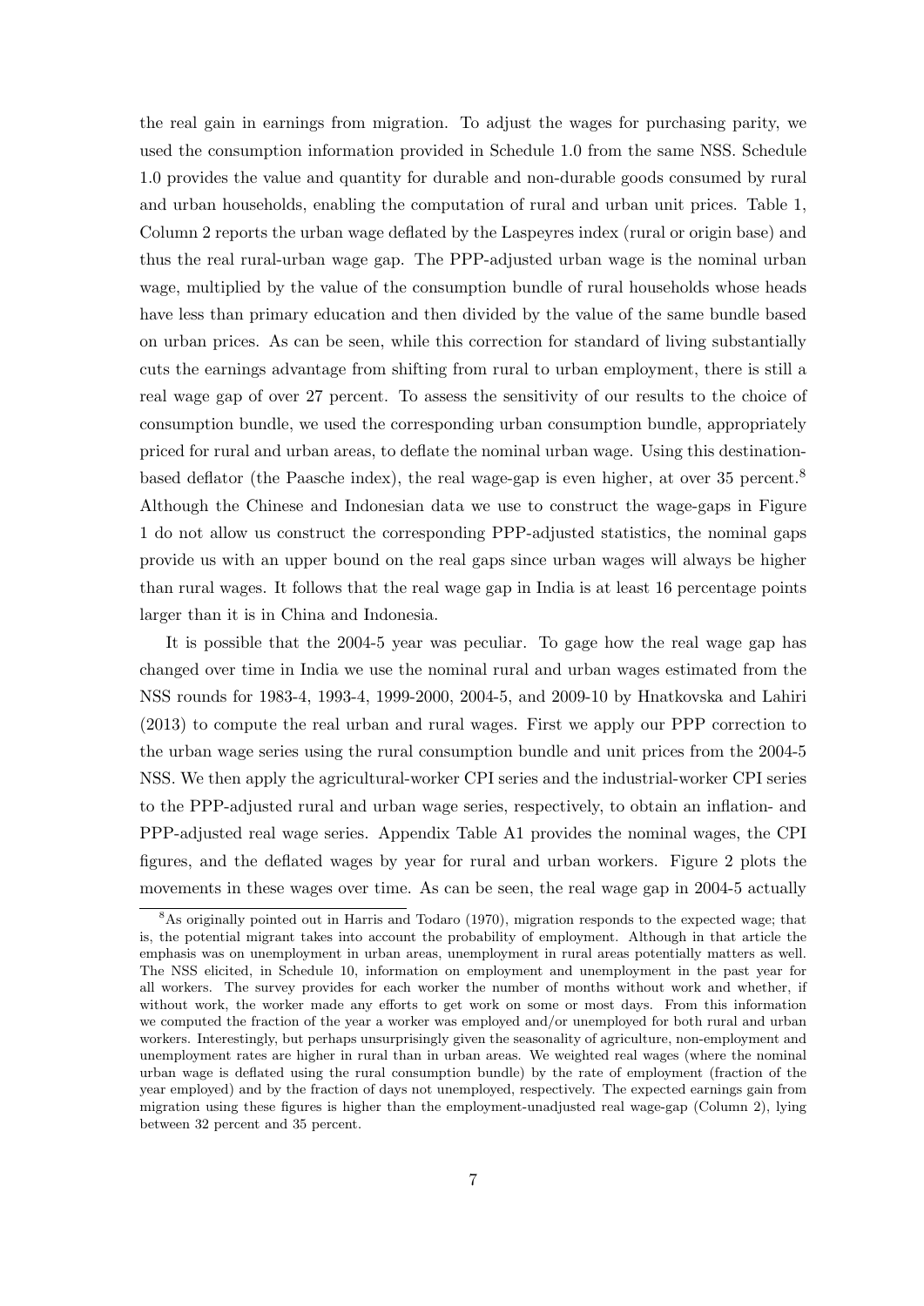the real gain in earnings from migration. To adjust the wages for purchasing parity, we used the consumption information provided in Schedule 1.0 from the same NSS. Schedule 1.0 provides the value and quantity for durable and non-durable goods consumed by rural and urban households, enabling the computation of rural and urban unit prices. Table 1, Column 2 reports the urban wage deflated by the Laspeyres index (rural or origin base) and thus the real rural-urban wage gap. The PPP-adjusted urban wage is the nominal urban wage, multiplied by the value of the consumption bundle of rural households whose heads have less than primary education and then divided by the value of the same bundle based on urban prices. As can be seen, while this correction for standard of living substantially cuts the earnings advantage from shifting from rural to urban employment, there is still a real wage gap of over 27 percent. To assess the sensitivity of our results to the choice of consumption bundle, we used the corresponding urban consumption bundle, appropriately priced for rural and urban areas, to deflate the nominal urban wage. Using this destination-based deflator (the Paasche index), the real wage-gap is even higher, at over 35 percent.[8] Although the Chinese and Indonesian data we use to construct the wage-gaps in Figure 1 do not allow us construct the corresponding PPP-adjusted statistics, the nominal gaps provide us with an upper bound on the real gaps since urban wages will always be higher than rural wages. It follows that the real wage gap in India is at least 16 percentage points larger than it is in China and Indonesia.

It is possible that the 2004-5 year was peculiar. To gage how the real wage gap has changed over time in India we use the nominal rural and urban wages estimated from the NSS rounds for 1983-4, 1993-4, 1999-2000, 2004-5, and 2009-10 by Hnatkovska and Lahiri (2013) to compute the real urban and rural wages. First we apply our PPP correction to the urban wage series using the rural consumption bundle and unit prices from the 2004-5 NSS. We then apply the agricultural-worker CPI series and the industrial-worker CPI series to the PPP-adjusted rural and urban wage series, respectively, to obtain an inflation- and PPP-adjusted real wage series. Appendix Table A1 provides the nominal wages, the CPI figures, and the deflated wages by year for rural and urban workers. Figure 2 plots the movements in these wages over time. As can be seen, the real wage gap in 2004-5 actually

[8] As originally pointed out in Harris and Todaro (1970), migration responds to the expected wage; that is, the potential migrant takes into account the probability of employment. Although in that article the emphasis was on unemployment in urban areas, unemployment in rural areas potentially matters as well. The NSS elicited, in Schedule 10, information on employment and unemployment in the past year for all workers. The survey provides for each worker the number of months without work and whether, if without work, the worker made any efforts to get work on some or most days. From this information we computed the fraction of the year a worker was employed and/or unemployed for both rural and urban workers. Interestingly, but perhaps unsurprisingly given the seasonality of agriculture, non-employment and unemployment rates are higher in rural than in urban areas. We weighted real wages (where the nominal urban wage is deflated using the rural consumption bundle) by the rate of employment (fraction of the year employed) and by the fraction of days not unemployed, respectively. The expected earnings gain from migration using these figures is higher than the employment-unadjusted real wage-gap (Column 2), lying between 32 percent and 35 percent.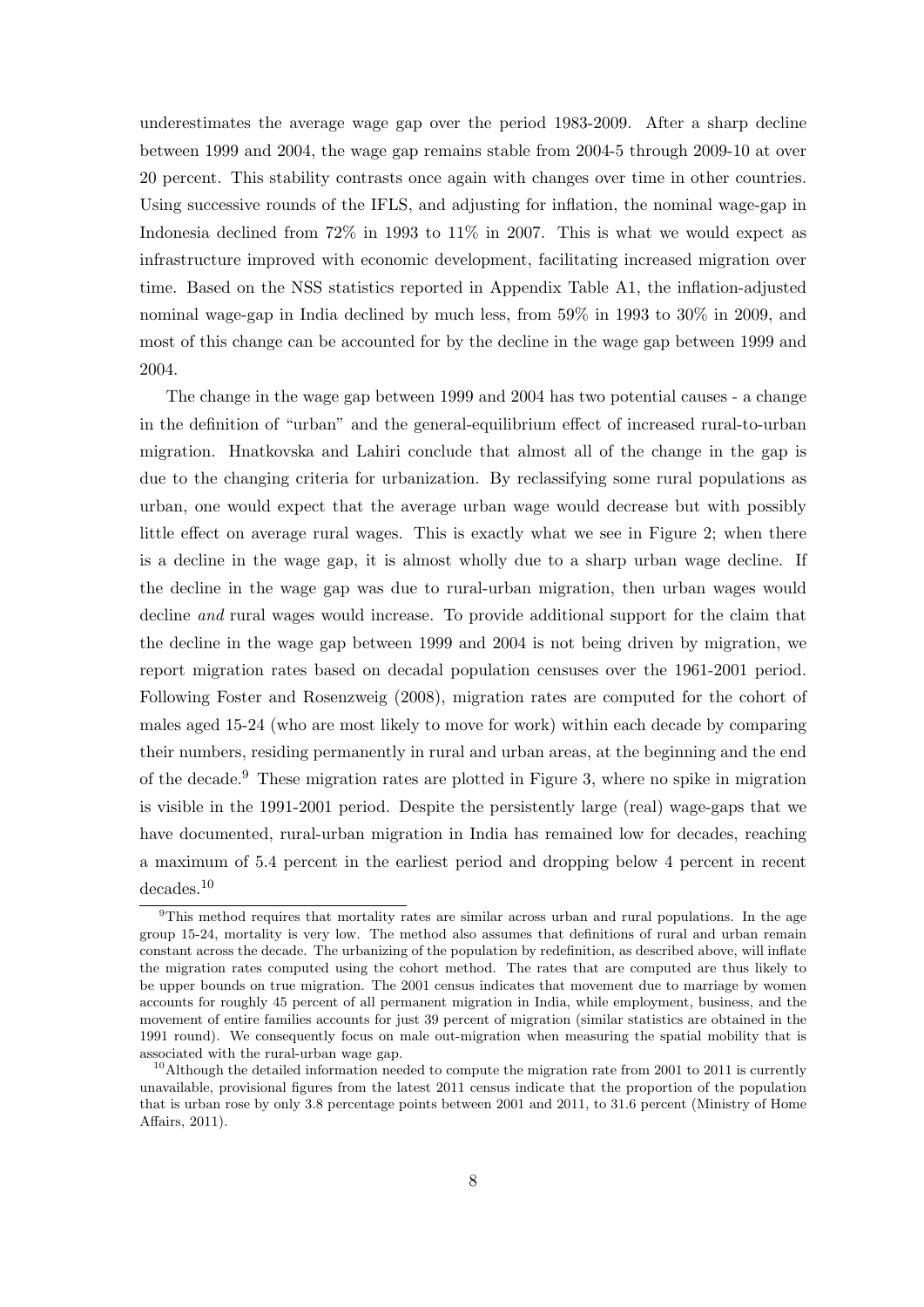underestimates the average wage gap over the period 1983-2009. After a sharp decline between 1999 and 2004, the wage gap remains stable from 2004-5 through 2009-10 at over 20 percent. This stability contrasts once again with changes over time in other countries. Using successive rounds of the IFLS, and adjusting for inflation, the nominal wage-gap in Indonesia declined from 72% in 1993 to 11% in 2007. This is what we would expect as infrastructure improved with economic development, facilitating increased migration over time. Based on the NSS statistics reported in Appendix Table A1, the inflation-adjusted nominal wage-gap in India declined by much less, from 59% in 1993 to 30% in 2009, and most of this change can be accounted for by the decline in the wage gap between 1999 and 2004.

The change in the wage gap between 1999 and 2004 has two potential causes - a change in the definition of "urban" and the general-equilibrium effect of increased rural-to-urban migration. Hnatkovska and Lahiri conclude that almost all of the change in the gap is due to the changing criteria for urbanization. By reclassifying some rural populations as urban, one would expect that the average urban wage would decrease but with possibly little effect on average rural wages. This is exactly what we see in Figure 2; when there is a decline in the wage gap, it is almost wholly due to a sharp urban wage decline. If the decline in the wage gap was due to rural-urban migration, then urban wages would decline *and* rural wages would increase. To provide additional support for the claim that the decline in the wage gap between 1999 and 2004 is not being driven by migration, we report migration rates based on decadal population censuses over the 1961-2001 period. Following Foster and Rosenzweig (2008), migration rates are computed for the cohort of males aged 15-24 (who are most likely to move for work) within each decade by comparing their numbers, residing permanently in rural and urban areas, at the beginning and the end of the decade.[9] These migration rates are plotted in Figure 3, where no spike in migration is visible in the 1991-2001 period. Despite the persistently large (real) wage-gaps that we have documented, rural-urban migration in India has remained low for decades, reaching a maximum of 5.4 percent in the earliest period and dropping below 4 percent in recent decades.[10]

[9]This method requires that mortality rates are similar across urban and rural populations. In the age group 15-24, mortality is very low. The method also assumes that definitions of rural and urban remain constant across the decade. The urbanizing of the population by redefinition, as described above, will inflate the migration rates computed using the cohort method. The rates that are computed are thus likely to be upper bounds on true migration. The 2001 census indicates that movement due to marriage by women accounts for roughly 45 percent of all permanent migration in India, while employment, business, and the movement of entire families accounts for just 39 percent of migration (similar statistics are obtained in the 1991 round). We consequently focus on male out-migration when measuring the spatial mobility that is associated with the rural-urban wage gap.

[10]Although the detailed information needed to compute the migration rate from 2001 to 2011 is currently unavailable, provisional figures from the latest 2011 census indicate that the proportion of the population that is urban rose by only 3.8 percentage points between 2001 and 2011, to 31.6 percent (Ministry of Home Affairs, 2011).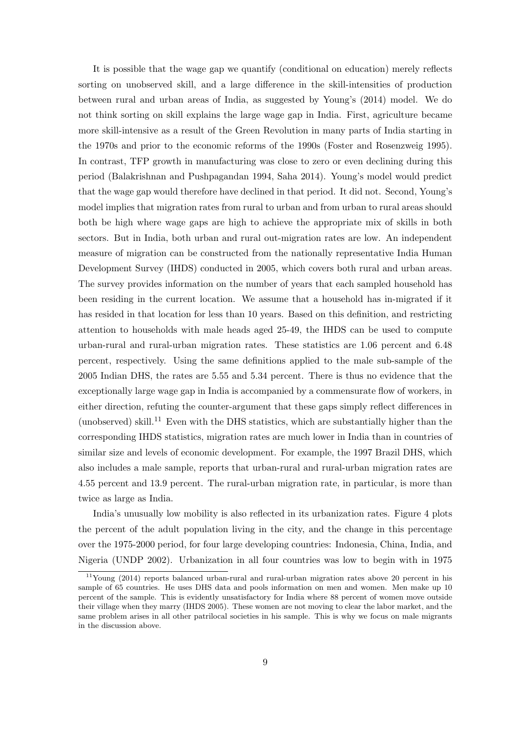It is possible that the wage gap we quantify (conditional on education) merely reflects sorting on unobserved skill, and a large difference in the skill-intensities of production between rural and urban areas of India, as suggested by Young's (2014) model. We do not think sorting on skill explains the large wage gap in India. First, agriculture became more skill-intensive as a result of the Green Revolution in many parts of India starting in the 1970s and prior to the economic reforms of the 1990s (Foster and Rosenzweig 1995). In contrast, TFP growth in manufacturing was close to zero or even declining during this period (Balakrishnan and Pushpagandan 1994, Saha 2014). Young's model would predict that the wage gap would therefore have declined in that period. It did not. Second, Young's model implies that migration rates from rural to urban and from urban to rural areas should both be high where wage gaps are high to achieve the appropriate mix of skills in both sectors. But in India, both urban and rural out-migration rates are low. An independent measure of migration can be constructed from the nationally representative India Human Development Survey (IHDS) conducted in 2005, which covers both rural and urban areas. The survey provides information on the number of years that each sampled household has been residing in the current location. We assume that a household has in-migrated if it has resided in that location for less than 10 years. Based on this definition, and restricting attention to households with male heads aged 25-49, the IHDS can be used to compute urban-rural and rural-urban migration rates. These statistics are 1.06 percent and 6.48 percent, respectively. Using the same definitions applied to the male sub-sample of the 2005 Indian DHS, the rates are 5.55 and 5.34 percent. There is thus no evidence that the exceptionally large wage gap in India is accompanied by a commensurate flow of workers, in either direction, refuting the counter-argument that these gaps simply reflect differences in (unobserved) skill.[11] Even with the DHS statistics, which are substantially higher than the corresponding IHDS statistics, migration rates are much lower in India than in countries of similar size and levels of economic development. For example, the 1997 Brazil DHS, which also includes a male sample, reports that urban-rural and rural-urban migration rates are 4.55 percent and 13.9 percent. The rural-urban migration rate, in particular, is more than twice as large as India.

India's unusually low mobility is also reflected in its urbanization rates. Figure 4 plots the percent of the adult population living in the city, and the change in this percentage over the 1975-2000 period, for four large developing countries: Indonesia, China, India, and Nigeria (UNDP 2002). Urbanization in all four countries was low to begin with in 1975

[11] Young (2014) reports balanced urban-rural and rural-urban migration rates above 20 percent in his sample of 65 countries. He uses DHS data and pools information on men and women. Men make up 10 percent of the sample. This is evidently unsatisfactory for India where 88 percent of women move outside their village when they marry (IHDS 2005). These women are not moving to clear the labor market, and the same problem arises in all other patrilocal societies in his sample. This is why we focus on male migrants in the discussion above.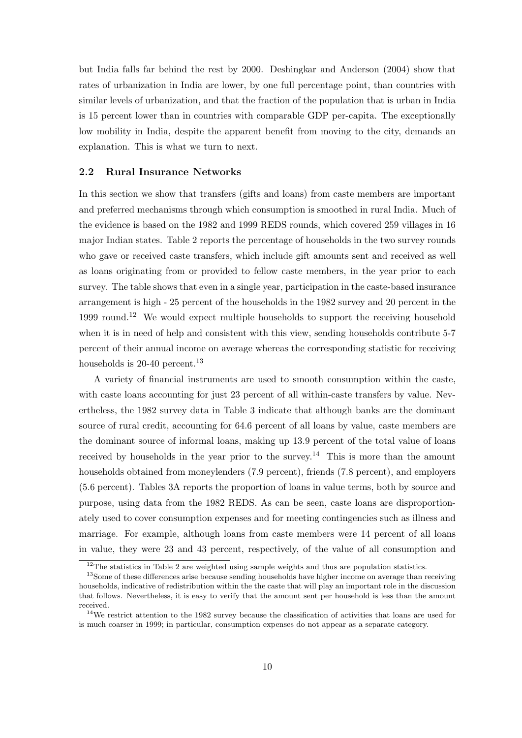but India falls far behind the rest by 2000. Deshingkar and Anderson (2004) show that rates of urbanization in India are lower, by one full percentage point, than countries with similar levels of urbanization, and that the fraction of the population that is urban in India is 15 percent lower than in countries with comparable GDP per-capita. The exceptionally low mobility in India, despite the apparent benefit from moving to the city, demands an explanation. This is what we turn to next.

### 2.2 Rural Insurance Networks

In this section we show that transfers (gifts and loans) from caste members are important and preferred mechanisms through which consumption is smoothed in rural India. Much of the evidence is based on the 1982 and 1999 REDS rounds, which covered 259 villages in 16 major Indian states. Table 2 reports the percentage of households in the two survey rounds who gave or received caste transfers, which include gift amounts sent and received as well as loans originating from or provided to fellow caste members, in the year prior to each survey. The table shows that even in a single year, participation in the caste-based insurance arrangement is high - 25 percent of the households in the 1982 survey and 20 percent in the 1999 round.[12] We would expect multiple households to support the receiving household when it is in need of help and consistent with this view, sending households contribute 5-7 percent of their annual income on average whereas the corresponding statistic for receiving households is 20-40 percent.[13]

A variety of financial instruments are used to smooth consumption within the caste, with caste loans accounting for just 23 percent of all within-caste transfers by value. Nevertheless, the 1982 survey data in Table 3 indicate that although banks are the dominant source of rural credit, accounting for 64.6 percent of all loans by value, caste members are the dominant source of informal loans, making up 13.9 percent of the total value of loans received by households in the year prior to the survey.[14] This is more than the amount households obtained from moneylenders (7.9 percent), friends (7.8 percent), and employers (5.6 percent). Tables 3A reports the proportion of loans in value terms, both by source and purpose, using data from the 1982 REDS. As can be seen, caste loans are disproportionately used to cover consumption expenses and for meeting contingencies such as illness and marriage. For example, although loans from caste members were 14 percent of all loans in value, they were 23 and 43 percent, respectively, of the value of all consumption and

[12] The statistics in Table 2 are weighted using sample weights and thus are population statistics.

[13] Some of these differences arise because sending households have higher income on average than receiving households, indicative of redistribution within the the caste that will play an important role in the discussion that follows. Nevertheless, it is easy to verify that the amount sent per household is less than the amount received.

[14] We restrict attention to the 1982 survey because the classification of activities that loans are used for is much coarser in 1999; in particular, consumption expenses do not appear as a separate category.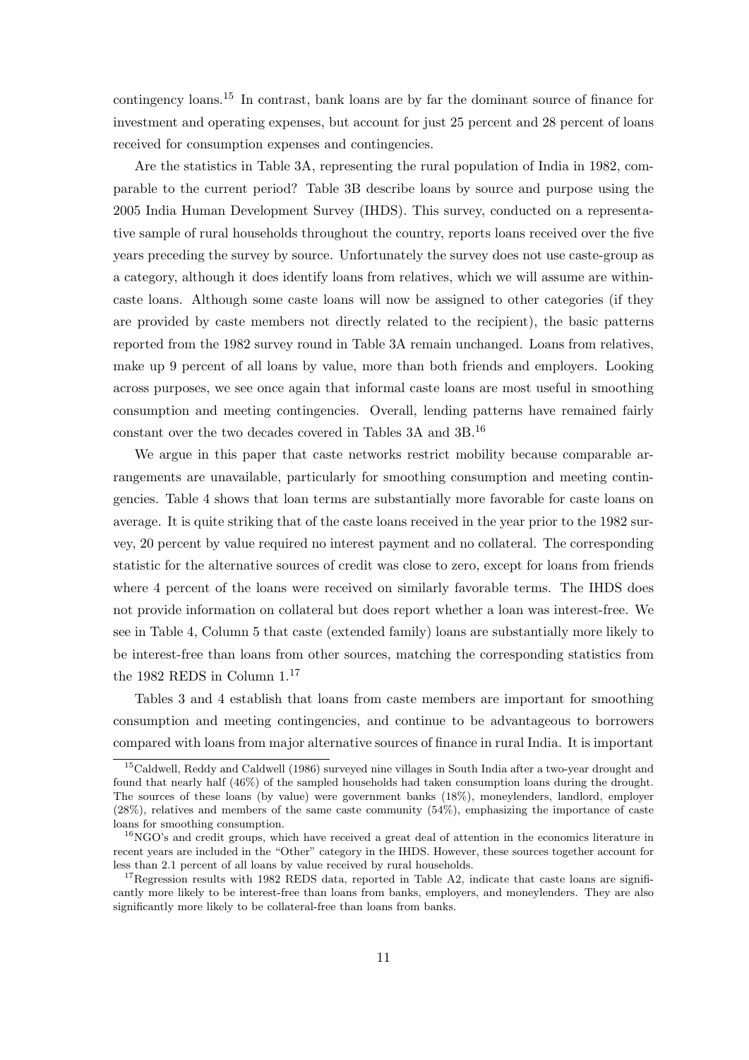contingency loans.[15] In contrast, bank loans are by far the dominant source of finance for investment and operating expenses, but account for just 25 percent and 28 percent of loans received for consumption expenses and contingencies.

Are the statistics in Table 3A, representing the rural population of India in 1982, comparable to the current period? Table 3B describe loans by source and purpose using the 2005 India Human Development Survey (IHDS). This survey, conducted on a representative sample of rural households throughout the country, reports loans received over the five years preceding the survey by source. Unfortunately the survey does not use caste-group as a category, although it does identify loans from relatives, which we will assume are within-caste loans. Although some caste loans will now be assigned to other categories (if they are provided by caste members not directly related to the recipient), the basic patterns reported from the 1982 survey round in Table 3A remain unchanged. Loans from relatives, make up 9 percent of all loans by value, more than both friends and employers. Looking across purposes, we see once again that informal caste loans are most useful in smoothing consumption and meeting contingencies. Overall, lending patterns have remained fairly constant over the two decades covered in Tables 3A and 3B.[16]

We argue in this paper that caste networks restrict mobility because comparable arrangements are unavailable, particularly for smoothing consumption and meeting contingencies. Table 4 shows that loan terms are substantially more favorable for caste loans on average. It is quite striking that of the caste loans received in the year prior to the 1982 survey, 20 percent by value required no interest payment and no collateral. The corresponding statistic for the alternative sources of credit was close to zero, except for loans from friends where 4 percent of the loans were received on similarly favorable terms. The IHDS does not provide information on collateral but does report whether a loan was interest-free. We see in Table 4, Column 5 that caste (extended family) loans are substantially more likely to be interest-free than loans from other sources, matching the corresponding statistics from the 1982 REDS in Column 1.[17]

Tables 3 and 4 establish that loans from caste members are important for smoothing consumption and meeting contingencies, and continue to be advantageous to borrowers compared with loans from major alternative sources of finance in rural India. It is important

[15] Caldwell, Reddy and Caldwell (1986) surveyed nine villages in South India after a two-year drought and found that nearly half (46%) of the sampled households had taken consumption loans during the drought. The sources of these loans (by value) were government banks (18%), moneylenders, landlord, employer (28%), relatives and members of the same caste community (54%), emphasizing the importance of caste loans for smoothing consumption.

[16] NGO's and credit groups, which have received a great deal of attention in the economics literature in recent years are included in the "Other" category in the IHDS. However, these sources together account for less than 2.1 percent of all loans by value received by rural households.

[17] Regression results with 1982 REDS data, reported in Table A2, indicate that caste loans are significantly more likely to be interest-free than loans from banks, employers, and moneylenders. They are also significantly more likely to be collateral-free than loans from banks.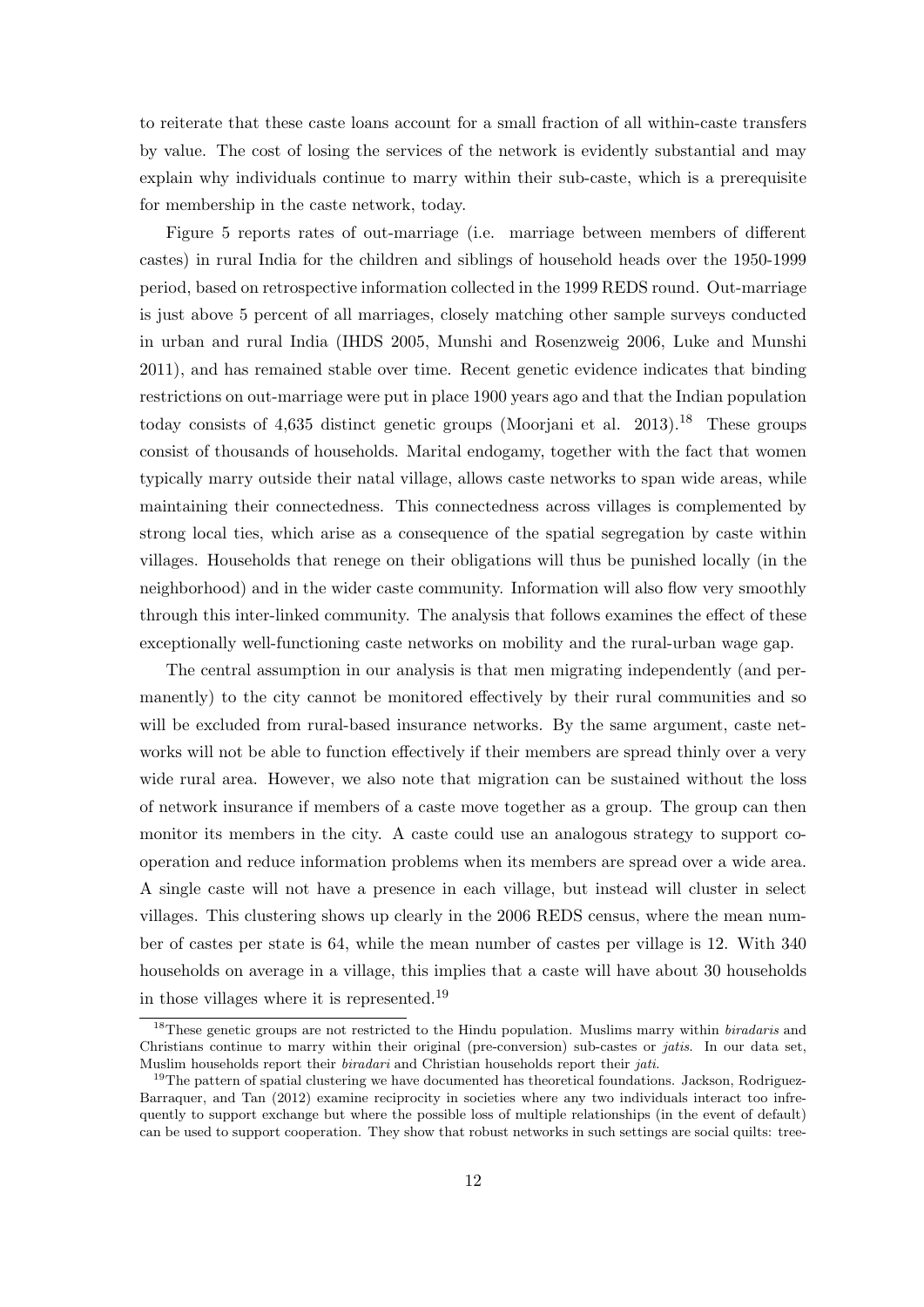to reiterate that these caste loans account for a small fraction of all within-caste transfers by value. The cost of losing the services of the network is evidently substantial and may explain why individuals continue to marry within their sub-caste, which is a prerequisite for membership in the caste network, today.

Figure 5 reports rates of out-marriage (i.e. marriage between members of different castes) in rural India for the children and siblings of household heads over the 1950-1999 period, based on retrospective information collected in the 1999 REDS round. Out-marriage is just above 5 percent of all marriages, closely matching other sample surveys conducted in urban and rural India (IHDS 2005, Munshi and Rosenzweig 2006, Luke and Munshi 2011), and has remained stable over time. Recent genetic evidence indicates that binding restrictions on out-marriage were put in place 1900 years ago and that the Indian population today consists of 4,635 distinct genetic groups (Moorjani et al. 2013).[18] These groups consist of thousands of households. Marital endogamy, together with the fact that women typically marry outside their natal village, allows caste networks to span wide areas, while maintaining their connectedness. This connectedness across villages is complemented by strong local ties, which arise as a consequence of the spatial segregation by caste within villages. Households that renege on their obligations will thus be punished locally (in the neighborhood) and in the wider caste community. Information will also flow very smoothly through this inter-linked community. The analysis that follows examines the effect of these exceptionally well-functioning caste networks on mobility and the rural-urban wage gap.

The central assumption in our analysis is that men migrating independently (and permanently) to the city cannot be monitored effectively by their rural communities and so will be excluded from rural-based insurance networks. By the same argument, caste networks will not be able to function effectively if their members are spread thinly over a very wide rural area. However, we also note that migration can be sustained without the loss of network insurance if members of a caste move together as a group. The group can then monitor its members in the city. A caste could use an analogous strategy to support cooperation and reduce information problems when its members are spread over a wide area. A single caste will not have a presence in each village, but instead will cluster in select villages. This clustering shows up clearly in the 2006 REDS census, where the mean number of castes per state is 64, while the mean number of castes per village is 12. With 340 households on average in a village, this implies that a caste will have about 30 households in those villages where it is represented.[19]

[18] These genetic groups are not restricted to the Hindu population. Muslims marry within *biradaris* and Christians continue to marry within their original (pre-conversion) sub-castes or *jatis*. In our data set, Muslim households report their *biradari* and Christian households report their *jati*.

[19] The pattern of spatial clustering we have documented has theoretical foundations. Jackson, Rodriguez-Barraquer, and Tan (2012) examine reciprocity in societies where any two individuals interact too infrequently to support exchange but where the possible loss of multiple relationships (in the event of default) can be used to support cooperation. They show that robust networks in such settings are social quilts: tree-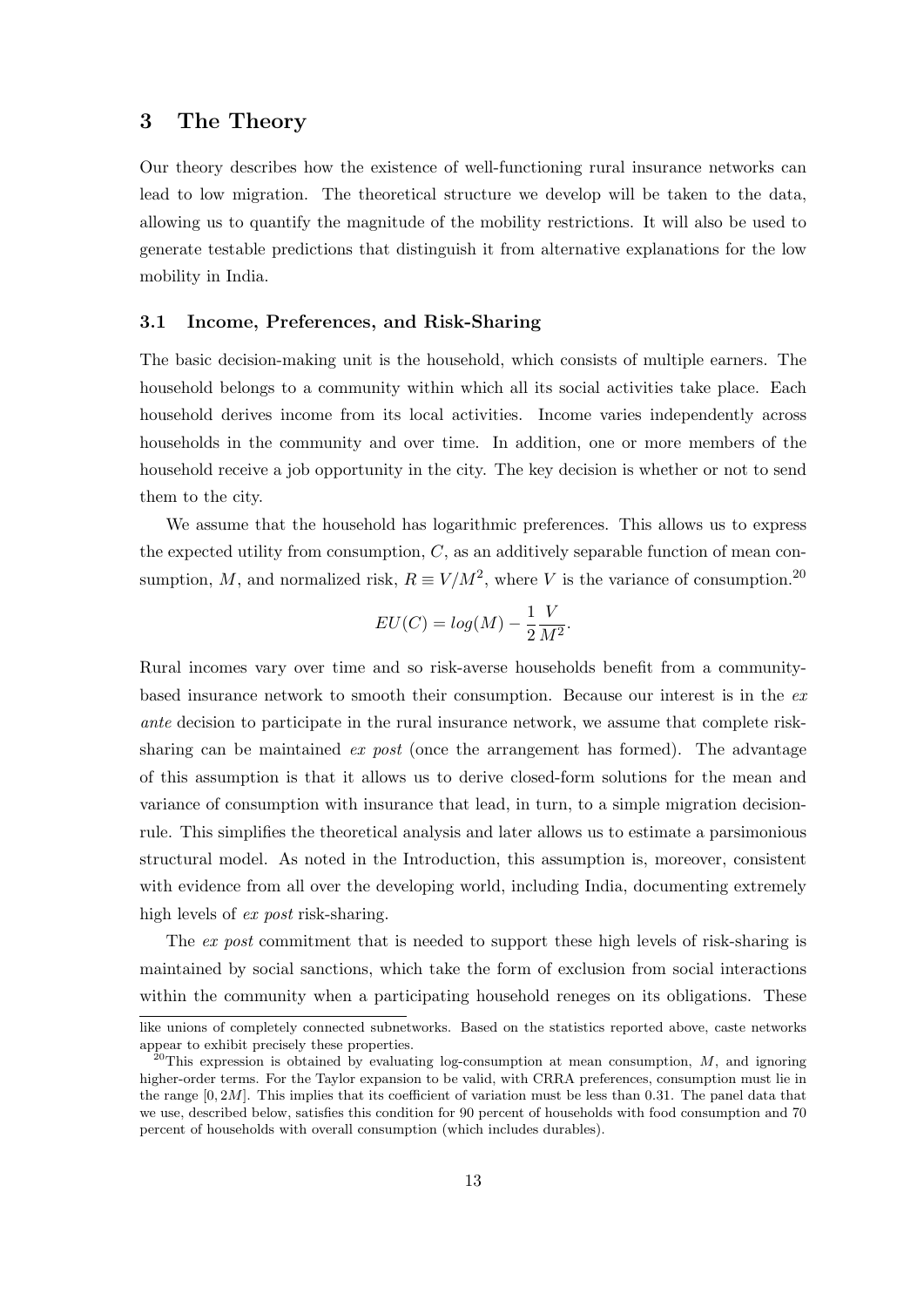## 3 The Theory

Our theory describes how the existence of well-functioning rural insurance networks can lead to low migration. The theoretical structure we develop will be taken to the data, allowing us to quantify the magnitude of the mobility restrictions. It will also be used to generate testable predictions that distinguish it from alternative explanations for the low mobility in India.

### 3.1 Income, Preferences, and Risk-Sharing

The basic decision-making unit is the household, which consists of multiple earners. The household belongs to a community within which all its social activities take place. Each household derives income from its local activities. Income varies independently across households in the community and over time. In addition, one or more members of the household receive a job opportunity in the city. The key decision is whether or not to send them to the city.

We assume that the household has logarithmic preferences. This allows us to express the expected utility from consumption, $C$, as an additively separable function of mean consumption, $M$, and normalized risk, $R \equiv V/M^2$, where $V$ is the variance of consumption.[20]

$$EU(C) = log(M) - \frac{1}{2}\frac{V}{M^2}.$$

Rural incomes vary over time and so risk-averse households benefit from a community-based insurance network to smooth their consumption. Because our interest is in the *ex ante* decision to participate in the rural insurance network, we assume that complete risk-sharing can be maintained *ex post* (once the arrangement has formed). The advantage of this assumption is that it allows us to derive closed-form solutions for the mean and variance of consumption with insurance that lead, in turn, to a simple migration decision-rule. This simplifies the theoretical analysis and later allows us to estimate a parsimonious structural model. As noted in the Introduction, this assumption is, moreover, consistent with evidence from all over the developing world, including India, documenting extremely high levels of *ex post* risk-sharing.

The *ex post* commitment that is needed to support these high levels of risk-sharing is maintained by social sanctions, which take the form of exclusion from social interactions within the community when a participating household reneges on its obligations. These

like unions of completely connected subnetworks. Based on the statistics reported above, caste networks appear to exhibit precisely these properties.

[20] This expression is obtained by evaluating log-consumption at mean consumption, $M$, and ignoring higher-order terms. For the Taylor expansion to be valid, with CRRA preferences, consumption must lie in the range $[0, 2M]$. This implies that its coefficient of variation must be less than 0.31. The panel data that we use, described below, satisfies this condition for 90 percent of households with food consumption and 70 percent of households with overall consumption (which includes durables).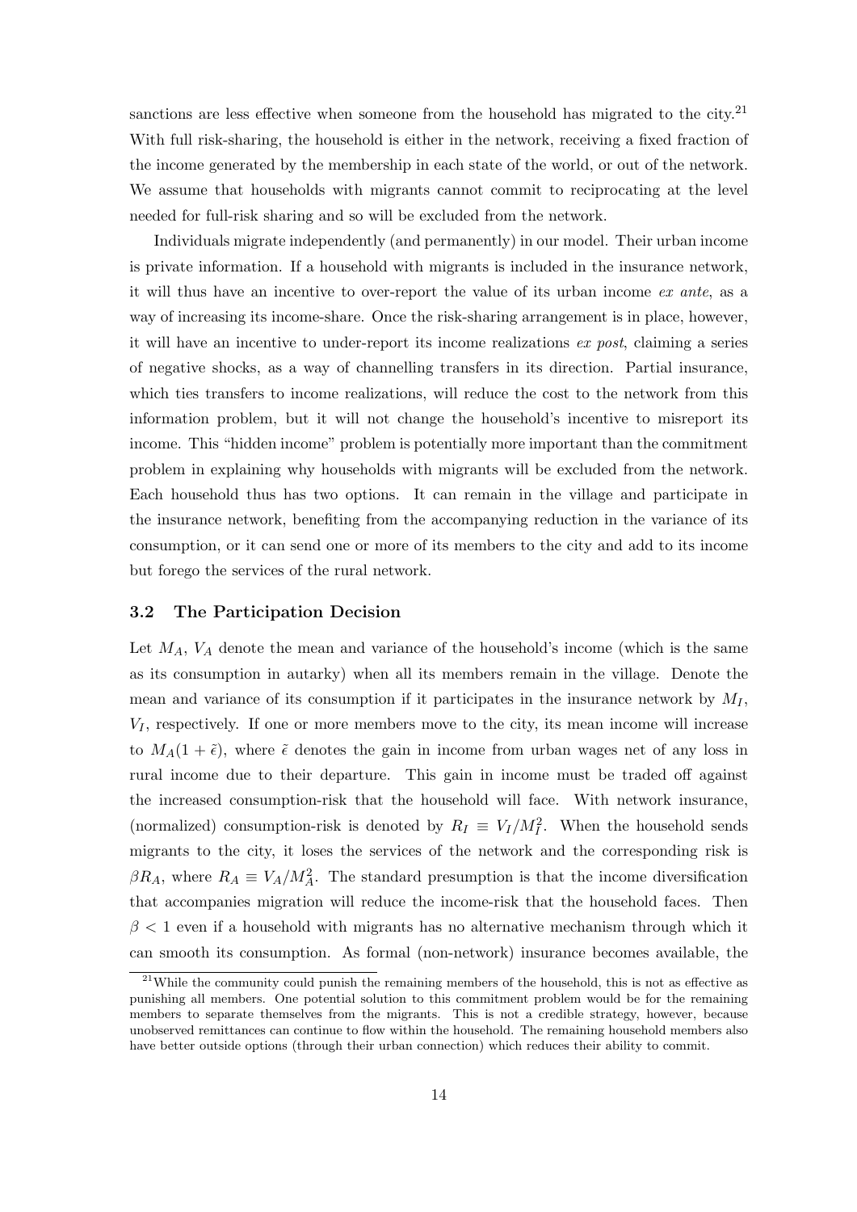sanctions are less effective when someone from the household has migrated to the city.[21] With full risk-sharing, the household is either in the network, receiving a fixed fraction of the income generated by the membership in each state of the world, or out of the network. We assume that households with migrants cannot commit to reciprocating at the level needed for full-risk sharing and so will be excluded from the network.

Individuals migrate independently (and permanently) in our model. Their urban income is private information. If a household with migrants is included in the insurance network, it will thus have an incentive to over-report the value of its urban income *ex ante*, as a way of increasing its income-share. Once the risk-sharing arrangement is in place, however, it will have an incentive to under-report its income realizations *ex post*, claiming a series of negative shocks, as a way of channelling transfers in its direction. Partial insurance, which ties transfers to income realizations, will reduce the cost to the network from this information problem, but it will not change the household's incentive to misreport its income. This "hidden income" problem is potentially more important than the commitment problem in explaining why households with migrants will be excluded from the network. Each household thus has two options. It can remain in the village and participate in the insurance network, benefiting from the accompanying reduction in the variance of its consumption, or it can send one or more of its members to the city and add to its income but forego the services of the rural network.

### 3.2 The Participation Decision

Let $M_A$, $V_A$ denote the mean and variance of the household's income (which is the same as its consumption in autarky) when all its members remain in the village. Denote the mean and variance of its consumption if it participates in the insurance network by $M_I$, $V_I$, respectively. If one or more members move to the city, its mean income will increase to $M_A(1+\tilde{\epsilon})$, where $\tilde{\epsilon}$ denotes the gain in income from urban wages net of any loss in rural income due to their departure. This gain in income must be traded off against the increased consumption-risk that the household will face. With network insurance, (normalized) consumption-risk is denoted by $R_I \equiv V_I/M_I^2$. When the household sends migrants to the city, it loses the services of the network and the corresponding risk is $\beta R_A$, where $R_A \equiv V_A/M_A^2$. The standard presumption is that the income diversification that accompanies migration will reduce the income-risk that the household faces. Then $\beta < 1$ even if a household with migrants has no alternative mechanism through which it can smooth its consumption. As formal (non-network) insurance becomes available, the

[21] While the community could punish the remaining members of the household, this is not as effective as punishing all members. One potential solution to this commitment problem would be for the remaining members to separate themselves from the migrants. This is not a credible strategy, however, because unobserved remittances can continue to flow within the household. The remaining household members also have better outside options (through their urban connection) which reduces their ability to commit.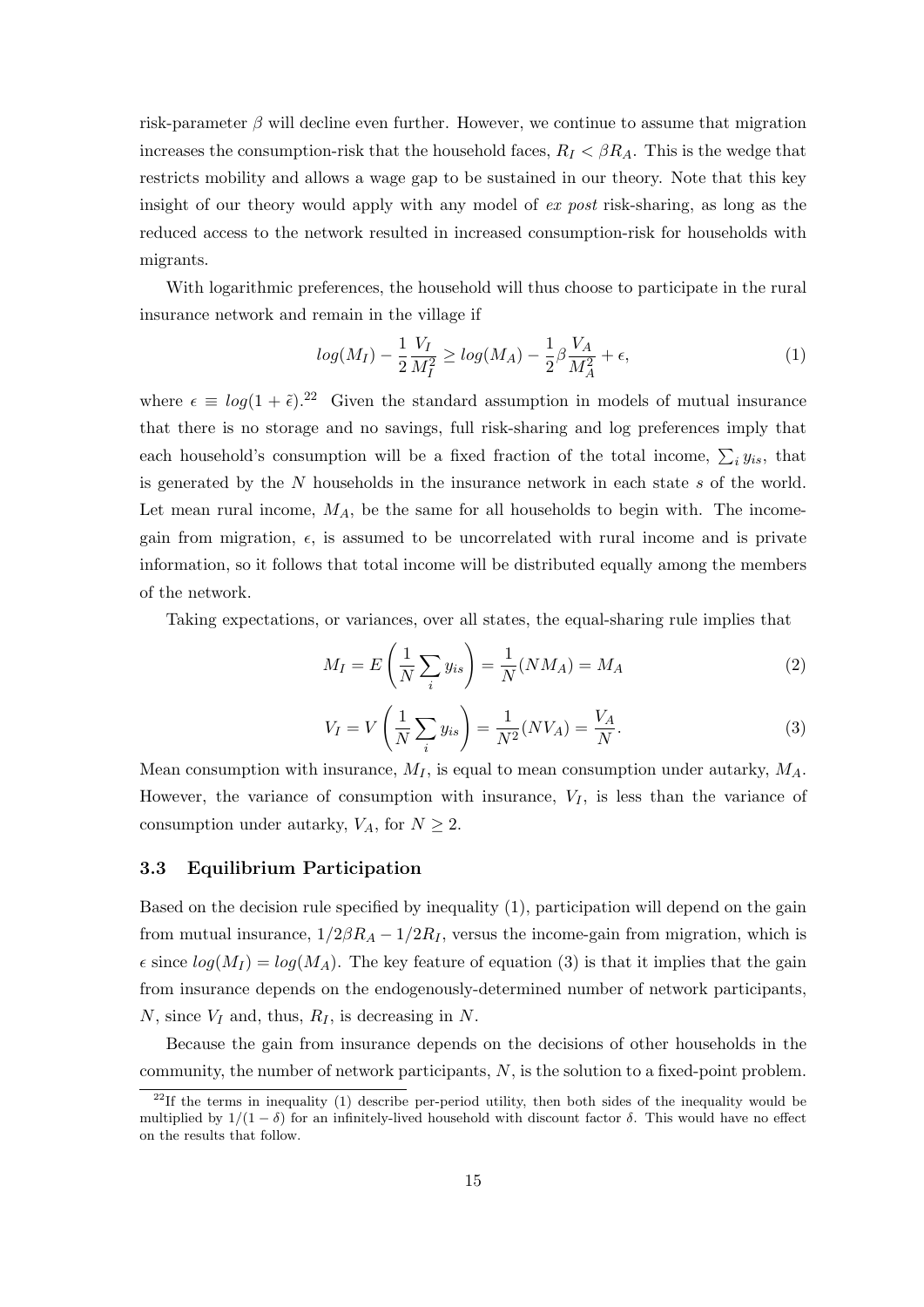risk-parameter $\beta$ will decline even further. However, we continue to assume that migration increases the consumption-risk that the household faces, $R_I < \beta R_A$. This is the wedge that restricts mobility and allows a wage gap to be sustained in our theory. Note that this key insight of our theory would apply with any model of *ex post* risk-sharing, as long as the reduced access to the network resulted in increased consumption-risk for households with migrants.

With logarithmic preferences, the household will thus choose to participate in the rural insurance network and remain in the village if

$$log(M_I) - \frac{1}{2}\frac{V_I}{M_I^2} \geq log(M_A) - \frac{1}{2}\beta\frac{V_A}{M_A^2} + \epsilon, \tag{1}$$

where $\epsilon \equiv log(1 + \tilde{\epsilon})$.[22] Given the standard assumption in models of mutual insurance that there is no storage and no savings, full risk-sharing and log preferences imply that each household's consumption will be a fixed fraction of the total income, $\sum_i y_{is}$, that is generated by the $N$ households in the insurance network in each state $s$ of the world. Let mean rural income, $M_A$, be the same for all households to begin with. The income-gain from migration, $\epsilon$, is assumed to be uncorrelated with rural income and is private information, so it follows that total income will be distributed equally among the members of the network.

Taking expectations, or variances, over all states, the equal-sharing rule implies that

$$M_I = E\left(\frac{1}{N}\sum_i y_{is}\right) = \frac{1}{N}(NM_A) = M_A \tag{2}$$

$$V_I = V\left(\frac{1}{N}\sum_i y_{is}\right) = \frac{1}{N^2}(NV_A) = \frac{V_A}{N}. \tag{3}$$

Mean consumption with insurance, $M_I$, is equal to mean consumption under autarky, $M_A$. However, the variance of consumption with insurance, $V_I$, is less than the variance of consumption under autarky, $V_A$, for $N \geq 2$.

### 3.3 Equilibrium Participation

Based on the decision rule specified by inequality (1), participation will depend on the gain from mutual insurance, $1/2\beta R_A - 1/2R_I$, versus the income-gain from migration, which is $\epsilon$ since $log(M_I) = log(M_A)$. The key feature of equation (3) is that it implies that the gain from insurance depends on the endogenously-determined number of network participants, $N$, since $V_I$ and, thus, $R_I$, is decreasing in $N$.

Because the gain from insurance depends on the decisions of other households in the community, the number of network participants, $N$, is the solution to a fixed-point problem.

[22] If the terms in inequality (1) describe per-period utility, then both sides of the inequality would be multiplied by $1/(1-\delta)$ for an infinitely-lived household with discount factor $\delta$. This would have no effect on the results that follow.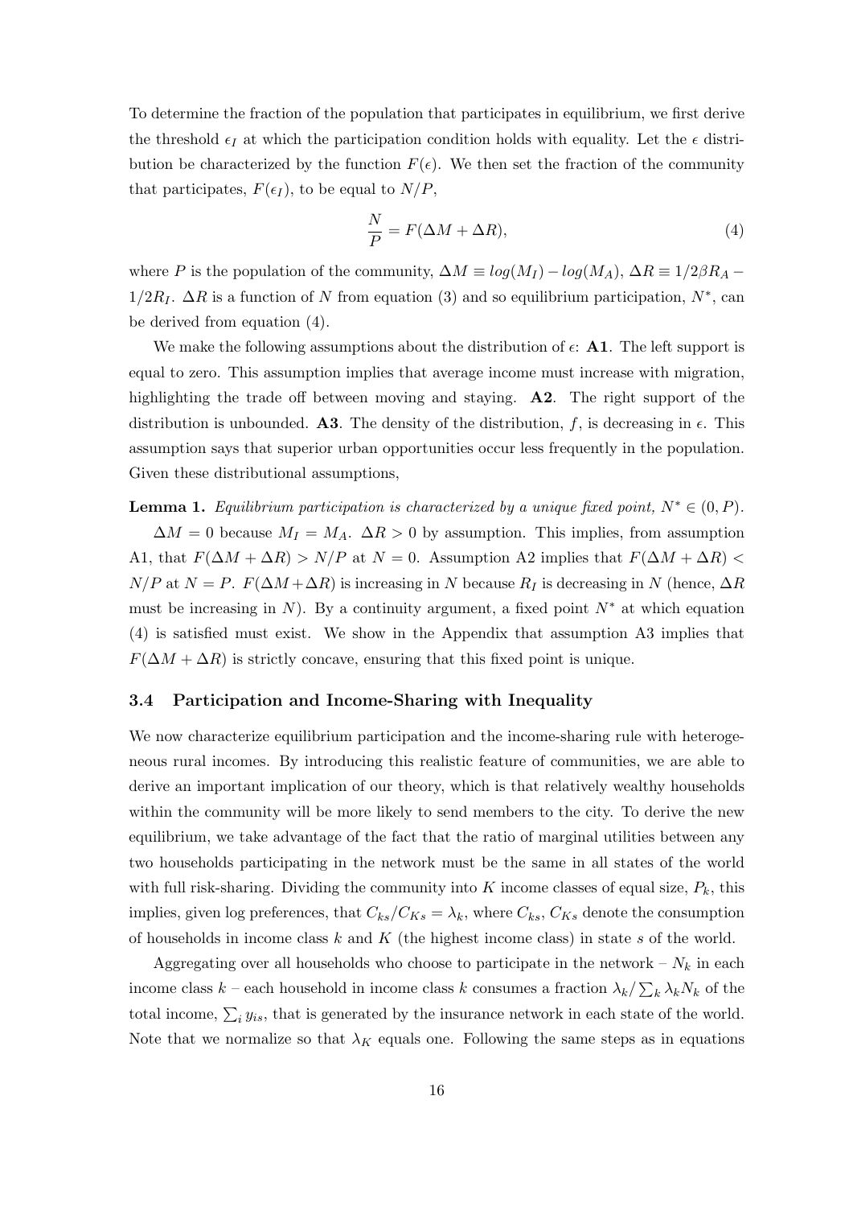To determine the fraction of the population that participates in equilibrium, we first derive the threshold $\epsilon_I$ at which the participation condition holds with equality. Let the $\epsilon$ distribution be characterized by the function $F(\epsilon)$. We then set the fraction of the community that participates, $F(\epsilon_I)$, to be equal to $N/P$,

$$\frac{N}{P} = F(\Delta M + \Delta R), \tag{4}$$

where $P$ is the population of the community, $\Delta M \equiv log(M_I) - log(M_A)$, $\Delta R \equiv 1/2\beta R_A - 1/2R_I$. $\Delta R$ is a function of $N$ from equation (3) and so equilibrium participation, $N^*$, can be derived from equation (4).

We make the following assumptions about the distribution of $\epsilon$: **A1**. The left support is equal to zero. This assumption implies that average income must increase with migration, highlighting the trade off between moving and staying. **A2**. The right support of the distribution is unbounded. **A3**. The density of the distribution, $f$, is decreasing in $\epsilon$. This assumption says that superior urban opportunities occur less frequently in the population. Given these distributional assumptions,

**Lemma 1.** *Equilibrium participation is characterized by a unique fixed point, $N^* \in (0, P)$.*

$\Delta M = 0$ because $M_I = M_A$. $\Delta R > 0$ by assumption. This implies, from assumption A1, that $F(\Delta M + \Delta R) > N/P$ at $N = 0$. Assumption A2 implies that $F(\Delta M + \Delta R) < N/P$ at $N = P$. $F(\Delta M + \Delta R)$ is increasing in $N$ because $R_I$ is decreasing in $N$ (hence, $\Delta R$ must be increasing in $N$). By a continuity argument, a fixed point $N^*$ at which equation (4) is satisfied must exist. We show in the Appendix that assumption A3 implies that $F(\Delta M + \Delta R)$ is strictly concave, ensuring that this fixed point is unique.

### 3.4 Participation and Income-Sharing with Inequality

We now characterize equilibrium participation and the income-sharing rule with heterogeneous rural incomes. By introducing this realistic feature of communities, we are able to derive an important implication of our theory, which is that relatively wealthy households within the community will be more likely to send members to the city. To derive the new equilibrium, we take advantage of the fact that the ratio of marginal utilities between any two households participating in the network must be the same in all states of the world with full risk-sharing. Dividing the community into $K$ income classes of equal size, $P_k$, this implies, given log preferences, that $C_{ks}/C_{Ks} = \lambda_k$, where $C_{ks}$, $C_{Ks}$ denote the consumption of households in income class $k$ and $K$ (the highest income class) in state $s$ of the world.

Aggregating over all households who choose to participate in the network – $N_k$ in each income class $k$ – each household in income class $k$ consumes a fraction $\lambda_k / \sum_k \lambda_k N_k$ of the total income, $\sum_i y_{is}$, that is generated by the insurance network in each state of the world. Note that we normalize so that $\lambda_K$ equals one. Following the same steps as in equations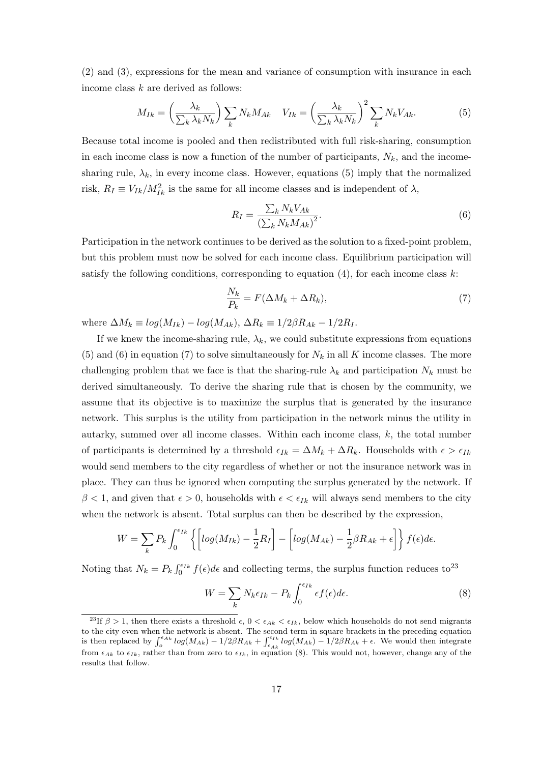(2) and (3), expressions for the mean and variance of consumption with insurance in each income class $k$ are derived as follows:

$$M_{Ik} = \left(\frac{\lambda_k}{\sum_k \lambda_k N_k}\right) \sum_k N_k M_{Ak} \quad V_{Ik} = \left(\frac{\lambda_k}{\sum_k \lambda_k N_k}\right)^2 \sum_k N_k V_{Ak}. \tag{5}$$

Because total income is pooled and then redistributed with full risk-sharing, consumption in each income class is now a function of the number of participants, $N_k$, and the income-sharing rule, $\lambda_k$, in every income class. However, equations (5) imply that the normalized risk, $R_I \equiv V_{Ik}/M_{Ik}^2$ is the same for all income classes and is independent of $\lambda$,

$$R_I = \frac{\sum_k N_k V_{Ak}}{\left(\sum_k N_k M_{Ak}\right)^2}. \tag{6}$$

Participation in the network continues to be derived as the solution to a fixed-point problem, but this problem must now be solved for each income class. Equilibrium participation will satisfy the following conditions, corresponding to equation (4), for each income class $k$:

$$\frac{N_k}{P_k} = F(\Delta M_k + \Delta R_k), \tag{7}$$

where $\Delta M_k \equiv log(M_{Ik}) - log(M_{Ak})$, $\Delta R_k \equiv 1/2\beta R_{Ak} - 1/2 R_I$.

If we knew the income-sharing rule, $\lambda_k$, we could substitute expressions from equations (5) and (6) in equation (7) to solve simultaneously for $N_k$ in all $K$ income classes. The more challenging problem that we face is that the sharing-rule $\lambda_k$ and participation $N_k$ must be derived simultaneously. To derive the sharing rule that is chosen by the community, we assume that its objective is to maximize the surplus that is generated by the insurance network. This surplus is the utility from participation in the network minus the utility in autarky, summed over all income classes. Within each income class, $k$, the total number of participants is determined by a threshold $\epsilon_{Ik} = \Delta M_k + \Delta R_k$. Households with $\epsilon > \epsilon_{Ik}$ would send members to the city regardless of whether or not the insurance network was in place. They can thus be ignored when computing the surplus generated by the network. If $\beta < 1$, and given that $\epsilon > 0$, households with $\epsilon < \epsilon_{Ik}$ will always send members to the city when the network is absent. Total surplus can then be described by the expression,

$$W = \sum_k P_k \int_0^{\epsilon_{Ik}} \left\{ \left[ log(M_{Ik}) - \frac{1}{2} R_I \right] - \left[ log(M_{Ak}) - \frac{1}{2}\beta R_{Ak} + \epsilon \right] \right\} f(\epsilon) d\epsilon.$$

Noting that $N_k = P_k \int_0^{\epsilon_{Ik}} f(\epsilon) d\epsilon$ and collecting terms, the surplus function reduces to[23]

$$W = \sum_k N_k \epsilon_{Ik} - P_k \int_0^{\epsilon_{Ik}} \epsilon f(\epsilon) d\epsilon. \tag{8}$$

[23] If $\beta > 1$, then there exists a threshold $\epsilon$, $0 < \epsilon_{Ak} < \epsilon_{Ik}$, below which households do not send migrants to the city even when the network is absent. The second term in square brackets in the preceding equation is then replaced by $\int_o^{\epsilon_{Ak}} log(M_{Ak}) - 1/2\beta R_{Ak} + \int_{\epsilon_{Ak}}^{\epsilon_{Ik}} log(M_{Ak}) - 1/2\beta R_{Ak} + \epsilon$. We would then integrate from $\epsilon_{Ak}$ to $\epsilon_{Ik}$, rather than from zero to $\epsilon_{Ik}$, in equation (8). This would not, however, change any of the results that follow.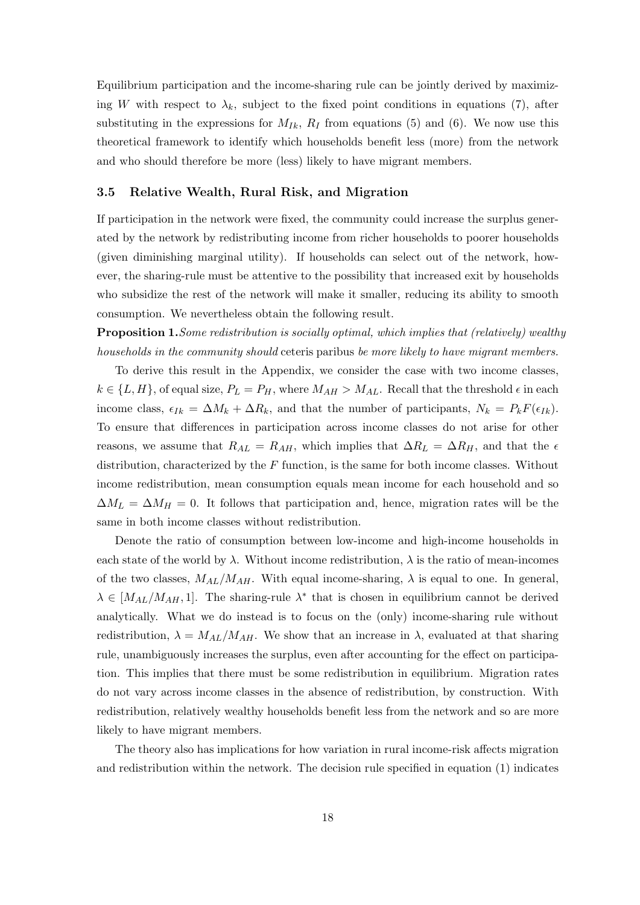Equilibrium participation and the income-sharing rule can be jointly derived by maximizing $W$ with respect to $\lambda_k$, subject to the fixed point conditions in equations (7), after substituting in the expressions for $M_{Ik}$, $R_I$ from equations (5) and (6). We now use this theoretical framework to identify which households benefit less (more) from the network and who should therefore be more (less) likely to have migrant members.

### 3.5 Relative Wealth, Rural Risk, and Migration

If participation in the network were fixed, the community could increase the surplus generated by the network by redistributing income from richer households to poorer households (given diminishing marginal utility). If households can select out of the network, however, the sharing-rule must be attentive to the possibility that increased exit by households who subsidize the rest of the network will make it smaller, reducing its ability to smooth consumption. We nevertheless obtain the following result.

**Proposition 1.** *Some redistribution is socially optimal, which implies that (relatively) wealthy households in the community should* ceteris paribus *be more likely to have migrant members.*

To derive this result in the Appendix, we consider the case with two income classes, $k \in \{L, H\}$, of equal size, $P_L = P_H$, where $M_{AH} > M_{AL}$. Recall that the threshold $\epsilon$ in each income class, $\epsilon_{Ik} = \Delta M_k + \Delta R_k$, and that the number of participants, $N_k = P_k F(\epsilon_{Ik})$. To ensure that differences in participation across income classes do not arise for other reasons, we assume that $R_{AL} = R_{AH}$, which implies that $\Delta R_L = \Delta R_H$, and that the $\epsilon$ distribution, characterized by the $F$ function, is the same for both income classes. Without income redistribution, mean consumption equals mean income for each household and so $\Delta M_L = \Delta M_H = 0$. It follows that participation and, hence, migration rates will be the same in both income classes without redistribution.

Denote the ratio of consumption between low-income and high-income households in each state of the world by $\lambda$. Without income redistribution, $\lambda$ is the ratio of mean-incomes of the two classes, $M_{AL}/M_{AH}$. With equal income-sharing, $\lambda$ is equal to one. In general, $\lambda \in [M_{AL}/M_{AH}, 1]$. The sharing-rule $\lambda^*$ that is chosen in equilibrium cannot be derived analytically. What we do instead is to focus on the (only) income-sharing rule without redistribution, $\lambda = M_{AL}/M_{AH}$. We show that an increase in $\lambda$, evaluated at that sharing rule, unambiguously increases the surplus, even after accounting for the effect on participation. This implies that there must be some redistribution in equilibrium. Migration rates do not vary across income classes in the absence of redistribution, by construction. With redistribution, relatively wealthy households benefit less from the network and so are more likely to have migrant members.

The theory also has implications for how variation in rural income-risk affects migration and redistribution within the network. The decision rule specified in equation (1) indicates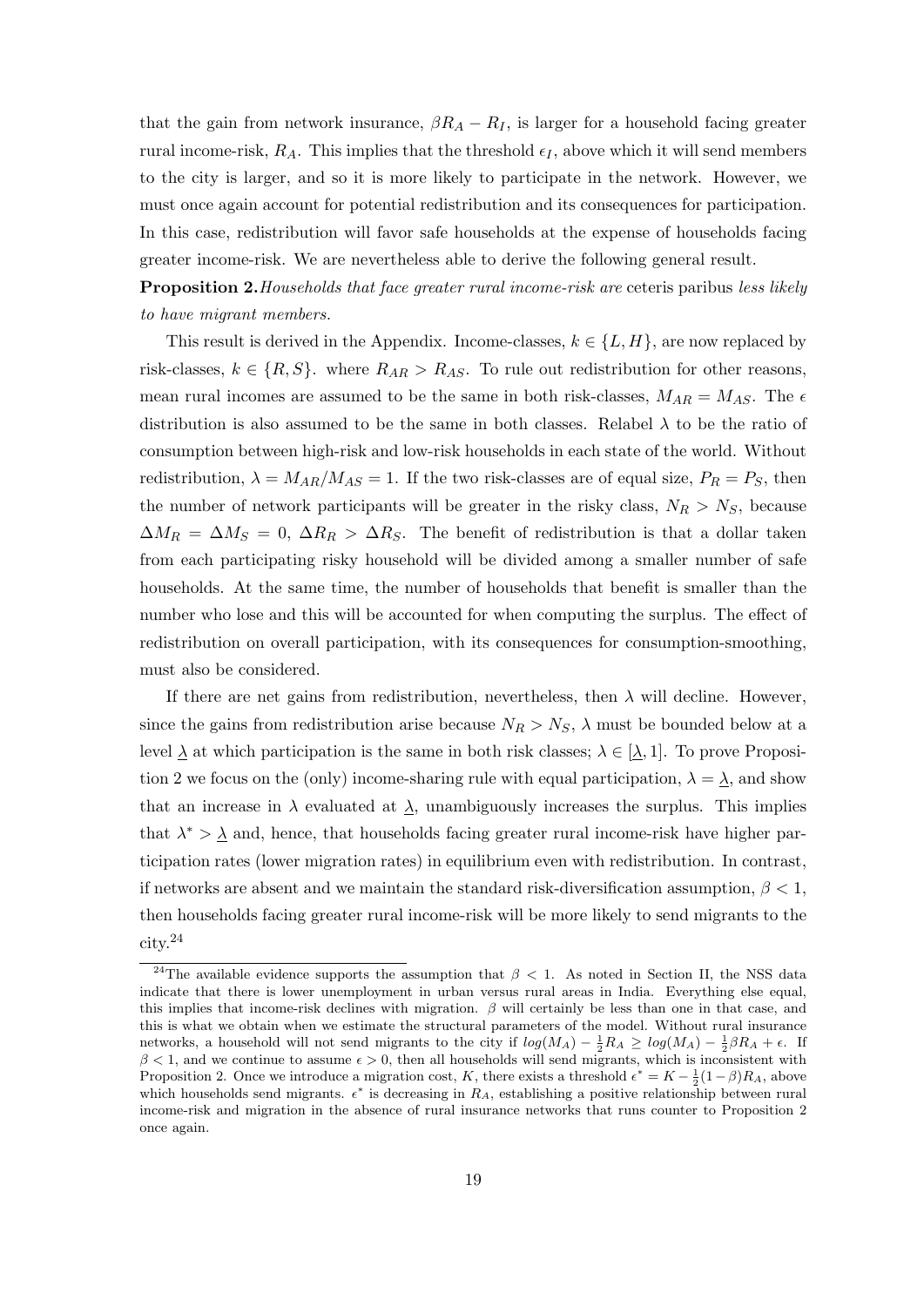that the gain from network insurance, $\beta R_A - R_I$, is larger for a household facing greater rural income-risk, $R_A$. This implies that the threshold $\epsilon_I$, above which it will send members to the city is larger, and so it is more likely to participate in the network. However, we must once again account for potential redistribution and its consequences for participation. In this case, redistribution will favor safe households at the expense of households facing greater income-risk. We are nevertheless able to derive the following general result.

**Proposition 2.** *Households that face greater rural income-risk are* ceteris paribus *less likely to have migrant members.*

This result is derived in the Appendix. Income-classes, $k \in \{L, H\}$, are now replaced by risk-classes, $k \in \{R, S\}$. where $R_{AR} > R_{AS}$. To rule out redistribution for other reasons, mean rural incomes are assumed to be the same in both risk-classes, $M_{AR} = M_{AS}$. The $\epsilon$ distribution is also assumed to be the same in both classes. Relabel $\lambda$ to be the ratio of consumption between high-risk and low-risk households in each state of the world. Without redistribution, $\lambda = M_{AR}/M_{AS} = 1$. If the two risk-classes are of equal size, $P_R = P_S$, then the number of network participants will be greater in the risky class, $N_R > N_S$, because $\Delta M_R = \Delta M_S = 0$, $\Delta R_R > \Delta R_S$. The benefit of redistribution is that a dollar taken from each participating risky household will be divided among a smaller number of safe households. At the same time, the number of households that benefit is smaller than the number who lose and this will be accounted for when computing the surplus. The effect of redistribution on overall participation, with its consequences for consumption-smoothing, must also be considered.

If there are net gains from redistribution, nevertheless, then $\lambda$ will decline. However, since the gains from redistribution arise because $N_R > N_S$, $\lambda$ must be bounded below at a level $\underline{\lambda}$ at which participation is the same in both risk classes; $\lambda \in [\underline{\lambda}, 1]$. To prove Proposition 2 we focus on the (only) income-sharing rule with equal participation, $\lambda = \underline{\lambda}$, and show that an increase in $\lambda$ evaluated at $\underline{\lambda}$, unambiguously increases the surplus. This implies that $\lambda^* > \underline{\lambda}$ and, hence, that households facing greater rural income-risk have higher participation rates (lower migration rates) in equilibrium even with redistribution. In contrast, if networks are absent and we maintain the standard risk-diversification assumption, $\beta < 1$, then households facing greater rural income-risk will be more likely to send migrants to the city.[24]

[24]The available evidence supports the assumption that $\beta < 1$. As noted in Section II, the NSS data indicate that there is lower unemployment in urban versus rural areas in India. Everything else equal, this implies that income-risk declines with migration. $\beta$ will certainly be less than one in that case, and this is what we obtain when we estimate the structural parameters of the model. Without rural insurance networks, a household will not send migrants to the city if $log(M_A) - \frac{1}{2}R_A \geq log(M_A) - \frac{1}{2}\beta R_A + \epsilon$. If $\beta < 1$, and we continue to assume $\epsilon > 0$, then all households will send migrants, which is inconsistent with Proposition 2. Once we introduce a migration cost, $K$, there exists a threshold $\epsilon^* = K - \frac{1}{2}(1-\beta)R_A$, above which households send migrants. $\epsilon^*$ is decreasing in $R_A$, establishing a positive relationship between rural income-risk and migration in the absence of rural insurance networks that runs counter to Proposition 2 once again.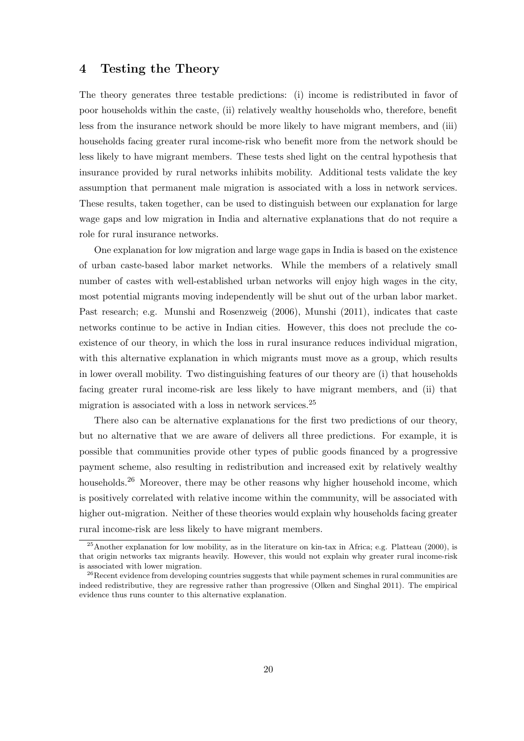## 4 Testing the Theory

The theory generates three testable predictions: (i) income is redistributed in favor of poor households within the caste, (ii) relatively wealthy households who, therefore, benefit less from the insurance network should be more likely to have migrant members, and (iii) households facing greater rural income-risk who benefit more from the network should be less likely to have migrant members. These tests shed light on the central hypothesis that insurance provided by rural networks inhibits mobility. Additional tests validate the key assumption that permanent male migration is associated with a loss in network services. These results, taken together, can be used to distinguish between our explanation for large wage gaps and low migration in India and alternative explanations that do not require a role for rural insurance networks.

One explanation for low migration and large wage gaps in India is based on the existence of urban caste-based labor market networks. While the members of a relatively small number of castes with well-established urban networks will enjoy high wages in the city, most potential migrants moving independently will be shut out of the urban labor market. Past research; e.g. Munshi and Rosenzweig (2006), Munshi (2011), indicates that caste networks continue to be active in Indian cities. However, this does not preclude the co-existence of our theory, in which the loss in rural insurance reduces individual migration, with this alternative explanation in which migrants must move as a group, which results in lower overall mobility. Two distinguishing features of our theory are (i) that households facing greater rural income-risk are less likely to have migrant members, and (ii) that migration is associated with a loss in network services.[25]

There also can be alternative explanations for the first two predictions of our theory, but no alternative that we are aware of delivers all three predictions. For example, it is possible that communities provide other types of public goods financed by a progressive payment scheme, also resulting in redistribution and increased exit by relatively wealthy households.[26] Moreover, there may be other reasons why higher household income, which is positively correlated with relative income within the community, will be associated with higher out-migration. Neither of these theories would explain why households facing greater rural income-risk are less likely to have migrant members.

[25] Another explanation for low mobility, as in the literature on kin-tax in Africa; e.g. Platteau (2000), is that origin networks tax migrants heavily. However, this would not explain why greater rural income-risk is associated with lower migration.

[26] Recent evidence from developing countries suggests that while payment schemes in rural communities are indeed redistributive, they are regressive rather than progressive (Olken and Singhal 2011). The empirical evidence thus runs counter to this alternative explanation.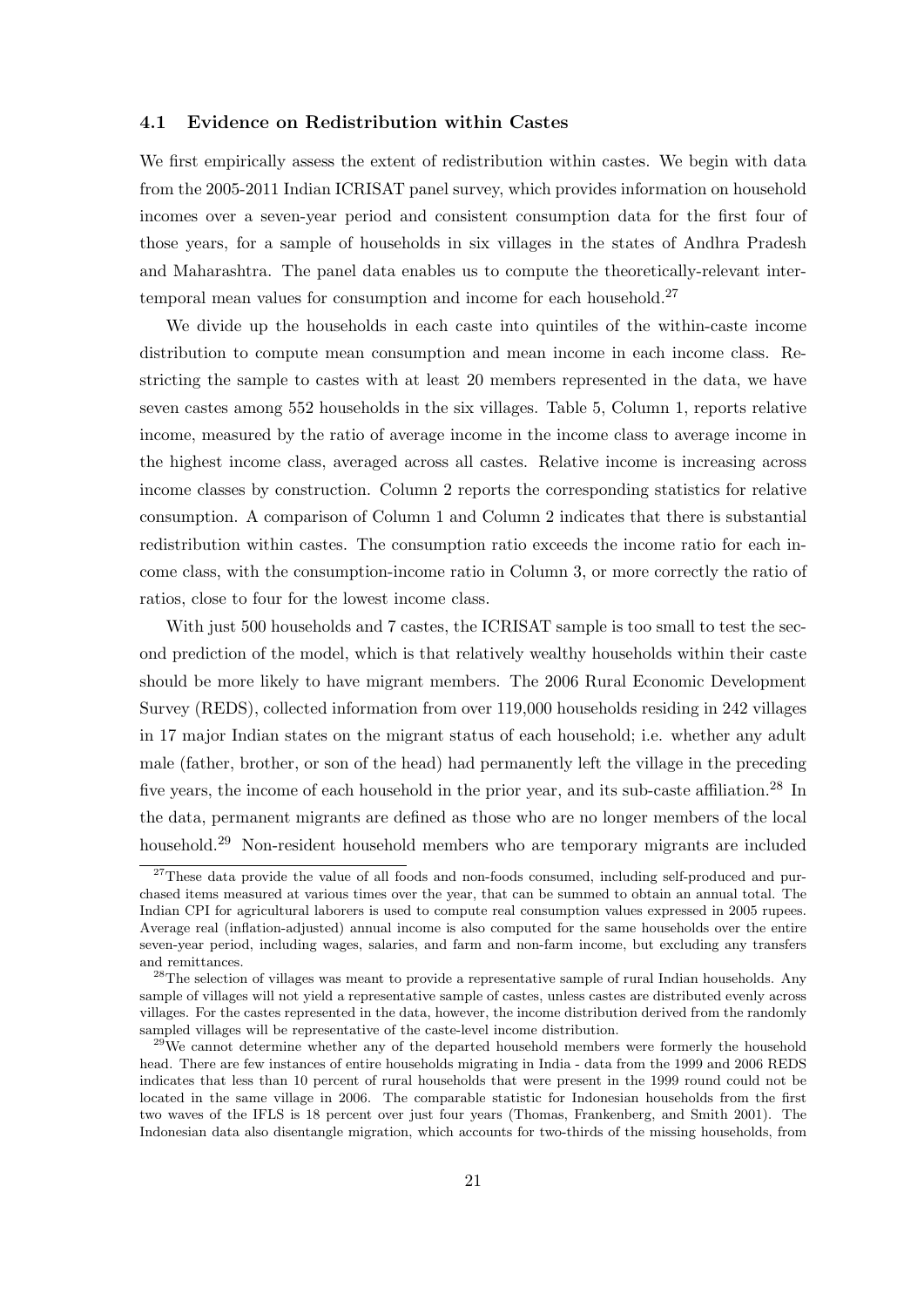### 4.1 Evidence on Redistribution within Castes

We first empirically assess the extent of redistribution within castes. We begin with data from the 2005-2011 Indian ICRISAT panel survey, which provides information on household incomes over a seven-year period and consistent consumption data for the first four of those years, for a sample of households in six villages in the states of Andhra Pradesh and Maharashtra. The panel data enables us to compute the theoretically-relevant intertemporal mean values for consumption and income for each household.[27]

We divide up the households in each caste into quintiles of the within-caste income distribution to compute mean consumption and mean income in each income class. Restricting the sample to castes with at least 20 members represented in the data, we have seven castes among 552 households in the six villages. Table 5, Column 1, reports relative income, measured by the ratio of average income in the income class to average income in the highest income class, averaged across all castes. Relative income is increasing across income classes by construction. Column 2 reports the corresponding statistics for relative consumption. A comparison of Column 1 and Column 2 indicates that there is substantial redistribution within castes. The consumption ratio exceeds the income ratio for each income class, with the consumption-income ratio in Column 3, or more correctly the ratio of ratios, close to four for the lowest income class.

With just 500 households and 7 castes, the ICRISAT sample is too small to test the second prediction of the model, which is that relatively wealthy households within their caste should be more likely to have migrant members. The 2006 Rural Economic Development Survey (REDS), collected information from over 119,000 households residing in 242 villages in 17 major Indian states on the migrant status of each household; i.e. whether any adult male (father, brother, or son of the head) had permanently left the village in the preceding five years, the income of each household in the prior year, and its sub-caste affiliation.[28] In the data, permanent migrants are defined as those who are no longer members of the local household.[29] Non-resident household members who are temporary migrants are included

[27] These data provide the value of all foods and non-foods consumed, including self-produced and purchased items measured at various times over the year, that can be summed to obtain an annual total. The Indian CPI for agricultural laborers is used to compute real consumption values expressed in 2005 rupees. Average real (inflation-adjusted) annual income is also computed for the same households over the entire seven-year period, including wages, salaries, and farm and non-farm income, but excluding any transfers and remittances.

[28] The selection of villages was meant to provide a representative sample of rural Indian households. Any sample of villages will not yield a representative sample of castes, unless castes are distributed evenly across villages. For the castes represented in the data, however, the income distribution derived from the randomly sampled villages will be representative of the caste-level income distribution.

[29] We cannot determine whether any of the departed household members were formerly the household head. There are few instances of entire households migrating in India - data from the 1999 and 2006 REDS indicates that less than 10 percent of rural households that were present in the 1999 round could not be located in the same village in 2006. The comparable statistic for Indonesian households from the first two waves of the IFLS is 18 percent over just four years (Thomas, Frankenberg, and Smith 2001). The Indonesian data also disentangle migration, which accounts for two-thirds of the missing households, from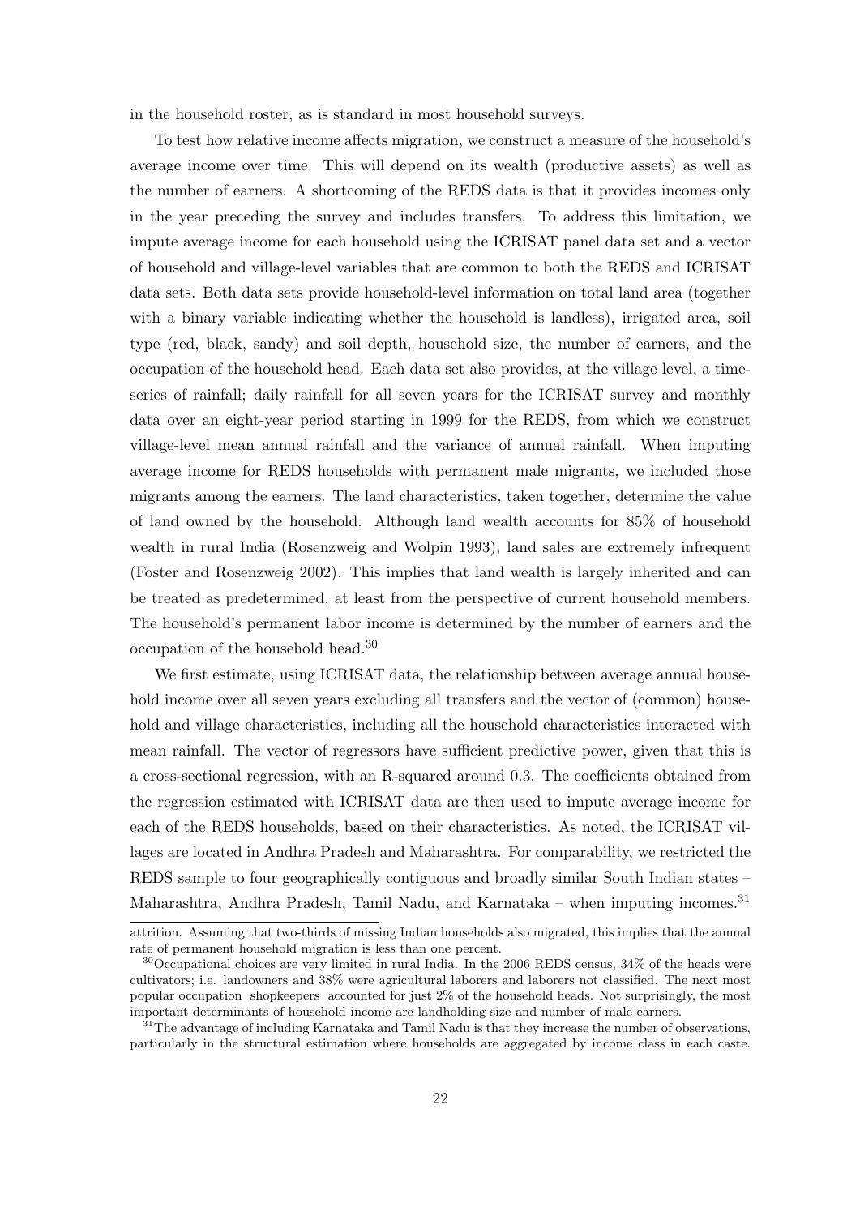in the household roster, as is standard in most household surveys.

To test how relative income affects migration, we construct a measure of the household's average income over time. This will depend on its wealth (productive assets) as well as the number of earners. A shortcoming of the REDS data is that it provides incomes only in the year preceding the survey and includes transfers. To address this limitation, we impute average income for each household using the ICRISAT panel data set and a vector of household and village-level variables that are common to both the REDS and ICRISAT data sets. Both data sets provide household-level information on total land area (together with a binary variable indicating whether the household is landless), irrigated area, soil type (red, black, sandy) and soil depth, household size, the number of earners, and the occupation of the household head. Each data set also provides, at the village level, a time-series of rainfall; daily rainfall for all seven years for the ICRISAT survey and monthly data over an eight-year period starting in 1999 for the REDS, from which we construct village-level mean annual rainfall and the variance of annual rainfall. When imputing average income for REDS households with permanent male migrants, we included those migrants among the earners. The land characteristics, taken together, determine the value of land owned by the household. Although land wealth accounts for 85% of household wealth in rural India (Rosenzweig and Wolpin 1993), land sales are extremely infrequent (Foster and Rosenzweig 2002). This implies that land wealth is largely inherited and can be treated as predetermined, at least from the perspective of current household members. The household's permanent labor income is determined by the number of earners and the occupation of the household head.[30]

We first estimate, using ICRISAT data, the relationship between average annual household income over all seven years excluding all transfers and the vector of (common) household and village characteristics, including all the household characteristics interacted with mean rainfall. The vector of regressors have sufficient predictive power, given that this is a cross-sectional regression, with an R-squared around 0.3. The coefficients obtained from the regression estimated with ICRISAT data are then used to impute average income for each of the REDS households, based on their characteristics. As noted, the ICRISAT villages are located in Andhra Pradesh and Maharashtra. For comparability, we restricted the REDS sample to four geographically contiguous and broadly similar South Indian states – Maharashtra, Andhra Pradesh, Tamil Nadu, and Karnataka – when imputing incomes.[31]

attrition. Assuming that two-thirds of missing Indian households also migrated, this implies that the annual rate of permanent household migration is less than one percent.

[30] Occupational choices are very limited in rural India. In the 2006 REDS census, 34% of the heads were cultivators; i.e. landowners and 38% were agricultural laborers and laborers not classified. The next most popular occupation shopkeepers accounted for just 2% of the household heads. Not surprisingly, the most important determinants of household income are landholding size and number of male earners.

[31] The advantage of including Karnataka and Tamil Nadu is that they increase the number of observations, particularly in the structural estimation where households are aggregated by income class in each caste.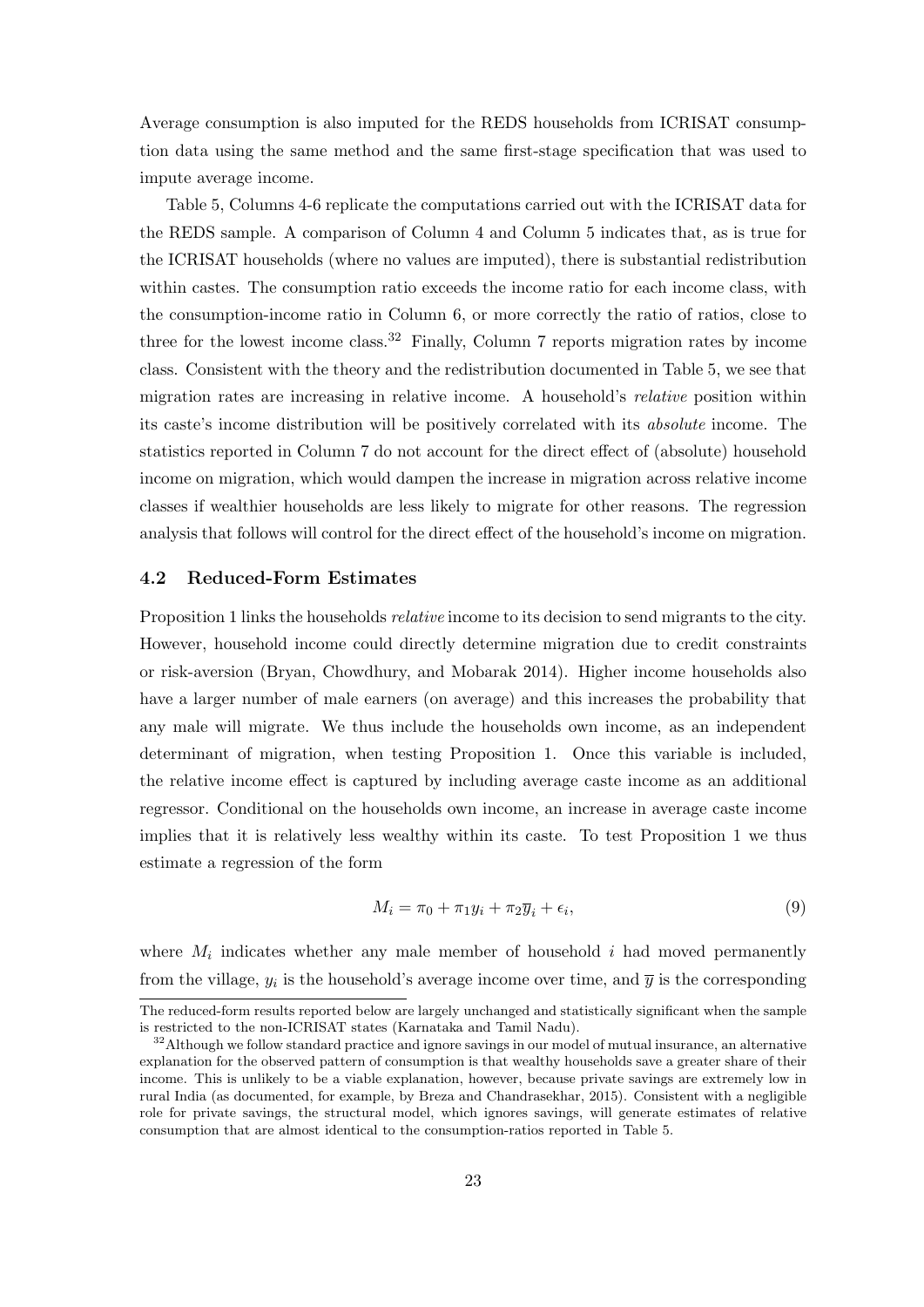Average consumption is also imputed for the REDS households from ICRISAT consumption data using the same method and the same first-stage specification that was used to impute average income.

Table 5, Columns 4-6 replicate the computations carried out with the ICRISAT data for the REDS sample. A comparison of Column 4 and Column 5 indicates that, as is true for the ICRISAT households (where no values are imputed), there is substantial redistribution within castes. The consumption ratio exceeds the income ratio for each income class, with the consumption-income ratio in Column 6, or more correctly the ratio of ratios, close to three for the lowest income class.[32] Finally, Column 7 reports migration rates by income class. Consistent with the theory and the redistribution documented in Table 5, we see that migration rates are increasing in relative income. A household's *relative* position within its caste's income distribution will be positively correlated with its *absolute* income. The statistics reported in Column 7 do not account for the direct effect of (absolute) household income on migration, which would dampen the increase in migration across relative income classes if wealthier households are less likely to migrate for other reasons. The regression analysis that follows will control for the direct effect of the household's income on migration.

### 4.2 Reduced-Form Estimates

Proposition 1 links the households *relative* income to its decision to send migrants to the city. However, household income could directly determine migration due to credit constraints or risk-aversion (Bryan, Chowdhury, and Mobarak 2014). Higher income households also have a larger number of male earners (on average) and this increases the probability that any male will migrate. We thus include the households own income, as an independent determinant of migration, when testing Proposition 1. Once this variable is included, the relative income effect is captured by including average caste income as an additional regressor. Conditional on the households own income, an increase in average caste income implies that it is relatively less wealthy within its caste. To test Proposition 1 we thus estimate a regression of the form

$$M_i = \pi_0 + \pi_1 y_i + \pi_2 \overline{y}_i + \epsilon_i, \tag{9}$$

where $M_i$ indicates whether any male member of household $i$ had moved permanently from the village, $y_i$ is the household's average income over time, and $\overline{y}$ is the corresponding

---

The reduced-form results reported below are largely unchanged and statistically significant when the sample is restricted to the non-ICRISAT states (Karnataka and Tamil Nadu).

[32] Although we follow standard practice and ignore savings in our model of mutual insurance, an alternative explanation for the observed pattern of consumption is that wealthy households save a greater share of their income. This is unlikely to be a viable explanation, however, because private savings are extremely low in rural India (as documented, for example, by Breza and Chandrasekhar, 2015). Consistent with a negligible role for private savings, the structural model, which ignores savings, will generate estimates of relative consumption that are almost identical to the consumption-ratios reported in Table 5.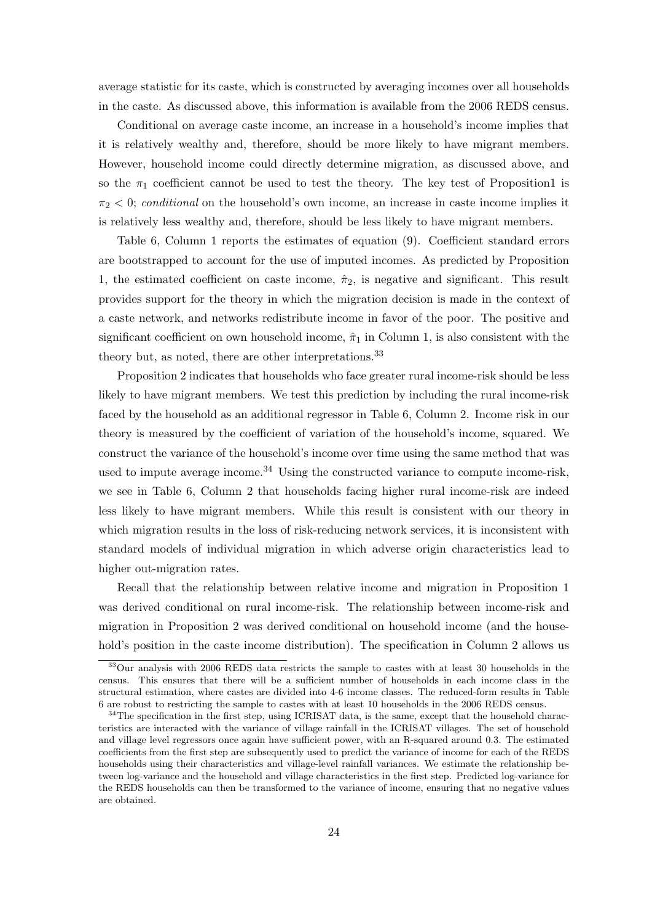average statistic for its caste, which is constructed by averaging incomes over all households in the caste. As discussed above, this information is available from the 2006 REDS census.

Conditional on average caste income, an increase in a household's income implies that it is relatively wealthy and, therefore, should be more likely to have migrant members. However, household income could directly determine migration, as discussed above, and so the $\pi_1$ coefficient cannot be used to test the theory. The key test of Proposition1 is $\pi_2 < 0$; *conditional* on the household's own income, an increase in caste income implies it is relatively less wealthy and, therefore, should be less likely to have migrant members.

Table 6, Column 1 reports the estimates of equation (9). Coefficient standard errors are bootstrapped to account for the use of imputed incomes. As predicted by Proposition 1, the estimated coefficient on caste income, $\hat{\pi}_2$, is negative and significant. This result provides support for the theory in which the migration decision is made in the context of a caste network, and networks redistribute income in favor of the poor. The positive and significant coefficient on own household income, $\hat{\pi}_1$ in Column 1, is also consistent with the theory but, as noted, there are other interpretations.[33]

Proposition 2 indicates that households who face greater rural income-risk should be less likely to have migrant members. We test this prediction by including the rural income-risk faced by the household as an additional regressor in Table 6, Column 2. Income risk in our theory is measured by the coefficient of variation of the household's income, squared. We construct the variance of the household's income over time using the same method that was used to impute average income.[34] Using the constructed variance to compute income-risk, we see in Table 6, Column 2 that households facing higher rural income-risk are indeed less likely to have migrant members. While this result is consistent with our theory in which migration results in the loss of risk-reducing network services, it is inconsistent with standard models of individual migration in which adverse origin characteristics lead to higher out-migration rates.

Recall that the relationship between relative income and migration in Proposition 1 was derived conditional on rural income-risk. The relationship between income-risk and migration in Proposition 2 was derived conditional on household income (and the household's position in the caste income distribution). The specification in Column 2 allows us

[33] Our analysis with 2006 REDS data restricts the sample to castes with at least 30 households in the census. This ensures that there will be a sufficient number of households in each income class in the structural estimation, where castes are divided into 4-6 income classes. The reduced-form results in Table 6 are robust to restricting the sample to castes with at least 10 households in the 2006 REDS census.

[34] The specification in the first step, using ICRISAT data, is the same, except that the household characteristics are interacted with the variance of village rainfall in the ICRISAT villages. The set of household and village level regressors once again have sufficient power, with an R-squared around 0.3. The estimated coefficients from the first step are subsequently used to predict the variance of income for each of the REDS households using their characteristics and village-level rainfall variances. We estimate the relationship between log-variance and the household and village characteristics in the first step. Predicted log-variance for the REDS households can then be transformed to the variance of income, ensuring that no negative values are obtained.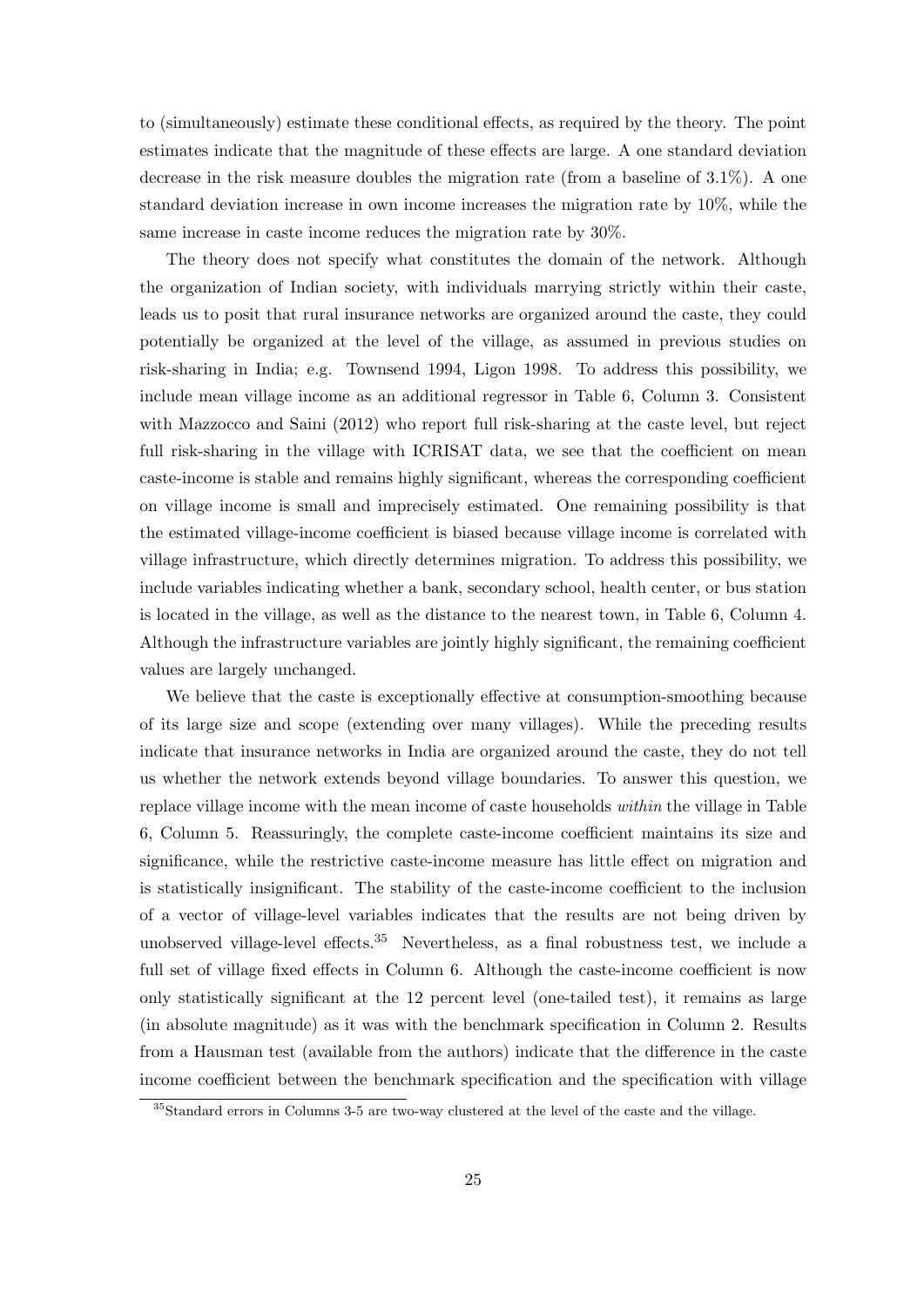to (simultaneously) estimate these conditional effects, as required by the theory. The point estimates indicate that the magnitude of these effects are large. A one standard deviation decrease in the risk measure doubles the migration rate (from a baseline of 3.1%). A one standard deviation increase in own income increases the migration rate by 10%, while the same increase in caste income reduces the migration rate by 30%.

The theory does not specify what constitutes the domain of the network. Although the organization of Indian society, with individuals marrying strictly within their caste, leads us to posit that rural insurance networks are organized around the caste, they could potentially be organized at the level of the village, as assumed in previous studies on risk-sharing in India; e.g. Townsend 1994, Ligon 1998. To address this possibility, we include mean village income as an additional regressor in Table 6, Column 3. Consistent with Mazzocco and Saini (2012) who report full risk-sharing at the caste level, but reject full risk-sharing in the village with ICRISAT data, we see that the coefficient on mean caste-income is stable and remains highly significant, whereas the corresponding coefficient on village income is small and imprecisely estimated. One remaining possibility is that the estimated village-income coefficient is biased because village income is correlated with village infrastructure, which directly determines migration. To address this possibility, we include variables indicating whether a bank, secondary school, health center, or bus station is located in the village, as well as the distance to the nearest town, in Table 6, Column 4. Although the infrastructure variables are jointly highly significant, the remaining coefficient values are largely unchanged.

We believe that the caste is exceptionally effective at consumption-smoothing because of its large size and scope (extending over many villages). While the preceding results indicate that insurance networks in India are organized around the caste, they do not tell us whether the network extends beyond village boundaries. To answer this question, we replace village income with the mean income of caste households *within* the village in Table 6, Column 5. Reassuringly, the complete caste-income coefficient maintains its size and significance, while the restrictive caste-income measure has little effect on migration and is statistically insignificant. The stability of the caste-income coefficient to the inclusion of a vector of village-level variables indicates that the results are not being driven by unobserved village-level effects.[35] Nevertheless, as a final robustness test, we include a full set of village fixed effects in Column 6. Although the caste-income coefficient is now only statistically significant at the 12 percent level (one-tailed test), it remains as large (in absolute magnitude) as it was with the benchmark specification in Column 2. Results from a Hausman test (available from the authors) indicate that the difference in the caste income coefficient between the benchmark specification and the specification with village

[35]Standard errors in Columns 3-5 are two-way clustered at the level of the caste and the village.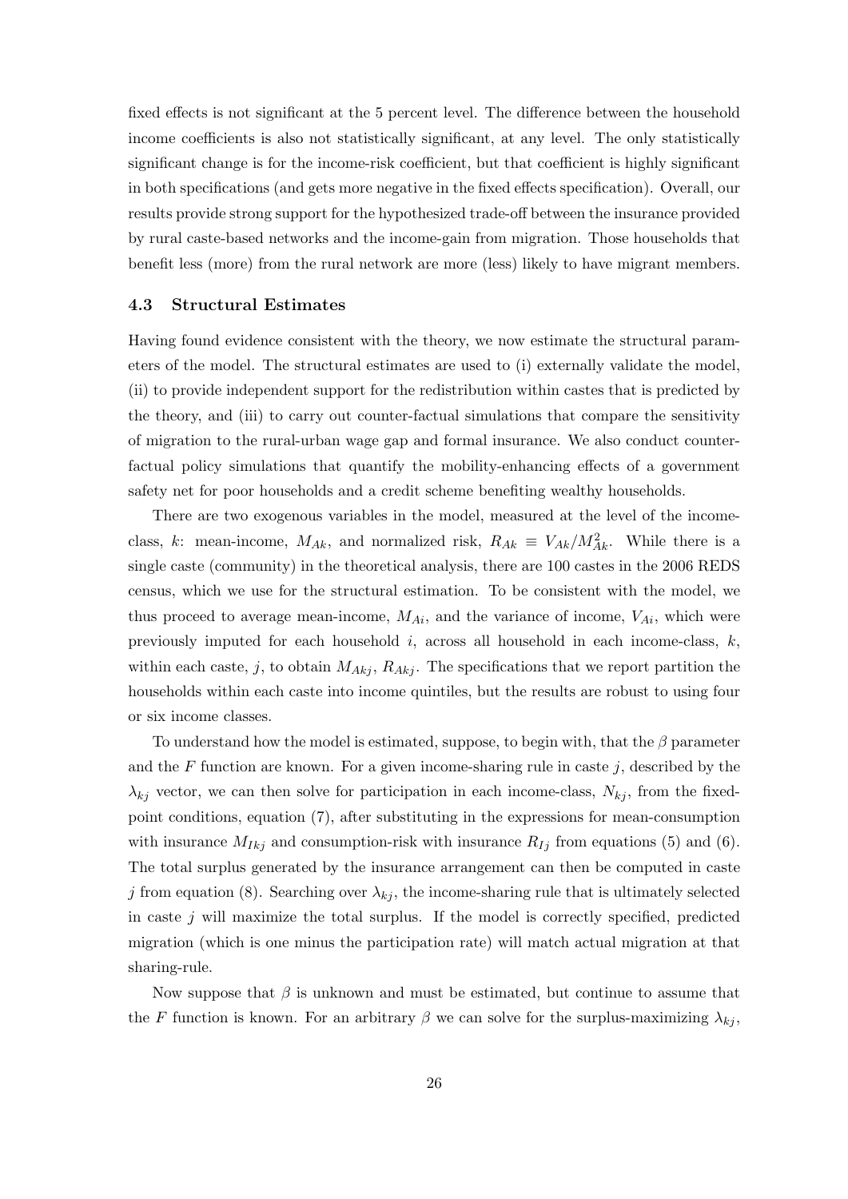fixed effects is not significant at the 5 percent level. The difference between the household income coefficients is also not statistically significant, at any level. The only statistically significant change is for the income-risk coefficient, but that coefficient is highly significant in both specifications (and gets more negative in the fixed effects specification). Overall, our results provide strong support for the hypothesized trade-off between the insurance provided by rural caste-based networks and the income-gain from migration. Those households that benefit less (more) from the rural network are more (less) likely to have migrant members.

### 4.3 Structural Estimates

Having found evidence consistent with the theory, we now estimate the structural parameters of the model. The structural estimates are used to (i) externally validate the model, (ii) to provide independent support for the redistribution within castes that is predicted by the theory, and (iii) to carry out counter-factual simulations that compare the sensitivity of migration to the rural-urban wage gap and formal insurance. We also conduct counter-factual policy simulations that quantify the mobility-enhancing effects of a government safety net for poor households and a credit scheme benefiting wealthy households.

There are two exogenous variables in the model, measured at the level of the income-class, $k$: mean-income, $M_{Ak}$, and normalized risk, $R_{Ak} \equiv V_{Ak}/M_{Ak}^2$. While there is a single caste (community) in the theoretical analysis, there are 100 castes in the 2006 REDS census, which we use for the structural estimation. To be consistent with the model, we thus proceed to average mean-income, $M_{Ai}$, and the variance of income, $V_{Ai}$, which were previously imputed for each household $i$, across all household in each income-class, $k$, within each caste, $j$, to obtain $M_{Akj}$, $R_{Akj}$. The specifications that we report partition the households within each caste into income quintiles, but the results are robust to using four or six income classes.

To understand how the model is estimated, suppose, to begin with, that the $\beta$ parameter and the $F$ function are known. For a given income-sharing rule in caste $j$, described by the $\lambda_{kj}$ vector, we can then solve for participation in each income-class, $N_{kj}$, from the fixed-point conditions, equation (7), after substituting in the expressions for mean-consumption with insurance $M_{Ikj}$ and consumption-risk with insurance $R_{Ij}$ from equations (5) and (6). The total surplus generated by the insurance arrangement can then be computed in caste $j$ from equation (8). Searching over $\lambda_{kj}$, the income-sharing rule that is ultimately selected in caste $j$ will maximize the total surplus. If the model is correctly specified, predicted migration (which is one minus the participation rate) will match actual migration at that sharing-rule.

Now suppose that $\beta$ is unknown and must be estimated, but continue to assume that the $F$ function is known. For an arbitrary $\beta$ we can solve for the surplus-maximizing $\lambda_{kj}$,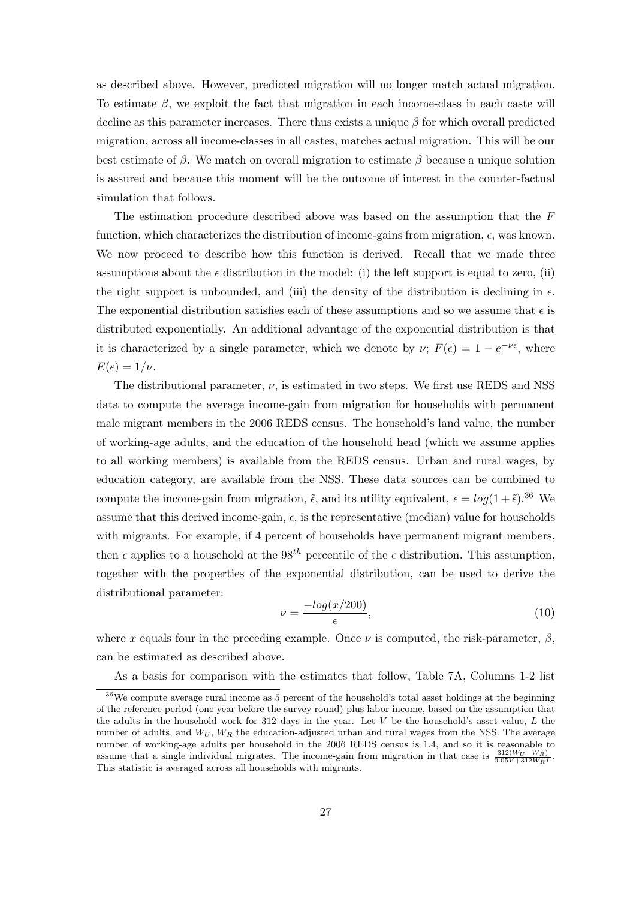as described above. However, predicted migration will no longer match actual migration. To estimate $\beta$, we exploit the fact that migration in each income-class in each caste will decline as this parameter increases. There thus exists a unique $\beta$ for which overall predicted migration, across all income-classes in all castes, matches actual migration. This will be our best estimate of $\beta$. We match on overall migration to estimate $\beta$ because a unique solution is assured and because this moment will be the outcome of interest in the counter-factual simulation that follows.

The estimation procedure described above was based on the assumption that the $F$ function, which characterizes the distribution of income-gains from migration, $\epsilon$, was known. We now proceed to describe how this function is derived. Recall that we made three assumptions about the $\epsilon$ distribution in the model: (i) the left support is equal to zero, (ii) the right support is unbounded, and (iii) the density of the distribution is declining in $\epsilon$. The exponential distribution satisfies each of these assumptions and so we assume that $\epsilon$ is distributed exponentially. An additional advantage of the exponential distribution is that it is characterized by a single parameter, which we denote by $\nu$; $F(\epsilon) = 1 - e^{-\nu\epsilon}$, where $E(\epsilon) = 1/\nu$.

The distributional parameter, $\nu$, is estimated in two steps. We first use REDS and NSS data to compute the average income-gain from migration for households with permanent male migrant members in the 2006 REDS census. The household's land value, the number of working-age adults, and the education of the household head (which we assume applies to all working members) is available from the REDS census. Urban and rural wages, by education category, are available from the NSS. These data sources can be combined to compute the income-gain from migration, $\tilde{\epsilon}$, and its utility equivalent, $\epsilon = log(1+\tilde{\epsilon})$.[36] We assume that this derived income-gain, $\epsilon$, is the representative (median) value for households with migrants. For example, if 4 percent of households have permanent migrant members, then $\epsilon$ applies to a household at the $98^{th}$ percentile of the $\epsilon$ distribution. This assumption, together with the properties of the exponential distribution, can be used to derive the distributional parameter:

$$\nu = \frac{-log(x/200)}{\epsilon}, \tag{10}$$

where $x$ equals four in the preceding example. Once $\nu$ is computed, the risk-parameter, $\beta$, can be estimated as described above.

As a basis for comparison with the estimates that follow, Table 7A, Columns 1-2 list

---

[36] We compute average rural income as 5 percent of the household's total asset holdings at the beginning of the reference period (one year before the survey round) plus labor income, based on the assumption that the adults in the household work for 312 days in the year. Let $V$ be the household's asset value, $L$ the number of adults, and $W_U$, $W_R$ the education-adjusted urban and rural wages from the NSS. The average number of working-age adults per household in the 2006 REDS census is 1.4, and so it is reasonable to assume that a single individual migrates. The income-gain from migration in that case is $\frac{312(W_U - W_R)}{0.05V + 312W_R L}$. This statistic is averaged across all households with migrants.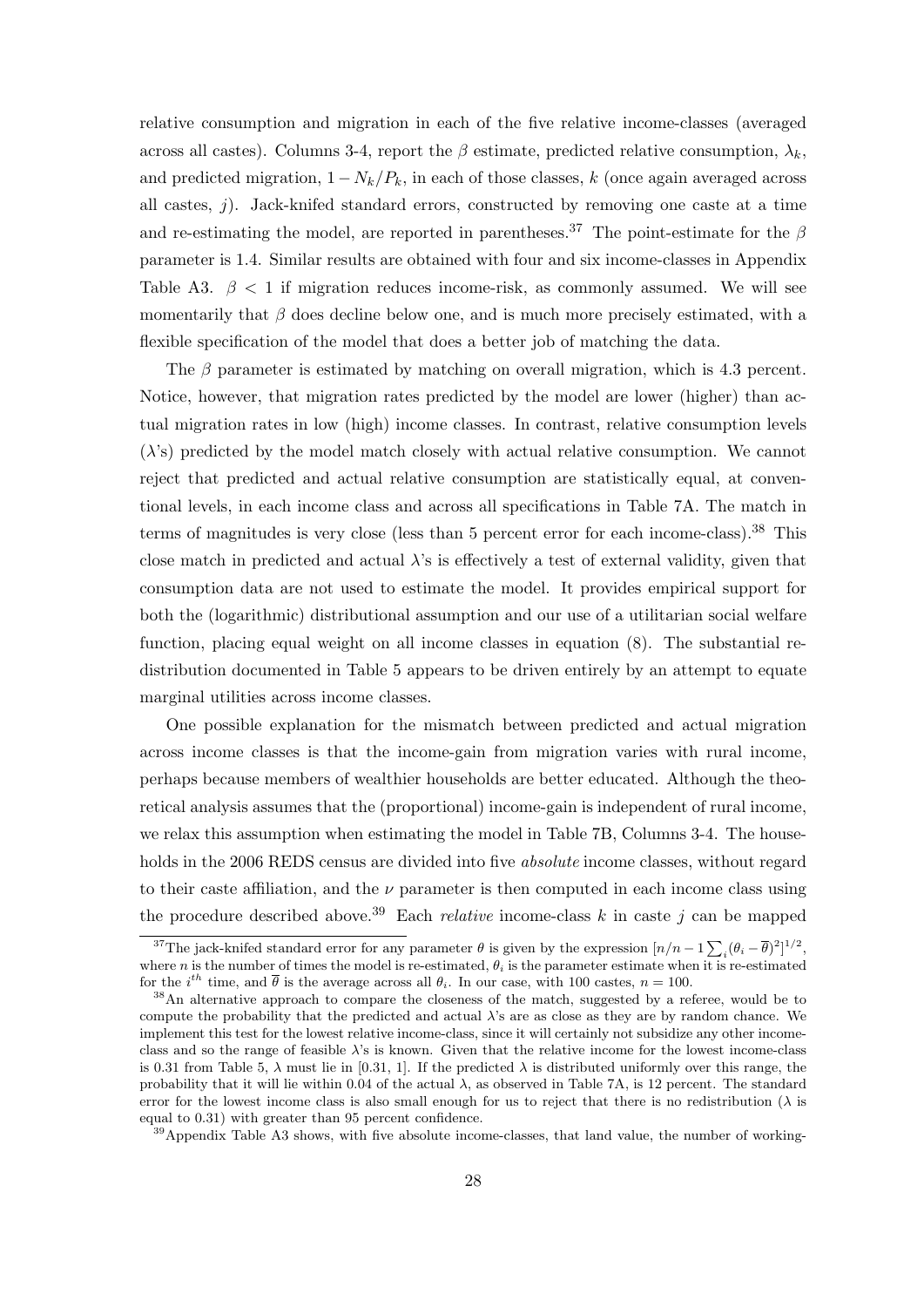relative consumption and migration in each of the five relative income-classes (averaged across all castes). Columns 3-4, report the $\beta$ estimate, predicted relative consumption, $\lambda_k$, and predicted migration, $1 - N_k/P_k$, in each of those classes, $k$ (once again averaged across all castes, $j$). Jack-knifed standard errors, constructed by removing one caste at a time and re-estimating the model, are reported in parentheses.[37] The point-estimate for the $\beta$ parameter is 1.4. Similar results are obtained with four and six income-classes in Appendix Table A3. $\beta < 1$ if migration reduces income-risk, as commonly assumed. We will see momentarily that $\beta$ does decline below one, and is much more precisely estimated, with a flexible specification of the model that does a better job of matching the data.

The $\beta$ parameter is estimated by matching on overall migration, which is 4.3 percent. Notice, however, that migration rates predicted by the model are lower (higher) than actual migration rates in low (high) income classes. In contrast, relative consumption levels ($\lambda$'s) predicted by the model match closely with actual relative consumption. We cannot reject that predicted and actual relative consumption are statistically equal, at conventional levels, in each income class and across all specifications in Table 7A. The match in terms of magnitudes is very close (less than 5 percent error for each income-class).[38] This close match in predicted and actual $\lambda$'s is effectively a test of external validity, given that consumption data are not used to estimate the model. It provides empirical support for both the (logarithmic) distributional assumption and our use of a utilitarian social welfare function, placing equal weight on all income classes in equation (8). The substantial redistribution documented in Table 5 appears to be driven entirely by an attempt to equate marginal utilities across income classes.

One possible explanation for the mismatch between predicted and actual migration across income classes is that the income-gain from migration varies with rural income, perhaps because members of wealthier households are better educated. Although the theoretical analysis assumes that the (proportional) income-gain is independent of rural income, we relax this assumption when estimating the model in Table 7B, Columns 3-4. The households in the 2006 REDS census are divided into five *absolute* income classes, without regard to their caste affiliation, and the $\nu$ parameter is then computed in each income class using the procedure described above.[39] Each *relative* income-class $k$ in caste $j$ can be mapped

[37] The jack-knifed standard error for any parameter $\theta$ is given by the expression $[n/n-1\sum_i(\theta_i - \overline{\theta})^2]^{1/2}$, where $n$ is the number of times the model is re-estimated, $\theta_i$ is the parameter estimate when it is re-estimated for the $i^{th}$ time, and $\overline{\theta}$ is the average across all $\theta_i$. In our case, with 100 castes, $n = 100$.

[38] An alternative approach to compare the closeness of the match, suggested by a referee, would be to compute the probability that the predicted and actual $\lambda$'s are as close as they are by random chance. We implement this test for the lowest relative income-class, since it will certainly not subsidize any other income-class and so the range of feasible $\lambda$'s is known. Given that the relative income for the lowest income-class is 0.31 from Table 5, $\lambda$ must lie in [0.31, 1]. If the predicted $\lambda$ is distributed uniformly over this range, the probability that it will lie within 0.04 of the actual $\lambda$, as observed in Table 7A, is 12 percent. The standard error for the lowest income class is also small enough for us to reject that there is no redistribution ($\lambda$ is equal to 0.31) with greater than 95 percent confidence.

[39] Appendix Table A3 shows, with five absolute income-classes, that land value, the number of working-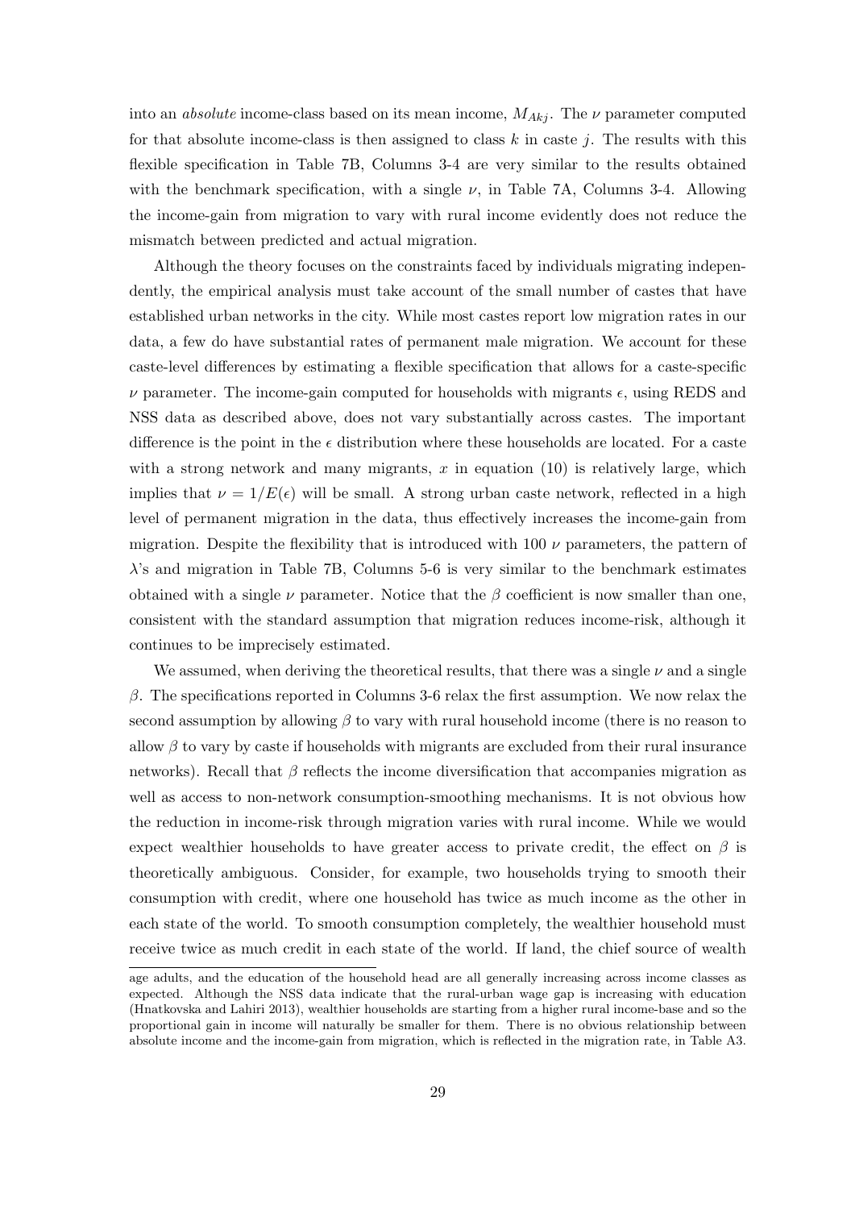into an *absolute* income-class based on its mean income, $M_{Akj}$. The $\nu$ parameter computed for that absolute income-class is then assigned to class $k$ in caste $j$. The results with this flexible specification in Table 7B, Columns 3-4 are very similar to the results obtained with the benchmark specification, with a single $\nu$, in Table 7A, Columns 3-4. Allowing the income-gain from migration to vary with rural income evidently does not reduce the mismatch between predicted and actual migration.

Although the theory focuses on the constraints faced by individuals migrating independently, the empirical analysis must take account of the small number of castes that have established urban networks in the city. While most castes report low migration rates in our data, a few do have substantial rates of permanent male migration. We account for these caste-level differences by estimating a flexible specification that allows for a caste-specific $\nu$ parameter. The income-gain computed for households with migrants $\epsilon$, using REDS and NSS data as described above, does not vary substantially across castes. The important difference is the point in the $\epsilon$ distribution where these households are located. For a caste with a strong network and many migrants, $x$ in equation (10) is relatively large, which implies that $\nu = 1/E(\epsilon)$ will be small. A strong urban caste network, reflected in a high level of permanent migration in the data, thus effectively increases the income-gain from migration. Despite the flexibility that is introduced with 100 $\nu$ parameters, the pattern of $\lambda$'s and migration in Table 7B, Columns 5-6 is very similar to the benchmark estimates obtained with a single $\nu$ parameter. Notice that the $\beta$ coefficient is now smaller than one, consistent with the standard assumption that migration reduces income-risk, although it continues to be imprecisely estimated.

We assumed, when deriving the theoretical results, that there was a single $\nu$ and a single $\beta$. The specifications reported in Columns 3-6 relax the first assumption. We now relax the second assumption by allowing $\beta$ to vary with rural household income (there is no reason to allow $\beta$ to vary by caste if households with migrants are excluded from their rural insurance networks). Recall that $\beta$ reflects the income diversification that accompanies migration as well as access to non-network consumption-smoothing mechanisms. It is not obvious how the reduction in income-risk through migration varies with rural income. While we would expect wealthier households to have greater access to private credit, the effect on $\beta$ is theoretically ambiguous. Consider, for example, two households trying to smooth their consumption with credit, where one household has twice as much income as the other in each state of the world. To smooth consumption completely, the wealthier household must receive twice as much credit in each state of the world. If land, the chief source of wealth

age adults, and the education of the household head are all generally increasing across income classes as expected. Although the NSS data indicate that the rural-urban wage gap is increasing with education (Hnatkovska and Lahiri 2013), wealthier households are starting from a higher rural income-base and so the proportional gain in income will naturally be smaller for them. There is no obvious relationship between absolute income and the income-gain from migration, which is reflected in the migration rate, in Table A3.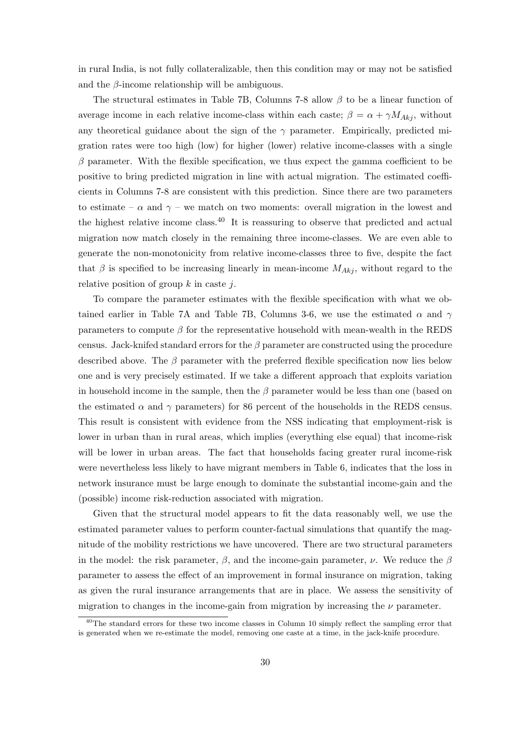in rural India, is not fully collateralizable, then this condition may or may not be satisfied and the $\beta$-income relationship will be ambiguous.

The structural estimates in Table 7B, Columns 7-8 allow $\beta$ to be a linear function of average income in each relative income-class within each caste; $\beta = \alpha + \gamma M_{Akj}$, without any theoretical guidance about the sign of the $\gamma$ parameter. Empirically, predicted migration rates were too high (low) for higher (lower) relative income-classes with a single $\beta$ parameter. With the flexible specification, we thus expect the gamma coefficient to be positive to bring predicted migration in line with actual migration. The estimated coefficients in Columns 7-8 are consistent with this prediction. Since there are two parameters to estimate – $\alpha$ and $\gamma$ – we match on two moments: overall migration in the lowest and the highest relative income class.[40] It is reassuring to observe that predicted and actual migration now match closely in the remaining three income-classes. We are even able to generate the non-monotonicity from relative income-classes three to five, despite the fact that $\beta$ is specified to be increasing linearly in mean-income $M_{Akj}$, without regard to the relative position of group $k$ in caste $j$.

To compare the parameter estimates with the flexible specification with what we obtained earlier in Table 7A and Table 7B, Columns 3-6, we use the estimated $\alpha$ and $\gamma$ parameters to compute $\beta$ for the representative household with mean-wealth in the REDS census. Jack-knifed standard errors for the $\beta$ parameter are constructed using the procedure described above. The $\beta$ parameter with the preferred flexible specification now lies below one and is very precisely estimated. If we take a different approach that exploits variation in household income in the sample, then the $\beta$ parameter would be less than one (based on the estimated $\alpha$ and $\gamma$ parameters) for 86 percent of the households in the REDS census. This result is consistent with evidence from the NSS indicating that employment-risk is lower in urban than in rural areas, which implies (everything else equal) that income-risk will be lower in urban areas. The fact that households facing greater rural income-risk were nevertheless less likely to have migrant members in Table 6, indicates that the loss in network insurance must be large enough to dominate the substantial income-gain and the (possible) income risk-reduction associated with migration.

Given that the structural model appears to fit the data reasonably well, we use the estimated parameter values to perform counter-factual simulations that quantify the magnitude of the mobility restrictions we have uncovered. There are two structural parameters in the model: the risk parameter, $\beta$, and the income-gain parameter, $\nu$. We reduce the $\beta$ parameter to assess the effect of an improvement in formal insurance on migration, taking as given the rural insurance arrangements that are in place. We assess the sensitivity of migration to changes in the income-gain from migration by increasing the $\nu$ parameter.

[40]The standard errors for these two income classes in Column 10 simply reflect the sampling error that is generated when we re-estimate the model, removing one caste at a time, in the jack-knife procedure.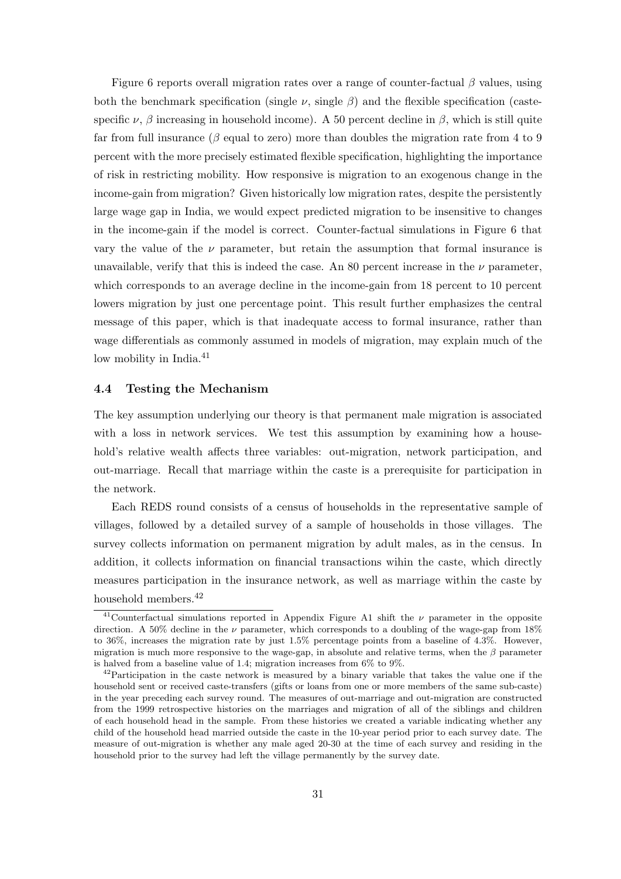Figure 6 reports overall migration rates over a range of counter-factual $\beta$ values, using both the benchmark specification (single $\nu$, single $\beta$) and the flexible specification (caste-specific $\nu$, $\beta$ increasing in household income). A 50 percent decline in $\beta$, which is still quite far from full insurance ($\beta$ equal to zero) more than doubles the migration rate from 4 to 9 percent with the more precisely estimated flexible specification, highlighting the importance of risk in restricting mobility. How responsive is migration to an exogenous change in the income-gain from migration? Given historically low migration rates, despite the persistently large wage gap in India, we would expect predicted migration to be insensitive to changes in the income-gain if the model is correct. Counter-factual simulations in Figure 6 that vary the value of the $\nu$ parameter, but retain the assumption that formal insurance is unavailable, verify that this is indeed the case. An 80 percent increase in the $\nu$ parameter, which corresponds to an average decline in the income-gain from 18 percent to 10 percent lowers migration by just one percentage point. This result further emphasizes the central message of this paper, which is that inadequate access to formal insurance, rather than wage differentials as commonly assumed in models of migration, may explain much of the low mobility in India.[41]

### 4.4 Testing the Mechanism

The key assumption underlying our theory is that permanent male migration is associated with a loss in network services. We test this assumption by examining how a household's relative wealth affects three variables: out-migration, network participation, and out-marriage. Recall that marriage within the caste is a prerequisite for participation in the network.

Each REDS round consists of a census of households in the representative sample of villages, followed by a detailed survey of a sample of households in those villages. The survey collects information on permanent migration by adult males, as in the census. In addition, it collects information on financial transactions wihin the caste, which directly measures participation in the insurance network, as well as marriage within the caste by household members.[42]

[41]Counterfactual simulations reported in Appendix Figure A1 shift the $\nu$ parameter in the opposite direction. A 50% decline in the $\nu$ parameter, which corresponds to a doubling of the wage-gap from 18% to 36%, increases the migration rate by just 1.5% percentage points from a baseline of 4.3%. However, migration is much more responsive to the wage-gap, in absolute and relative terms, when the $\beta$ parameter is halved from a baseline value of 1.4; migration increases from 6% to 9%.

[42]Participation in the caste network is measured by a binary variable that takes the value one if the household sent or received caste-transfers (gifts or loans from one or more members of the same sub-caste) in the year preceding each survey round. The measures of out-marriage and out-migration are constructed from the 1999 retrospective histories on the marriages and migration of all of the siblings and children of each household head in the sample. From these histories we created a variable indicating whether any child of the household head married outside the caste in the 10-year period prior to each survey date. The measure of out-migration is whether any male aged 20-30 at the time of each survey and residing in the household prior to the survey had left the village permanently by the survey date.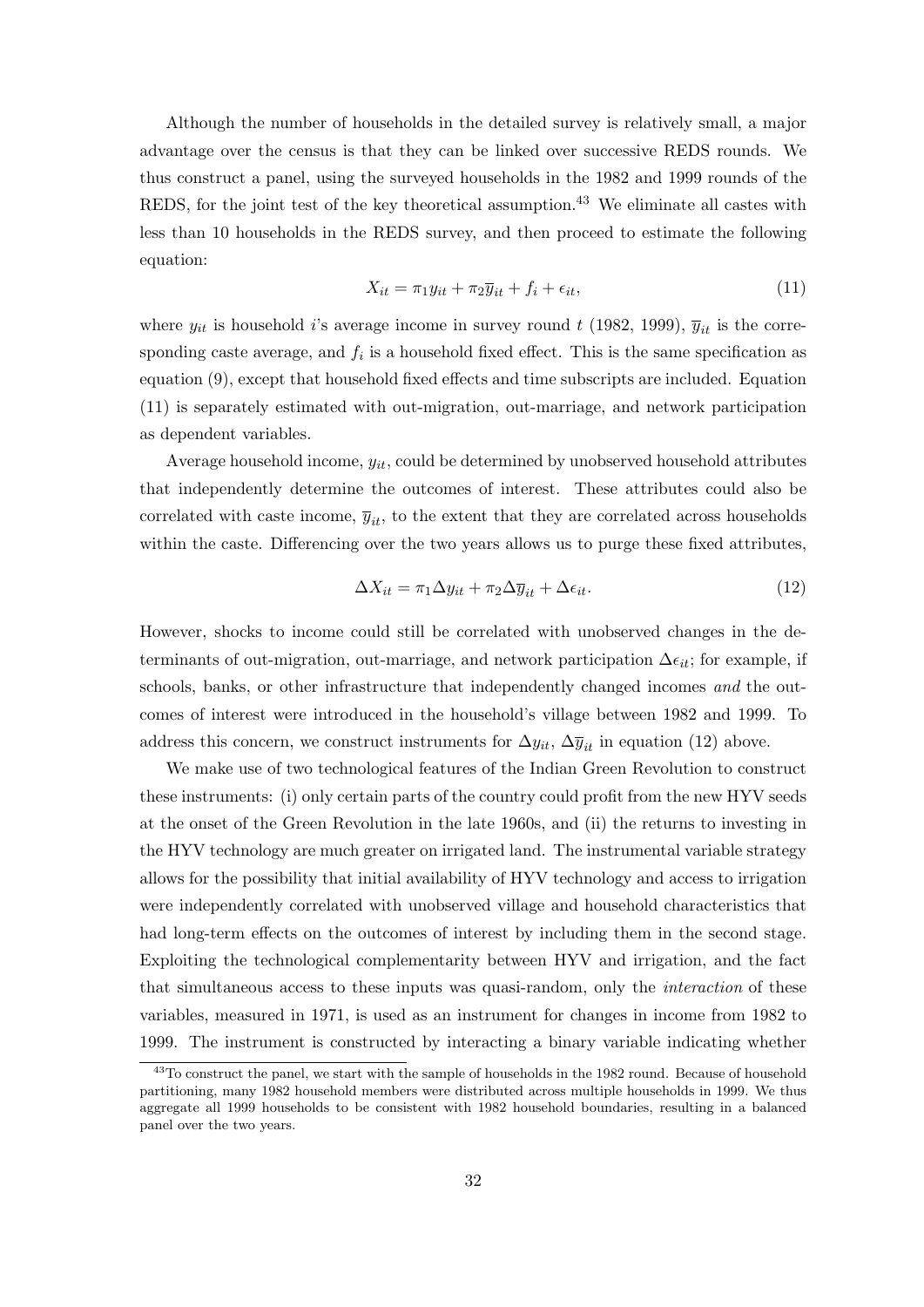Although the number of households in the detailed survey is relatively small, a major advantage over the census is that they can be linked over successive REDS rounds. We thus construct a panel, using the surveyed households in the 1982 and 1999 rounds of the REDS, for the joint test of the key theoretical assumption.[43] We eliminate all castes with less than 10 households in the REDS survey, and then proceed to estimate the following equation:

$$X_{it} = \pi_1 y_{it} + \pi_2 \overline{y}_{it} + f_i + \epsilon_{it}, \tag{11}$$

where $y_{it}$ is household $i$'s average income in survey round $t$ (1982, 1999), $\overline{y}_{it}$ is the corresponding caste average, and $f_i$ is a household fixed effect. This is the same specification as equation (9), except that household fixed effects and time subscripts are included. Equation (11) is separately estimated with out-migration, out-marriage, and network participation as dependent variables.

Average household income, $y_{it}$, could be determined by unobserved household attributes that independently determine the outcomes of interest. These attributes could also be correlated with caste income, $\overline{y}_{it}$, to the extent that they are correlated across households within the caste. Differencing over the two years allows us to purge these fixed attributes,

$$\Delta X_{it} = \pi_1 \Delta y_{it} + \pi_2 \Delta \overline{y}_{it} + \Delta \epsilon_{it}. \tag{12}$$

However, shocks to income could still be correlated with unobserved changes in the determinants of out-migration, out-marriage, and network participation $\Delta \epsilon_{it}$; for example, if schools, banks, or other infrastructure that independently changed incomes *and* the outcomes of interest were introduced in the household's village between 1982 and 1999. To address this concern, we construct instruments for $\Delta y_{it}$, $\Delta \overline{y}_{it}$ in equation (12) above.

We make use of two technological features of the Indian Green Revolution to construct these instruments: (i) only certain parts of the country could profit from the new HYV seeds at the onset of the Green Revolution in the late 1960s, and (ii) the returns to investing in the HYV technology are much greater on irrigated land. The instrumental variable strategy allows for the possibility that initial availability of HYV technology and access to irrigation were independently correlated with unobserved village and household characteristics that had long-term effects on the outcomes of interest by including them in the second stage. Exploiting the technological complementarity between HYV and irrigation, and the fact that simultaneous access to these inputs was quasi-random, only the *interaction* of these variables, measured in 1971, is used as an instrument for changes in income from 1982 to 1999. The instrument is constructed by interacting a binary variable indicating whether

[43]To construct the panel, we start with the sample of households in the 1982 round. Because of household partitioning, many 1982 household members were distributed across multiple households in 1999. We thus aggregate all 1999 households to be consistent with 1982 household boundaries, resulting in a balanced panel over the two years.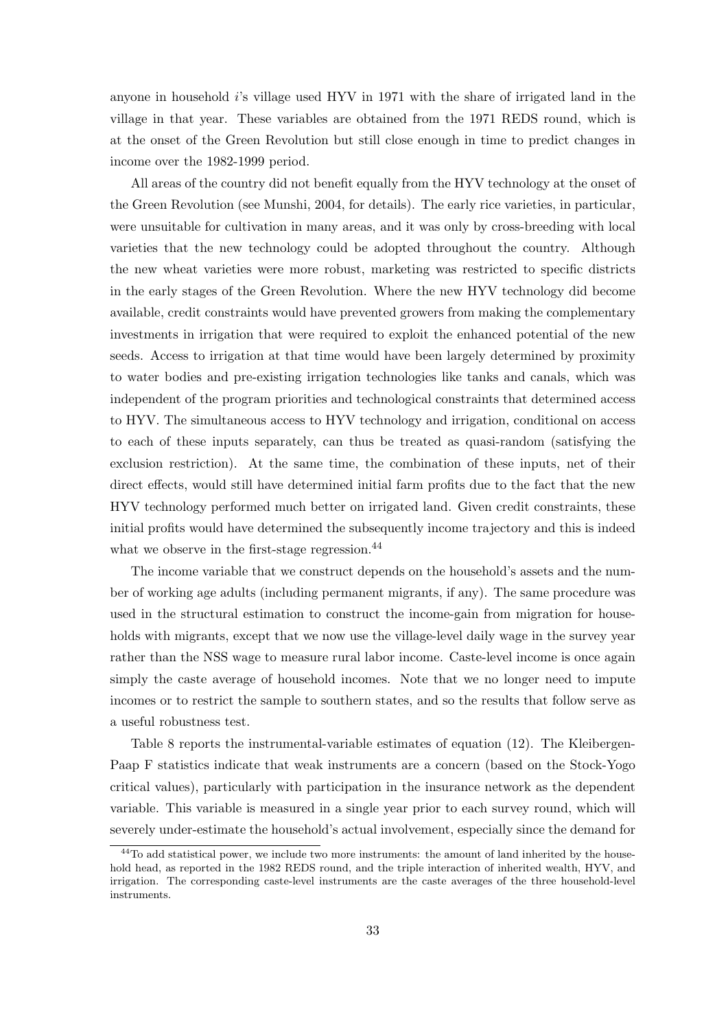anyone in household $i$'s village used HYV in 1971 with the share of irrigated land in the village in that year. These variables are obtained from the 1971 REDS round, which is at the onset of the Green Revolution but still close enough in time to predict changes in income over the 1982-1999 period.

All areas of the country did not benefit equally from the HYV technology at the onset of the Green Revolution (see Munshi, 2004, for details). The early rice varieties, in particular, were unsuitable for cultivation in many areas, and it was only by cross-breeding with local varieties that the new technology could be adopted throughout the country. Although the new wheat varieties were more robust, marketing was restricted to specific districts in the early stages of the Green Revolution. Where the new HYV technology did become available, credit constraints would have prevented growers from making the complementary investments in irrigation that were required to exploit the enhanced potential of the new seeds. Access to irrigation at that time would have been largely determined by proximity to water bodies and pre-existing irrigation technologies like tanks and canals, which was independent of the program priorities and technological constraints that determined access to HYV. The simultaneous access to HYV technology and irrigation, conditional on access to each of these inputs separately, can thus be treated as quasi-random (satisfying the exclusion restriction). At the same time, the combination of these inputs, net of their direct effects, would still have determined initial farm profits due to the fact that the new HYV technology performed much better on irrigated land. Given credit constraints, these initial profits would have determined the subsequently income trajectory and this is indeed what we observe in the first-stage regression.[44]

The income variable that we construct depends on the household's assets and the number of working age adults (including permanent migrants, if any). The same procedure was used in the structural estimation to construct the income-gain from migration for households with migrants, except that we now use the village-level daily wage in the survey year rather than the NSS wage to measure rural labor income. Caste-level income is once again simply the caste average of household incomes. Note that we no longer need to impute incomes or to restrict the sample to southern states, and so the results that follow serve as a useful robustness test.

Table 8 reports the instrumental-variable estimates of equation (12). The Kleibergen-Paap F statistics indicate that weak instruments are a concern (based on the Stock-Yogo critical values), particularly with participation in the insurance network as the dependent variable. This variable is measured in a single year prior to each survey round, which will severely under-estimate the household's actual involvement, especially since the demand for

[44] To add statistical power, we include two more instruments: the amount of land inherited by the household head, as reported in the 1982 REDS round, and the triple interaction of inherited wealth, HYV, and irrigation. The corresponding caste-level instruments are the caste averages of the three household-level instruments.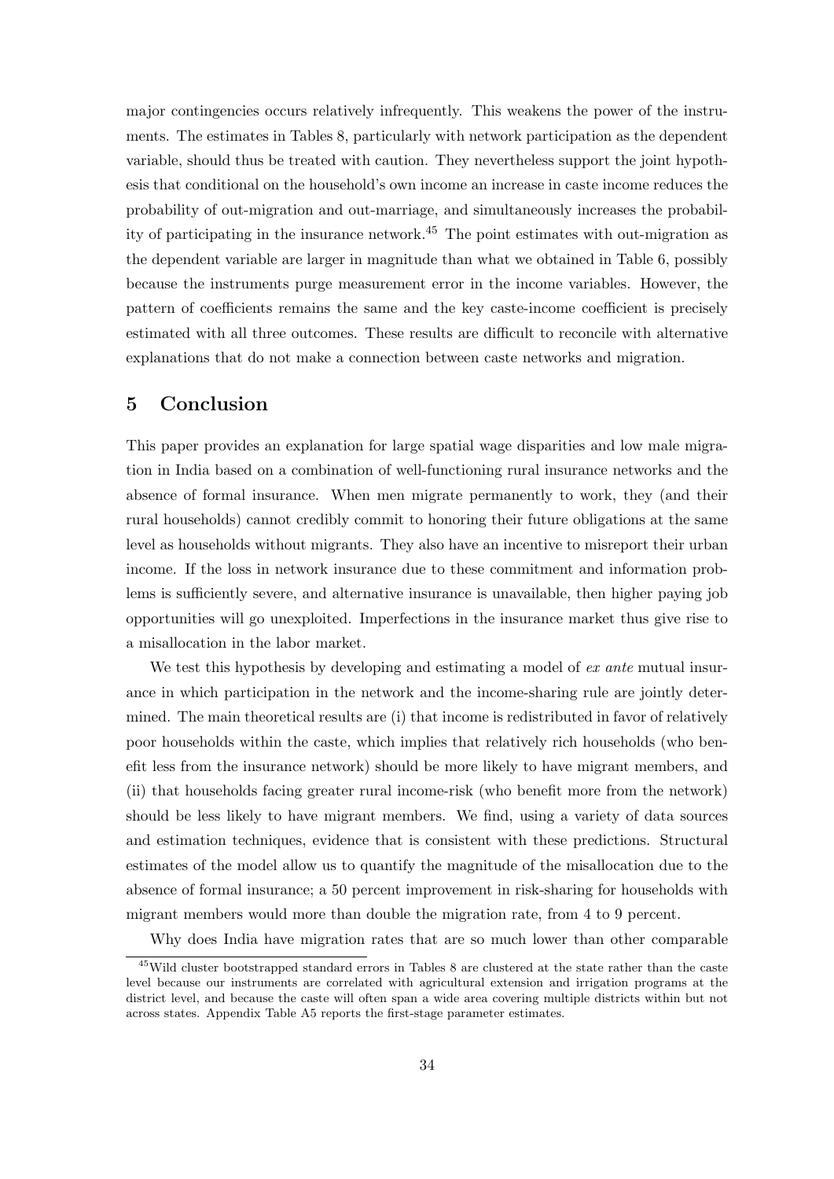major contingencies occurs relatively infrequently. This weakens the power of the instruments. The estimates in Tables 8, particularly with network participation as the dependent variable, should thus be treated with caution. They nevertheless support the joint hypothesis that conditional on the household's own income an increase in caste income reduces the probability of out-migration and out-marriage, and simultaneously increases the probability of participating in the insurance network.[45] The point estimates with out-migration as the dependent variable are larger in magnitude than what we obtained in Table 6, possibly because the instruments purge measurement error in the income variables. However, the pattern of coefficients remains the same and the key caste-income coefficient is precisely estimated with all three outcomes. These results are difficult to reconcile with alternative explanations that do not make a connection between caste networks and migration.

## 5 Conclusion

This paper provides an explanation for large spatial wage disparities and low male migration in India based on a combination of well-functioning rural insurance networks and the absence of formal insurance. When men migrate permanently to work, they (and their rural households) cannot credibly commit to honoring their future obligations at the same level as households without migrants. They also have an incentive to misreport their urban income. If the loss in network insurance due to these commitment and information problems is sufficiently severe, and alternative insurance is unavailable, then higher paying job opportunities will go unexploited. Imperfections in the insurance market thus give rise to a misallocation in the labor market.

We test this hypothesis by developing and estimating a model of *ex ante* mutual insurance in which participation in the network and the income-sharing rule are jointly determined. The main theoretical results are (i) that income is redistributed in favor of relatively poor households within the caste, which implies that relatively rich households (who benefit less from the insurance network) should be more likely to have migrant members, and (ii) that households facing greater rural income-risk (who benefit more from the network) should be less likely to have migrant members. We find, using a variety of data sources and estimation techniques, evidence that is consistent with these predictions. Structural estimates of the model allow us to quantify the magnitude of the misallocation due to the absence of formal insurance; a 50 percent improvement in risk-sharing for households with migrant members would more than double the migration rate, from 4 to 9 percent.

Why does India have migration rates that are so much lower than other comparable

[45] Wild cluster bootstrapped standard errors in Tables 8 are clustered at the state rather than the caste level because our instruments are correlated with agricultural extension and irrigation programs at the district level, and because the caste will often span a wide area covering multiple districts within but not across states. Appendix Table A5 reports the first-stage parameter estimates.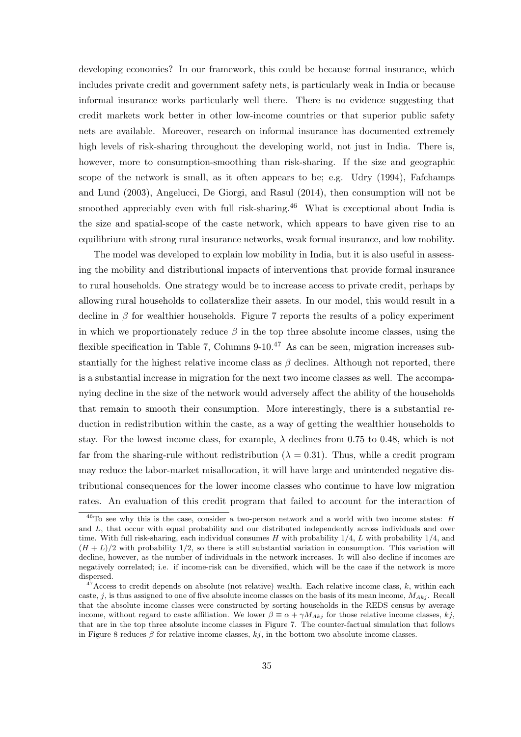developing economies? In our framework, this could be because formal insurance, which includes private credit and government safety nets, is particularly weak in India or because informal insurance works particularly well there. There is no evidence suggesting that credit markets work better in other low-income countries or that superior public safety nets are available. Moreover, research on informal insurance has documented extremely high levels of risk-sharing throughout the developing world, not just in India. There is, however, more to consumption-smoothing than risk-sharing. If the size and geographic scope of the network is small, as it often appears to be; e.g. Udry (1994), Fafchamps and Lund (2003), Angelucci, De Giorgi, and Rasul (2014), then consumption will not be smoothed appreciably even with full risk-sharing.[46] What is exceptional about India is the size and spatial-scope of the caste network, which appears to have given rise to an equilibrium with strong rural insurance networks, weak formal insurance, and low mobility.

The model was developed to explain low mobility in India, but it is also useful in assessing the mobility and distributional impacts of interventions that provide formal insurance to rural households. One strategy would be to increase access to private credit, perhaps by allowing rural households to collateralize their assets. In our model, this would result in a decline in $\beta$ for wealthier households. Figure 7 reports the results of a policy experiment in which we proportionately reduce $\beta$ in the top three absolute income classes, using the flexible specification in Table 7, Columns 9-10.[47] As can be seen, migration increases substantially for the highest relative income class as $\beta$ declines. Although not reported, there is a substantial increase in migration for the next two income classes as well. The accompanying decline in the size of the network would adversely affect the ability of the households that remain to smooth their consumption. More interestingly, there is a substantial reduction in redistribution within the caste, as a way of getting the wealthier households to stay. For the lowest income class, for example, $\lambda$ declines from 0.75 to 0.48, which is not far from the sharing-rule without redistribution ($\lambda = 0.31$). Thus, while a credit program may reduce the labor-market misallocation, it will have large and unintended negative distributional consequences for the lower income classes who continue to have low migration rates. An evaluation of this credit program that failed to account for the interaction of

[46] To see why this is the case, consider a two-person network and a world with two income states: $H$ and $L$, that occur with equal probability and our distributed independently across individuals and over time. With full risk-sharing, each individual consumes $H$ with probability 1/4, $L$ with probability 1/4, and $(H + L)/2$ with probability 1/2, so there is still substantial variation in consumption. This variation will decline, however, as the number of individuals in the network increases. It will also decline if incomes are negatively correlated; i.e. if income-risk can be diversified, which will be the case if the network is more dispersed.

[47] Access to credit depends on absolute (not relative) wealth. Each relative income class, $k$, within each caste, $j$, is thus assigned to one of five absolute income classes on the basis of its mean income, $M_{Akj}$. Recall that the absolute income classes were constructed by sorting households in the REDS census by average income, without regard to caste affiliation. We lower $\beta \equiv \alpha + \gamma M_{Akj}$ for those relative income classes, $kj$, that are in the top three absolute income classes in Figure 7. The counter-factual simulation that follows in Figure 8 reduces $\beta$ for relative income classes, $kj$, in the bottom two absolute income classes.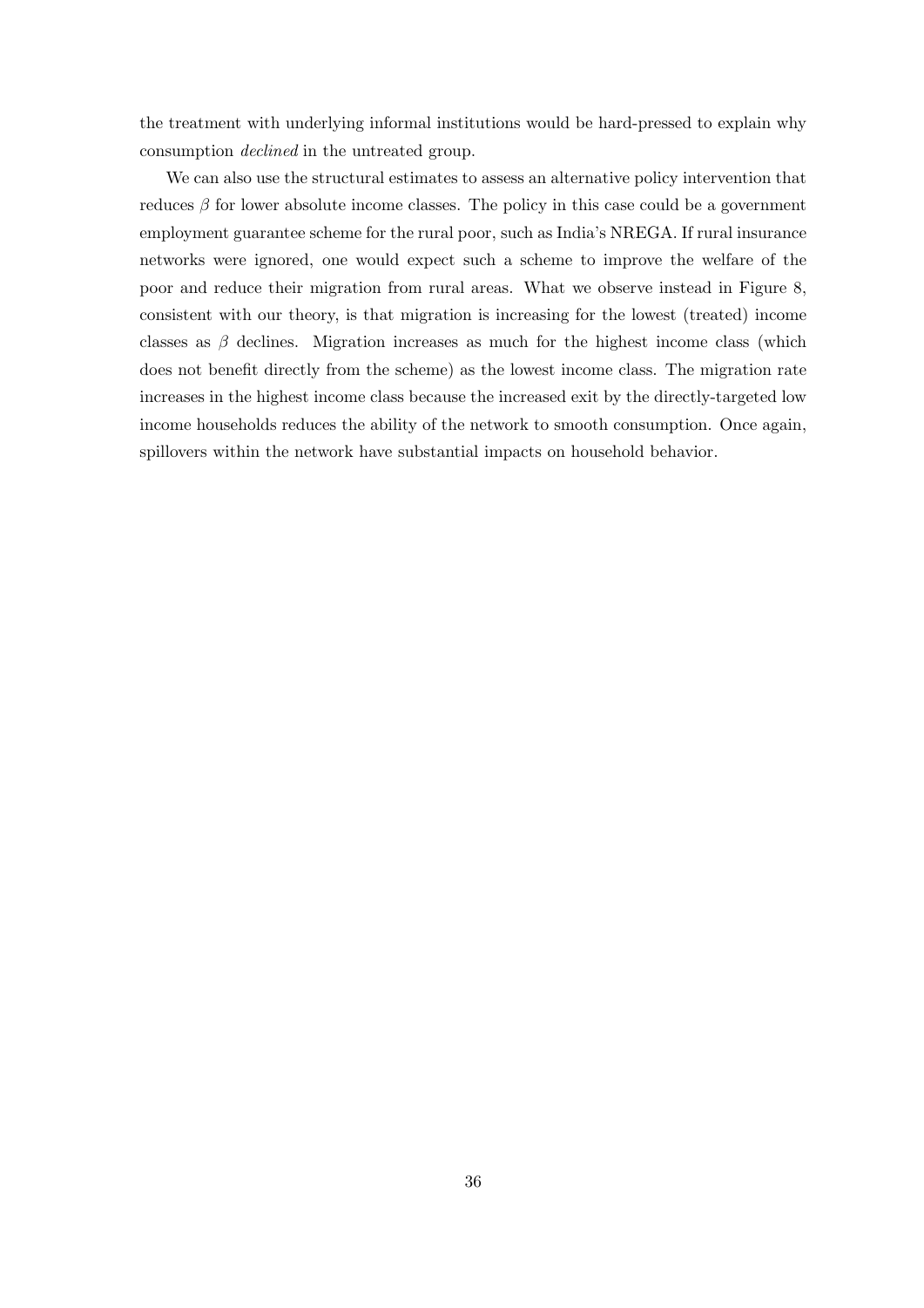the treatment with underlying informal institutions would be hard-pressed to explain why consumption *declined* in the untreated group.

We can also use the structural estimates to assess an alternative policy intervention that reduces $\beta$ for lower absolute income classes. The policy in this case could be a government employment guarantee scheme for the rural poor, such as India's NREGA. If rural insurance networks were ignored, one would expect such a scheme to improve the welfare of the poor and reduce their migration from rural areas. What we observe instead in Figure 8, consistent with our theory, is that migration is increasing for the lowest (treated) income classes as $\beta$ declines. Migration increases as much for the highest income class (which does not benefit directly from the scheme) as the lowest income class. The migration rate increases in the highest income class because the increased exit by the directly-targeted low income households reduces the ability of the network to smooth consumption. Once again, spillovers within the network have substantial impacts on household behavior.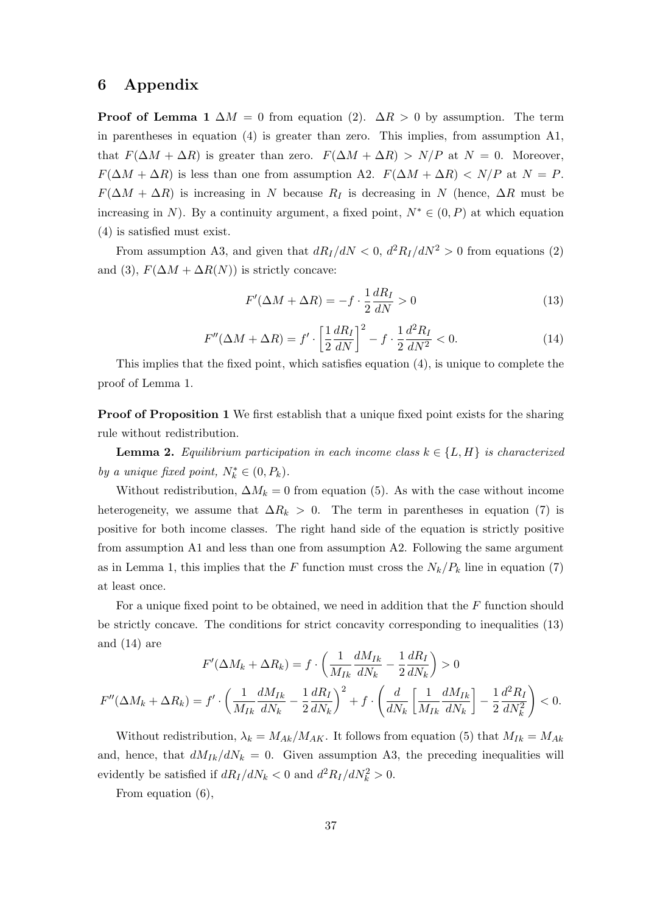# 6 Appendix

**Proof of Lemma 1** $\Delta M = 0$ from equation (2). $\Delta R > 0$ by assumption. The term in parentheses in equation (4) is greater than zero. This implies, from assumption A1, that $F(\Delta M + \Delta R)$ is greater than zero. $F(\Delta M + \Delta R) > N/P$ at $N = 0$. Moreover, $F(\Delta M + \Delta R)$ is less than one from assumption A2. $F(\Delta M + \Delta R) < N/P$ at $N = P$. $F(\Delta M + \Delta R)$ is increasing in $N$ because $R_I$ is decreasing in $N$ (hence, $\Delta R$ must be increasing in $N$). By a continuity argument, a fixed point, $N^* \in (0, P)$ at which equation (4) is satisfied must exist.

From assumption A3, and given that $dR_I/dN < 0$, $d^2R_I/dN^2 > 0$ from equations (2) and (3), $F(\Delta M + \Delta R(N))$ is strictly concave:

$$F'(\Delta M + \Delta R) = -f \cdot \frac{1}{2}\frac{dR_I}{dN} > 0 \tag{13}$$

$$F''(\Delta M + \Delta R) = f' \cdot \left[\frac{1}{2}\frac{dR_I}{dN}\right]^2 - f \cdot \frac{1}{2}\frac{d^2R_I}{dN^2} < 0. \tag{14}$$

This implies that the fixed point, which satisfies equation (4), is unique to complete the proof of Lemma 1.

**Proof of Proposition 1** We first establish that a unique fixed point exists for the sharing rule without redistribution.

**Lemma 2.** *Equilibrium participation in each income class $k \in \{L, H\}$ is characterized by a unique fixed point, $N_k^* \in (0, P_k)$.*

Without redistribution, $\Delta M_k = 0$ from equation (5). As with the case without income heterogeneity, we assume that $\Delta R_k > 0$. The term in parentheses in equation (7) is positive for both income classes. The right hand side of the equation is strictly positive from assumption A1 and less than one from assumption A2. Following the same argument as in Lemma 1, this implies that the $F$ function must cross the $N_k/P_k$ line in equation (7) at least once.

For a unique fixed point to be obtained, we need in addition that the $F$ function should be strictly concave. The conditions for strict concavity corresponding to inequalities (13) and (14) are

$$F'(\Delta M_k + \Delta R_k) = f \cdot \left(\frac{1}{M_{Ik}}\frac{dM_{Ik}}{dN_k} - \frac{1}{2}\frac{dR_I}{dN_k}\right) > 0$$

$$F''(\Delta M_k + \Delta R_k) = f' \cdot \left(\frac{1}{M_{Ik}}\frac{dM_{Ik}}{dN_k} - \frac{1}{2}\frac{dR_I}{dN_k}\right)^2 + f \cdot \left(\frac{d}{dN_k}\left[\frac{1}{M_{Ik}}\frac{dM_{Ik}}{dN_k}\right] - \frac{1}{2}\frac{d^2R_I}{dN_k^2}\right) < 0.$$

Without redistribution, $\lambda_k = M_{Ak}/M_{AK}$. It follows from equation (5) that $M_{Ik} = M_{Ak}$ and, hence, that $dM_{Ik}/dN_k = 0$. Given assumption A3, the preceding inequalities will evidently be satisfied if $dR_I/dN_k < 0$ and $d^2R_I/dN_k^2 > 0$.

From equation (6),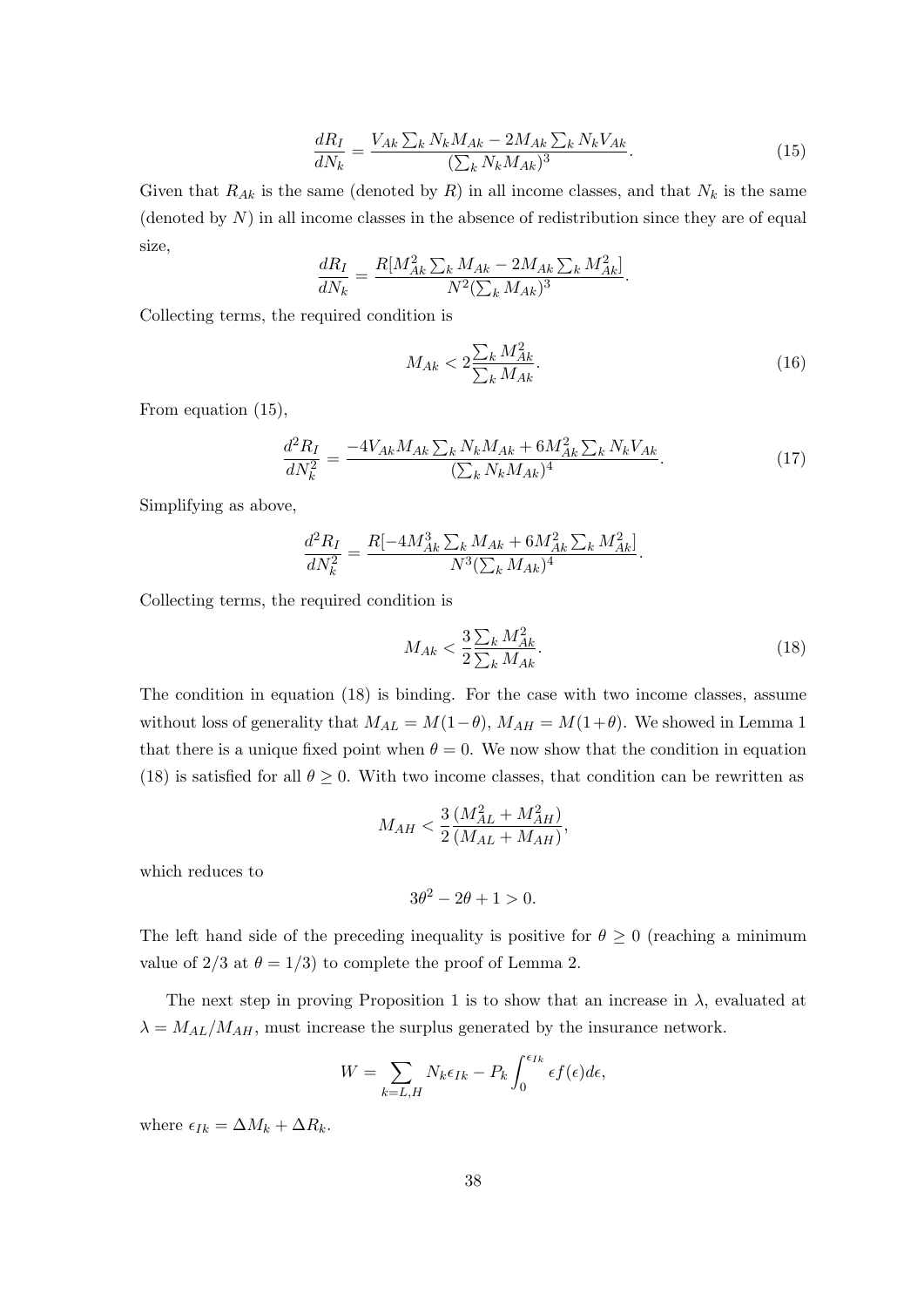$$\frac{dR_I}{dN_k} = \frac{V_{Ak}\sum_k N_k M_{Ak} - 2M_{Ak}\sum_k N_k V_{Ak}}{(\sum_k N_k M_{Ak})^3}. \tag{15}$$

Given that $R_{Ak}$ is the same (denoted by $R$) in all income classes, and that $N_k$ is the same (denoted by $N$) in all income classes in the absence of redistribution since they are of equal size,

$$\frac{dR_I}{dN_k} = \frac{R[M_{Ak}^2 \sum_k M_{Ak} - 2M_{Ak}\sum_k M_{Ak}^2]}{N^2(\sum_k M_{Ak})^3}.$$

Collecting terms, the required condition is

$$M_{Ak} < 2\frac{\sum_k M_{Ak}^2}{\sum_k M_{Ak}}. \tag{16}$$

From equation (15),

$$\frac{d^2R_I}{dN_k^2} = \frac{-4V_{Ak}M_{Ak}\sum_k N_k M_{Ak} + 6M_{Ak}^2\sum_k N_k V_{Ak}}{(\sum_k N_k M_{Ak})^4}. \tag{17}$$

Simplifying as above,

$$\frac{d^2R_I}{dN_k^2} = \frac{R[-4M_{Ak}^3\sum_k M_{Ak} + 6M_{Ak}^2\sum_k M_{Ak}^2]}{N^3(\sum_k M_{Ak})^4}.$$

Collecting terms, the required condition is

$$M_{Ak} < \frac{3}{2}\frac{\sum_k M_{Ak}^2}{\sum_k M_{Ak}}. \tag{18}$$

The condition in equation (18) is binding. For the case with two income classes, assume without loss of generality that $M_{AL} = M(1-\theta)$, $M_{AH} = M(1+\theta)$. We showed in Lemma 1 that there is a unique fixed point when $\theta = 0$. We now show that the condition in equation (18) is satisfied for all $\theta \geq 0$. With two income classes, that condition can be rewritten as

$$M_{AH} < \frac{3}{2}\frac{(M_{AL}^2 + M_{AH}^2)}{(M_{AL} + M_{AH})},$$

which reduces to

$$3\theta^2 - 2\theta + 1 > 0.$$

The left hand side of the preceding inequality is positive for $\theta \geq 0$ (reaching a minimum value of $2/3$ at $\theta = 1/3$) to complete the proof of Lemma 2.

The next step in proving Proposition 1 is to show that an increase in $\lambda$, evaluated at $\lambda = M_{AL}/M_{AH}$, must increase the surplus generated by the insurance network.

$$W = \sum_{k=L,H} N_k \epsilon_{Ik} - P_k \int_0^{\epsilon_{Ik}} \epsilon f(\epsilon) d\epsilon,$$

where $\epsilon_{Ik} = \Delta M_k + \Delta R_k$.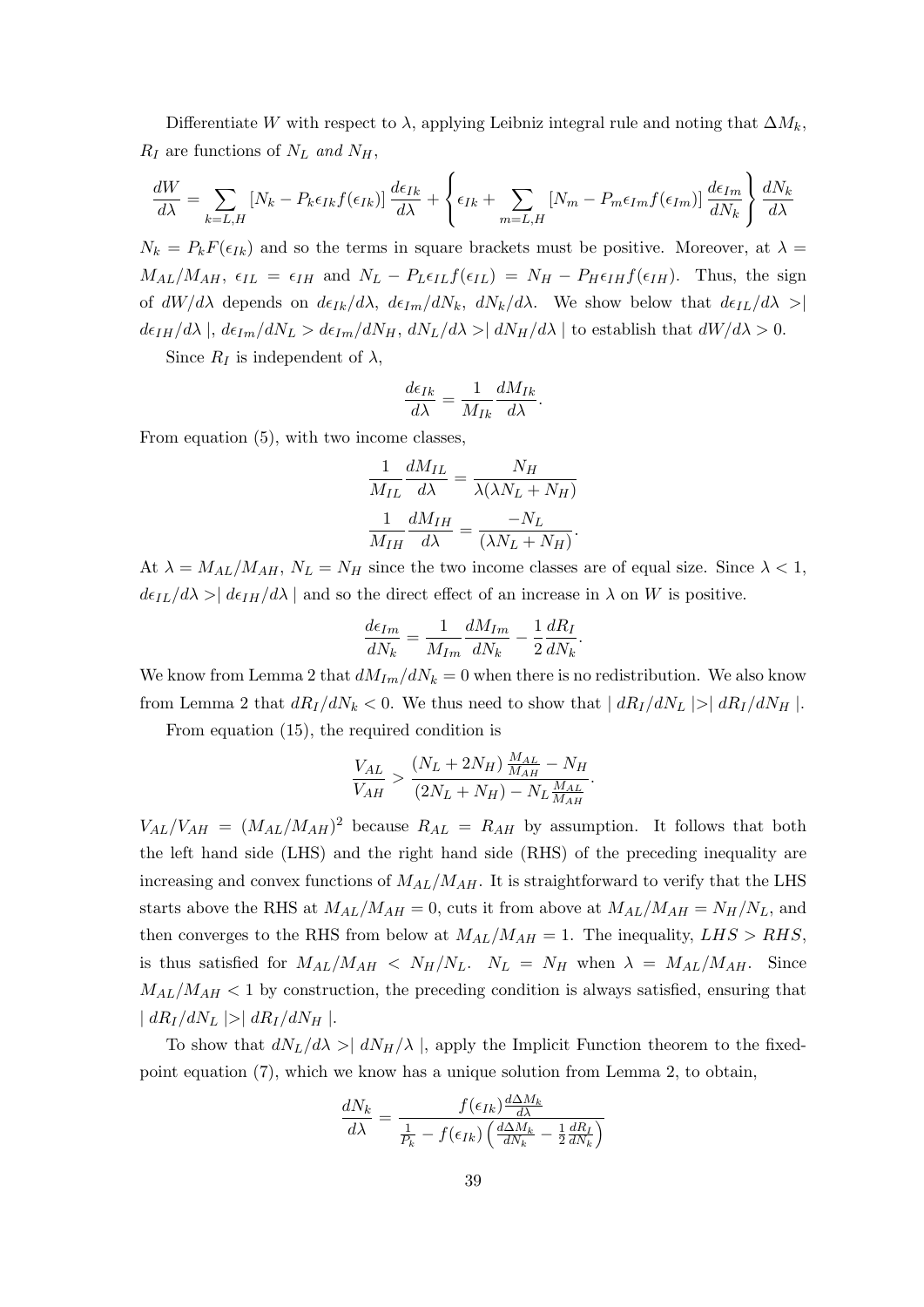Differentiate $W$ with respect to $\lambda$, applying Leibniz integral rule and noting that $\Delta M_k$, $R_I$ are functions of $N_L$ *and* $N_H$,

$$\frac{dW}{d\lambda} = \sum_{k=L,H} [N_k - P_k \epsilon_{Ik} f(\epsilon_{Ik})] \frac{d\epsilon_{Ik}}{d\lambda} + \left\{ \epsilon_{Ik} + \sum_{m=L,H} [N_m - P_m \epsilon_{Im} f(\epsilon_{Im})] \frac{d\epsilon_{Im}}{dN_k} \right\} \frac{dN_k}{d\lambda}$$

$N_k = P_k F(\epsilon_{Ik})$ and so the terms in square brackets must be positive. Moreover, at $\lambda = M_{AL}/M_{AH}$, $\epsilon_{IL} = \epsilon_{IH}$ and $N_L - P_L \epsilon_{IL} f(\epsilon_{IL}) = N_H - P_H \epsilon_{IH} f(\epsilon_{IH})$. Thus, the sign of $dW/d\lambda$ depends on $d\epsilon_{Ik}/d\lambda$, $d\epsilon_{Im}/dN_k$, $dN_k/d\lambda$. We show below that $d\epsilon_{IL}/d\lambda >| d\epsilon_{IH}/d\lambda |$, $d\epsilon_{Im}/dN_L > d\epsilon_{Im}/dN_H$, $dN_L/d\lambda >| dN_H/d\lambda |$ to establish that $dW/d\lambda > 0$.

Since $R_I$ is independent of $\lambda$,

$$\frac{d\epsilon_{Ik}}{d\lambda} = \frac{1}{M_{Ik}} \frac{dM_{Ik}}{d\lambda}.$$

From equation (5), with two income classes,

$$\frac{1}{M_{IL}} \frac{dM_{IL}}{d\lambda} = \frac{N_H}{\lambda(\lambda N_L + N_H)}$$

$$\frac{1}{M_{IH}} \frac{dM_{IH}}{d\lambda} = \frac{-N_L}{(\lambda N_L + N_H)}.$$

At $\lambda = M_{AL}/M_{AH}$, $N_L = N_H$ since the two income classes are of equal size. Since $\lambda < 1$, $d\epsilon_{IL}/d\lambda >| d\epsilon_{IH}/d\lambda |$ and so the direct effect of an increase in $\lambda$ on $W$ is positive.

$$\frac{d\epsilon_{Im}}{dN_k} = \frac{1}{M_{Im}} \frac{dM_{Im}}{dN_k} - \frac{1}{2} \frac{dR_I}{dN_k}.$$

We know from Lemma 2 that $dM_{Im}/dN_k = 0$ when there is no redistribution. We also know from Lemma 2 that $dR_I/dN_k < 0$. We thus need to show that $| dR_I/dN_L |>| dR_I/dN_H |$.

From equation (15), the required condition is

$$\frac{V_{AL}}{V_{AH}} > \frac{(N_L + 2N_H)\frac{M_{AL}}{M_{AH}} - N_H}{(2N_L + N_H) - N_L \frac{M_{AL}}{M_{AH}}}.$$

$V_{AL}/V_{AH} = (M_{AL}/M_{AH})^2$ because $R_{AL} = R_{AH}$ by assumption. It follows that both the left hand side (LHS) and the right hand side (RHS) of the preceding inequality are increasing and convex functions of $M_{AL}/M_{AH}$. It is straightforward to verify that the LHS starts above the RHS at $M_{AL}/M_{AH} = 0$, cuts it from above at $M_{AL}/M_{AH} = N_H/N_L$, and then converges to the RHS from below at $M_{AL}/M_{AH} = 1$. The inequality, $LHS > RHS$, is thus satisfied for $M_{AL}/M_{AH} < N_H/N_L$. $N_L = N_H$ when $\lambda = M_{AL}/M_{AH}$. Since $M_{AL}/M_{AH} < 1$ by construction, the preceding condition is always satisfied, ensuring that $| dR_I/dN_L |>| dR_I/dN_H |$.

To show that $dN_L/d\lambda >| dN_H/\lambda |$, apply the Implicit Function theorem to the fixed-point equation (7), which we know has a unique solution from Lemma 2, to obtain,

$$\frac{dN_k}{d\lambda} = \frac{f(\epsilon_{Ik})\frac{d\Delta M_k}{d\lambda}}{\frac{1}{P_k} - f(\epsilon_{Ik})\left(\frac{d\Delta M_k}{dN_k} - \frac{1}{2}\frac{dR_I}{dN_k}\right)}$$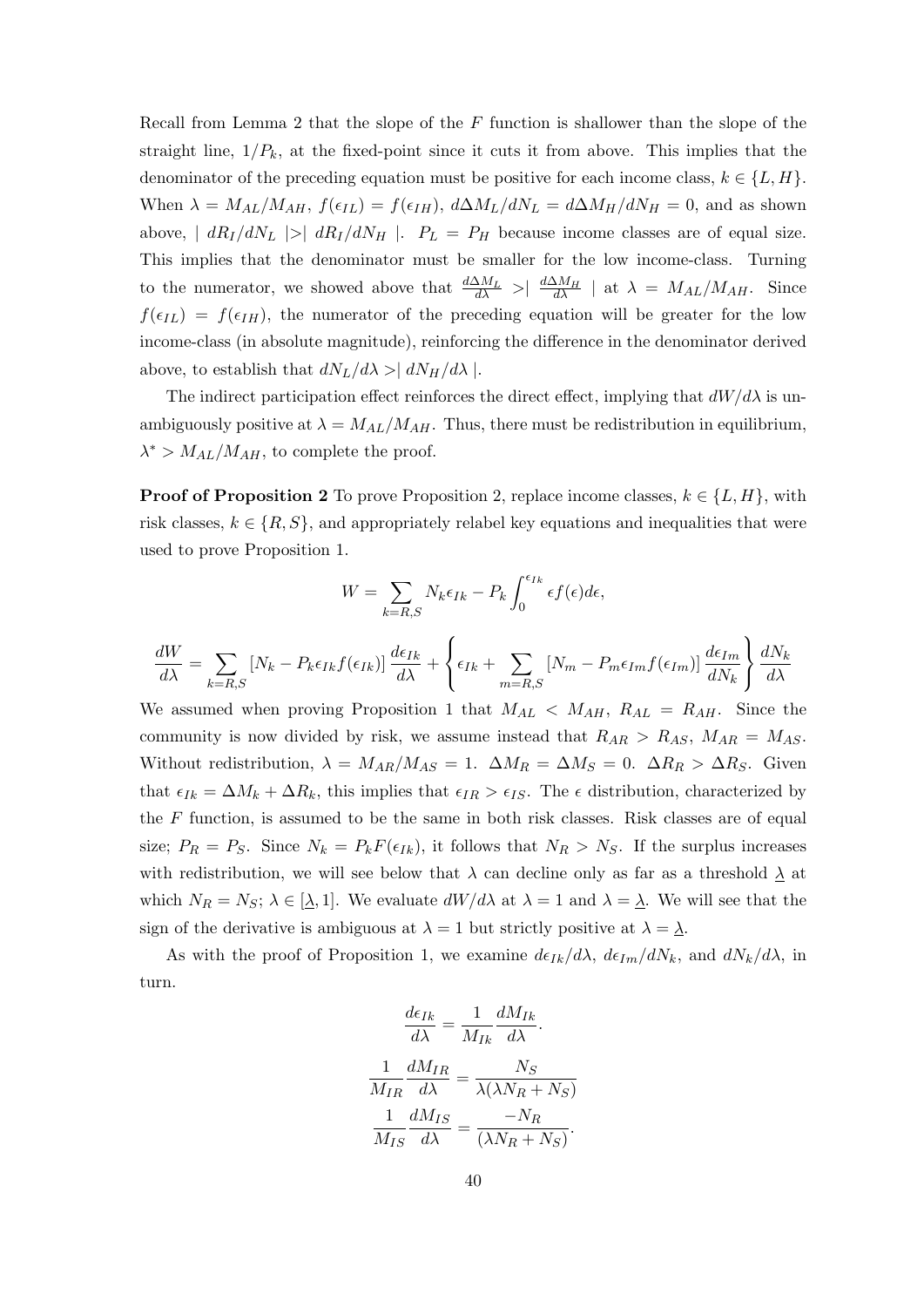Recall from Lemma 2 that the slope of the $F$ function is shallower than the slope of the straight line, $1/P_k$, at the fixed-point since it cuts it from above. This implies that the denominator of the preceding equation must be positive for each income class, $k \in \{L, H\}$. When $\lambda = M_{AL}/M_{AH}$, $f(\epsilon_{IL}) = f(\epsilon_{IH})$, $d\Delta M_L/dN_L = d\Delta M_H/dN_H = 0$, and as shown above, $| dR_I/dN_L | > | dR_I/dN_H |$. $P_L = P_H$ because income classes are of equal size. This implies that the denominator must be smaller for the low income-class. Turning to the numerator, we showed above that $\frac{d\Delta M_L}{d\lambda} > | \frac{d\Delta M_H}{d\lambda} |$ at $\lambda = M_{AL}/M_{AH}$. Since $f(\epsilon_{IL}) = f(\epsilon_{IH})$, the numerator of the preceding equation will be greater for the low income-class (in absolute magnitude), reinforcing the difference in the denominator derived above, to establish that $dN_L/d\lambda > | dN_H/d\lambda |$.

The indirect participation effect reinforces the direct effect, implying that $dW/d\lambda$ is unambiguously positive at $\lambda = M_{AL}/M_{AH}$. Thus, there must be redistribution in equilibrium, $\lambda^* > M_{AL}/M_{AH}$, to complete the proof.

**Proof of Proposition 2** To prove Proposition 2, replace income classes, $k \in \{L, H\}$, with risk classes, $k \in \{R, S\}$, and appropriately relabel key equations and inequalities that were used to prove Proposition 1.

$$W = \sum_{k=R,S} N_k \epsilon_{Ik} - P_k \int_0^{\epsilon_{Ik}} \epsilon f(\epsilon) d\epsilon,$$

$$\frac{dW}{d\lambda} = \sum_{k=R,S} \left[ N_k - P_k \epsilon_{Ik} f(\epsilon_{Ik}) \right] \frac{d\epsilon_{Ik}}{d\lambda} + \left\{ \epsilon_{Ik} + \sum_{m=R,S} \left[ N_m - P_m \epsilon_{Im} f(\epsilon_{Im}) \right] \frac{d\epsilon_{Im}}{dN_k} \right\} \frac{dN_k}{d\lambda}$$

We assumed when proving Proposition 1 that $M_{AL} < M_{AH}$, $R_{AL} = R_{AH}$. Since the community is now divided by risk, we assume instead that $R_{AR} > R_{AS}$, $M_{AR} = M_{AS}$. Without redistribution, $\lambda = M_{AR}/M_{AS} = 1$. $\Delta M_R = \Delta M_S = 0$. $\Delta R_R > \Delta R_S$. Given that $\epsilon_{Ik} = \Delta M_k + \Delta R_k$, this implies that $\epsilon_{IR} > \epsilon_{IS}$. The $\epsilon$ distribution, characterized by the $F$ function, is assumed to be the same in both risk classes. Risk classes are of equal size; $P_R = P_S$. Since $N_k = P_k F(\epsilon_{Ik})$, it follows that $N_R > N_S$. If the surplus increases with redistribution, we will see below that $\lambda$ can decline only as far as a threshold $\underline{\lambda}$ at which $N_R = N_S$; $\lambda \in [\underline{\lambda}, 1]$. We evaluate $dW/d\lambda$ at $\lambda = 1$ and $\lambda = \underline{\lambda}$. We will see that the sign of the derivative is ambiguous at $\lambda = 1$ but strictly positive at $\lambda = \underline{\lambda}$.

As with the proof of Proposition 1, we examine $d\epsilon_{Ik}/d\lambda$, $d\epsilon_{Im}/dN_k$, and $dN_k/d\lambda$, in turn.

$$\frac{d\epsilon_{Ik}}{d\lambda} = \frac{1}{M_{Ik}} \frac{dM_{Ik}}{d\lambda}.$$

$$\frac{1}{M_{IR}} \frac{dM_{IR}}{d\lambda} = \frac{N_S}{\lambda(\lambda N_R + N_S)}$$

$$\frac{1}{M_{IS}} \frac{dM_{IS}}{d\lambda} = \frac{-N_R}{(\lambda N_R + N_S)}.$$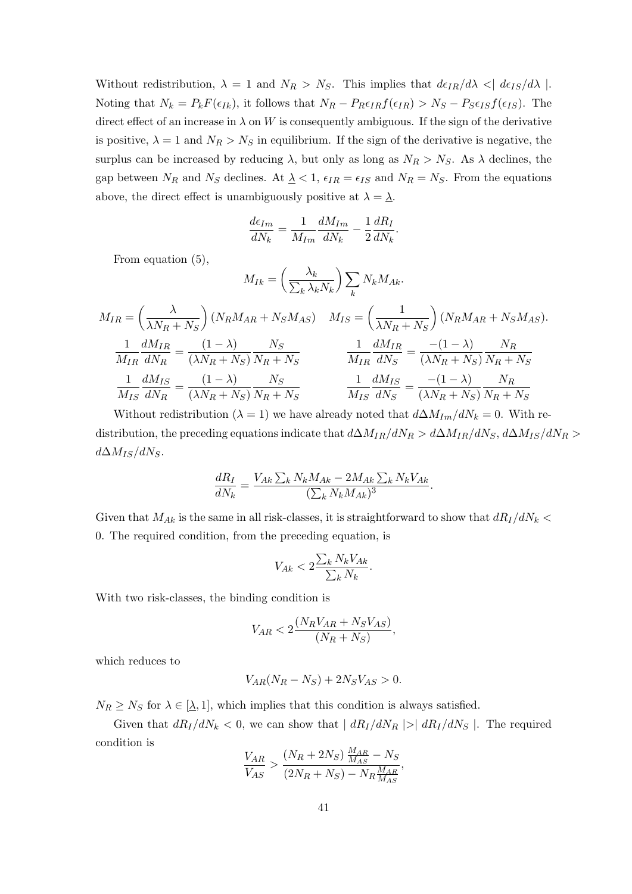Without redistribution, $\lambda = 1$ and $N_R > N_S$. This implies that $d\epsilon_{IR}/d\lambda <\mid d\epsilon_{IS}/d\lambda \mid$. Noting that $N_k = P_k F(\epsilon_{Ik})$, it follows that $N_R - P_R \epsilon_{IR} f(\epsilon_{IR}) > N_S - P_S \epsilon_{IS} f(\epsilon_{IS})$. The direct effect of an increase in $\lambda$ on $W$ is consequently ambiguous. If the sign of the derivative is positive, $\lambda = 1$ and $N_R > N_S$ in equilibrium. If the sign of the derivative is negative, the surplus can be increased by reducing $\lambda$, but only as long as $N_R > N_S$. As $\lambda$ declines, the gap between $N_R$ and $N_S$ declines. At $\underline{\lambda} < 1$, $\epsilon_{IR} = \epsilon_{IS}$ and $N_R = N_S$. From the equations above, the direct effect is unambiguously positive at $\lambda = \underline{\lambda}$.

$$\frac{d\epsilon_{Im}}{dN_k} = \frac{1}{M_{Im}}\frac{dM_{Im}}{dN_k} - \frac{1}{2}\frac{dR_I}{dN_k}.$$

From equation (5),

$$M_{Ik} = \left(\frac{\lambda_k}{\sum_k \lambda_k N_k}\right) \sum_k N_k M_{Ak}.$$

$$M_{IR} = \left(\frac{\lambda}{\lambda N_R + N_S}\right)(N_R M_{AR} + N_S M_{AS}) \quad M_{IS} = \left(\frac{1}{\lambda N_R + N_S}\right)(N_R M_{AR} + N_S M_{AS}).$$

$$\frac{1}{M_{IR}}\frac{dM_{IR}}{dN_R} = \frac{(1-\lambda)}{(\lambda N_R + N_S)}\frac{N_S}{N_R + N_S} \qquad \frac{1}{M_{IR}}\frac{dM_{IR}}{dN_S} = \frac{-(1-\lambda)}{(\lambda N_R + N_S)}\frac{N_R}{N_R + N_S}$$

$$\frac{1}{M_{IS}}\frac{dM_{IS}}{dN_R} = \frac{(1-\lambda)}{(\lambda N_R + N_S)}\frac{N_S}{N_R + N_S} \qquad \frac{1}{M_{IS}}\frac{dM_{IS}}{dN_S} = \frac{-(1-\lambda)}{(\lambda N_R + N_S)}\frac{N_R}{N_R + N_S}$$

Without redistribution ($\lambda = 1$) we have already noted that $d\Delta M_{Im}/dN_k = 0$. With redistribution, the preceding equations indicate that $d\Delta M_{IR}/dN_R > d\Delta M_{IR}/dN_S$, $d\Delta M_{IS}/dN_R > d\Delta M_{IS}/dN_S$.

$$\frac{dR_I}{dN_k} = \frac{V_{Ak}\sum_k N_k M_{Ak} - 2M_{Ak}\sum_k N_k V_{Ak}}{(\sum_k N_k M_{Ak})^3}.$$

Given that $M_{Ak}$ is the same in all risk-classes, it is straightforward to show that $dR_I/dN_k < 0$. The required condition, from the preceding equation, is

$$V_{Ak} < 2\frac{\sum_k N_k V_{Ak}}{\sum_k N_k}.$$

With two risk-classes, the binding condition is

$$V_{AR} < 2\frac{(N_R V_{AR} + N_S V_{AS})}{(N_R + N_S)},$$

which reduces to

$$V_{AR}(N_R - N_S) + 2N_S V_{AS} > 0.$$

$N_R \geq N_S$ for $\lambda \in [\underline{\lambda}, 1]$, which implies that this condition is always satisfied.

Given that $dR_I/dN_k < 0$, we can show that $\mid dR_I/dN_R \mid > \mid dR_I/dN_S \mid$. The required condition is

$$\frac{V_{AR}}{V_{AS}} > \frac{(N_R + 2N_S)\frac{M_{AR}}{M_{AS}} - N_S}{(2N_R + N_S) - N_R\frac{M_{AR}}{M_{AS}}},$$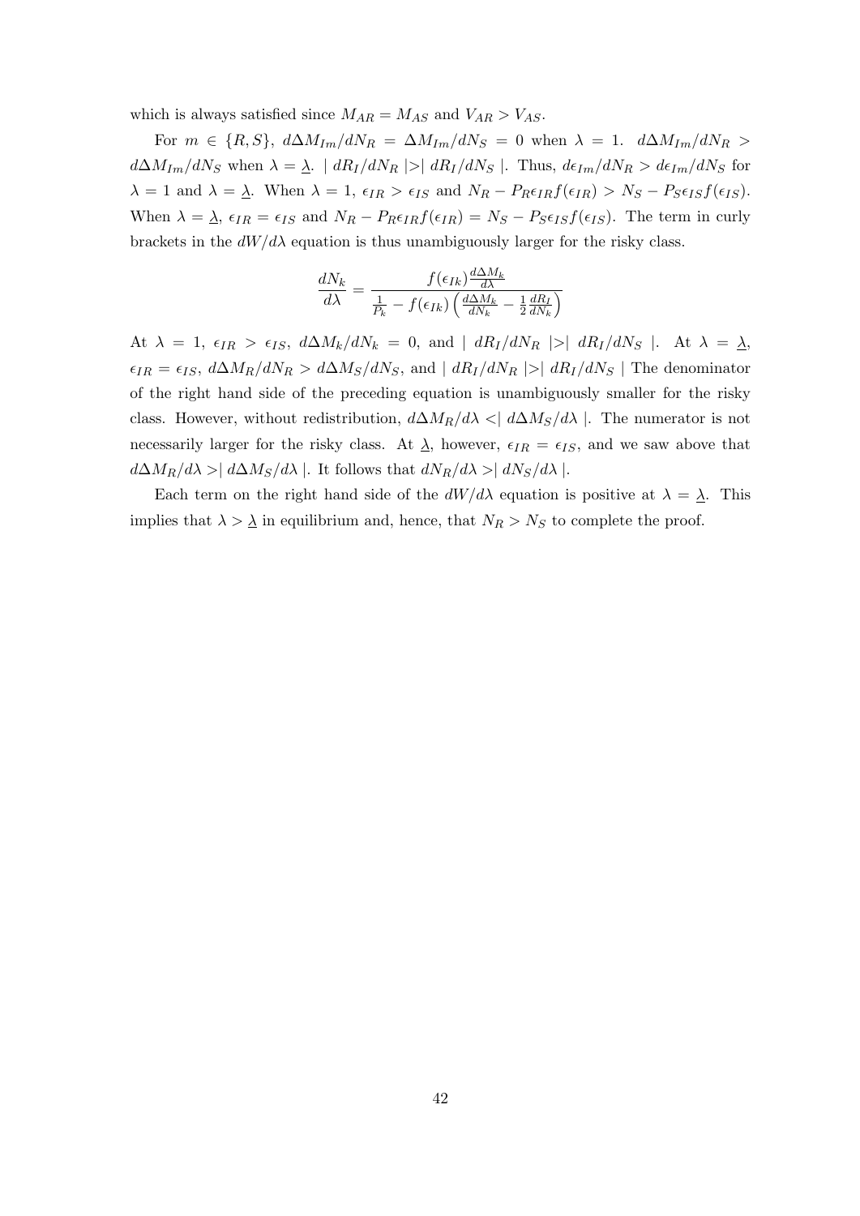which is always satisfied since $M_{AR} = M_{AS}$ and $V_{AR} > V_{AS}$.

For $m \in \{R, S\}$, $d\Delta M_{Im}/dN_R = \Delta M_{Im}/dN_S = 0$ when $\lambda = 1$. $d\Delta M_{Im}/dN_R > d\Delta M_{Im}/dN_S$ when $\lambda = \underline{\lambda}$. $| dR_I/dN_R | > | dR_I/dN_S |$. Thus, $d\epsilon_{Im}/dN_R > d\epsilon_{Im}/dN_S$ for $\lambda = 1$ and $\lambda = \underline{\lambda}$. When $\lambda = 1$, $\epsilon_{IR} > \epsilon_{IS}$ and $N_R - P_R\epsilon_{IR}f(\epsilon_{IR}) > N_S - P_S\epsilon_{IS}f(\epsilon_{IS})$. When $\lambda = \underline{\lambda}$, $\epsilon_{IR} = \epsilon_{IS}$ and $N_R - P_R\epsilon_{IR}f(\epsilon_{IR}) = N_S - P_S\epsilon_{IS}f(\epsilon_{IS})$. The term in curly brackets in the $dW/d\lambda$ equation is thus unambiguously larger for the risky class.

$$\frac{dN_k}{d\lambda} = \frac{f(\epsilon_{Ik})\frac{d\Delta M_k}{d\lambda}}{\frac{1}{P_k} - f(\epsilon_{Ik})\left(\frac{d\Delta M_k}{dN_k} - \frac{1}{2}\frac{dR_I}{dN_k}\right)}$$

At $\lambda = 1$, $\epsilon_{IR} > \epsilon_{IS}$, $d\Delta M_k/dN_k = 0$, and $| dR_I/dN_R | > | dR_I/dN_S |$. At $\lambda = \underline{\lambda}$, $\epsilon_{IR} = \epsilon_{IS}$, $d\Delta M_R/dN_R > d\Delta M_S/dN_S$, and $| dR_I/dN_R | > | dR_I/dN_S |$ The denominator of the right hand side of the preceding equation is unambiguously smaller for the risky class. However, without redistribution, $d\Delta M_R/d\lambda < | d\Delta M_S/d\lambda |$. The numerator is not necessarily larger for the risky class. At $\underline{\lambda}$, however, $\epsilon_{IR} = \epsilon_{IS}$, and we saw above that $d\Delta M_R/d\lambda > | d\Delta M_S/d\lambda |$. It follows that $dN_R/d\lambda > | dN_S/d\lambda |$.

Each term on the right hand side of the $dW/d\lambda$ equation is positive at $\lambda = \underline{\lambda}$. This implies that $\lambda > \underline{\lambda}$ in equilibrium and, hence, that $N_R > N_S$ to complete the proof.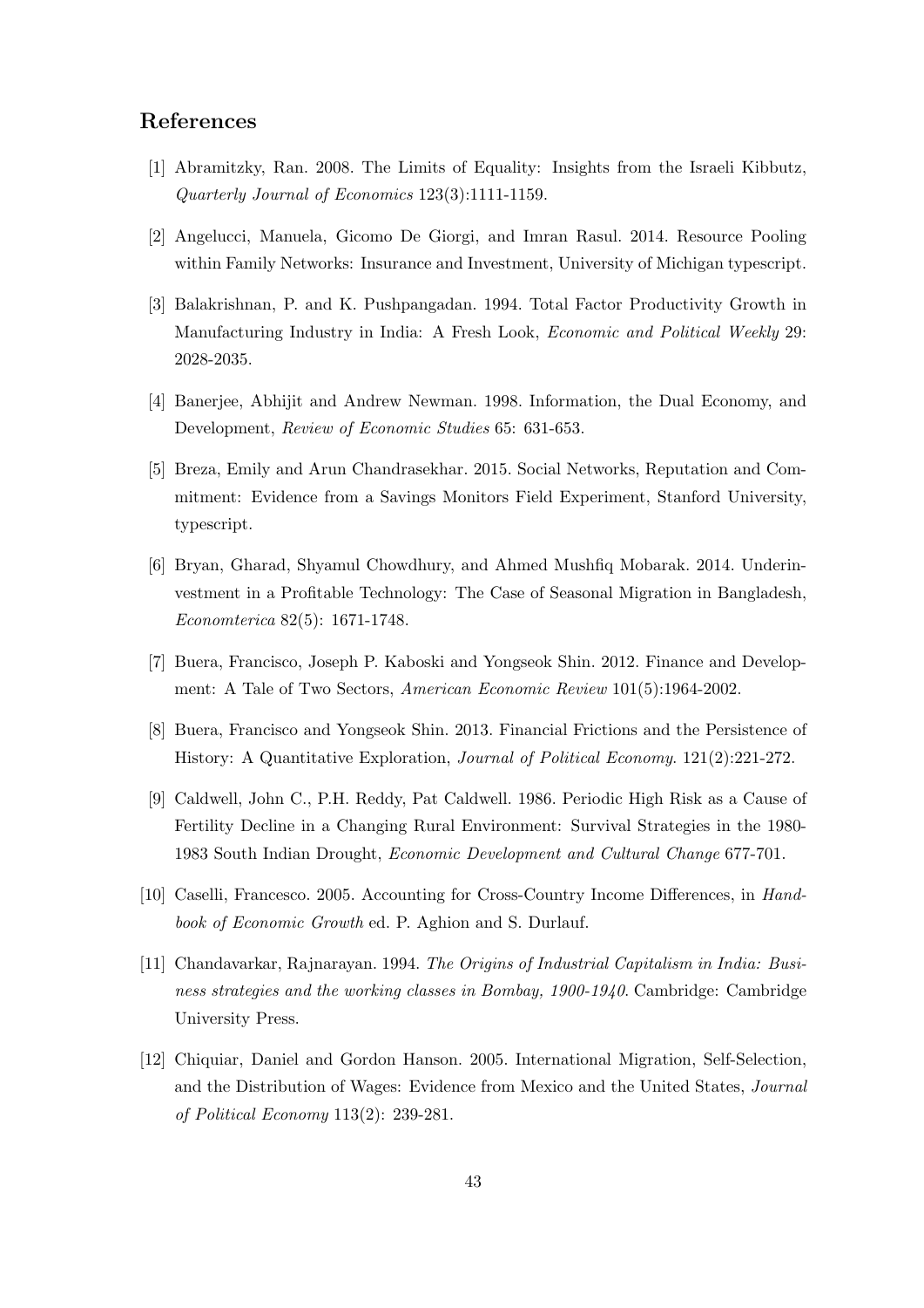## References

[1] Abramitzky, Ran. 2008. The Limits of Equality: Insights from the Israeli Kibbutz, *Quarterly Journal of Economics* 123(3):1111-1159.

[2] Angelucci, Manuela, Gicomo De Giorgi, and Imran Rasul. 2014. Resource Pooling within Family Networks: Insurance and Investment, University of Michigan typescript.

[3] Balakrishnan, P. and K. Pushpangadan. 1994. Total Factor Productivity Growth in Manufacturing Industry in India: A Fresh Look, *Economic and Political Weekly* 29: 2028-2035.

[4] Banerjee, Abhijit and Andrew Newman. 1998. Information, the Dual Economy, and Development, *Review of Economic Studies* 65: 631-653.

[5] Breza, Emily and Arun Chandrasekhar. 2015. Social Networks, Reputation and Commitment: Evidence from a Savings Monitors Field Experiment, Stanford University, typescript.

[6] Bryan, Gharad, Shyamul Chowdhury, and Ahmed Mushfiq Mobarak. 2014. Underinvestment in a Profitable Technology: The Case of Seasonal Migration in Bangladesh, *Economterica* 82(5): 1671-1748.

[7] Buera, Francisco, Joseph P. Kaboski and Yongseok Shin. 2012. Finance and Development: A Tale of Two Sectors, *American Economic Review* 101(5):1964-2002.

[8] Buera, Francisco and Yongseok Shin. 2013. Financial Frictions and the Persistence of History: A Quantitative Exploration, *Journal of Political Economy*. 121(2):221-272.

[9] Caldwell, John C., P.H. Reddy, Pat Caldwell. 1986. Periodic High Risk as a Cause of Fertility Decline in a Changing Rural Environment: Survival Strategies in the 1980-1983 South Indian Drought, *Economic Development and Cultural Change* 677-701.

[10] Caselli, Francesco. 2005. Accounting for Cross-Country Income Differences, in *Handbook of Economic Growth* ed. P. Aghion and S. Durlauf.

[11] Chandavarkar, Rajnarayan. 1994. *The Origins of Industrial Capitalism in India: Business strategies and the working classes in Bombay, 1900-1940*. Cambridge: Cambridge University Press.

[12] Chiquiar, Daniel and Gordon Hanson. 2005. International Migration, Self-Selection, and the Distribution of Wages: Evidence from Mexico and the United States, *Journal of Political Economy* 113(2): 239-281.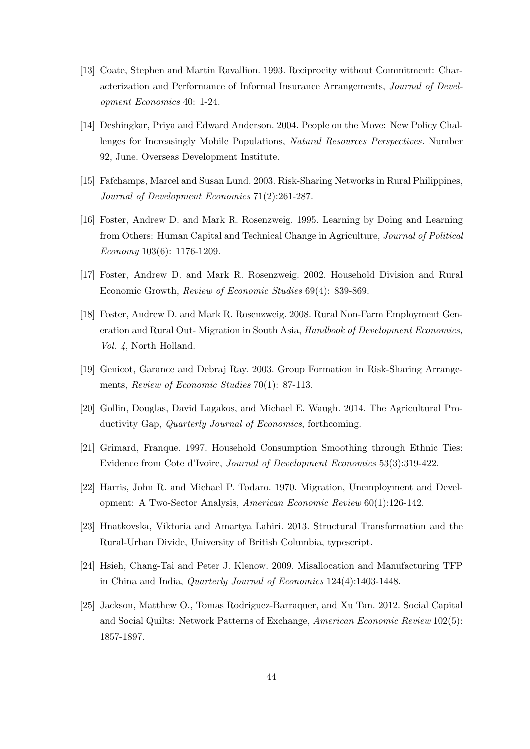[13] Coate, Stephen and Martin Ravallion. 1993. Reciprocity without Commitment: Characterization and Performance of Informal Insurance Arrangements, *Journal of Development Economics* 40: 1-24.

[14] Deshingkar, Priya and Edward Anderson. 2004. People on the Move: New Policy Challenges for Increasingly Mobile Populations, *Natural Resources Perspectives.* Number 92, June. Overseas Development Institute.

[15] Fafchamps, Marcel and Susan Lund. 2003. Risk-Sharing Networks in Rural Philippines, *Journal of Development Economics* 71(2):261-287.

[16] Foster, Andrew D. and Mark R. Rosenzweig. 1995. Learning by Doing and Learning from Others: Human Capital and Technical Change in Agriculture, *Journal of Political Economy* 103(6): 1176-1209.

[17] Foster, Andrew D. and Mark R. Rosenzweig. 2002. Household Division and Rural Economic Growth, *Review of Economic Studies* 69(4): 839-869.

[18] Foster, Andrew D. and Mark R. Rosenzweig. 2008. Rural Non-Farm Employment Generation and Rural Out- Migration in South Asia, *Handbook of Development Economics, Vol. 4*, North Holland.

[19] Genicot, Garance and Debraj Ray. 2003. Group Formation in Risk-Sharing Arrangements, *Review of Economic Studies* 70(1): 87-113.

[20] Gollin, Douglas, David Lagakos, and Michael E. Waugh. 2014. The Agricultural Productivity Gap, *Quarterly Journal of Economics*, forthcoming.

[21] Grimard, Franque. 1997. Household Consumption Smoothing through Ethnic Ties: Evidence from Cote d'Ivoire, *Journal of Development Economics* 53(3):319-422.

[22] Harris, John R. and Michael P. Todaro. 1970. Migration, Unemployment and Development: A Two-Sector Analysis, *American Economic Review* 60(1):126-142.

[23] Hnatkovska, Viktoria and Amartya Lahiri. 2013. Structural Transformation and the Rural-Urban Divide, University of British Columbia, typescript.

[24] Hsieh, Chang-Tai and Peter J. Klenow. 2009. Misallocation and Manufacturing TFP in China and India, *Quarterly Journal of Economics* 124(4):1403-1448.

[25] Jackson, Matthew O., Tomas Rodriguez-Barraquer, and Xu Tan. 2012. Social Capital and Social Quilts: Network Patterns of Exchange, *American Economic Review* 102(5): 1857-1897.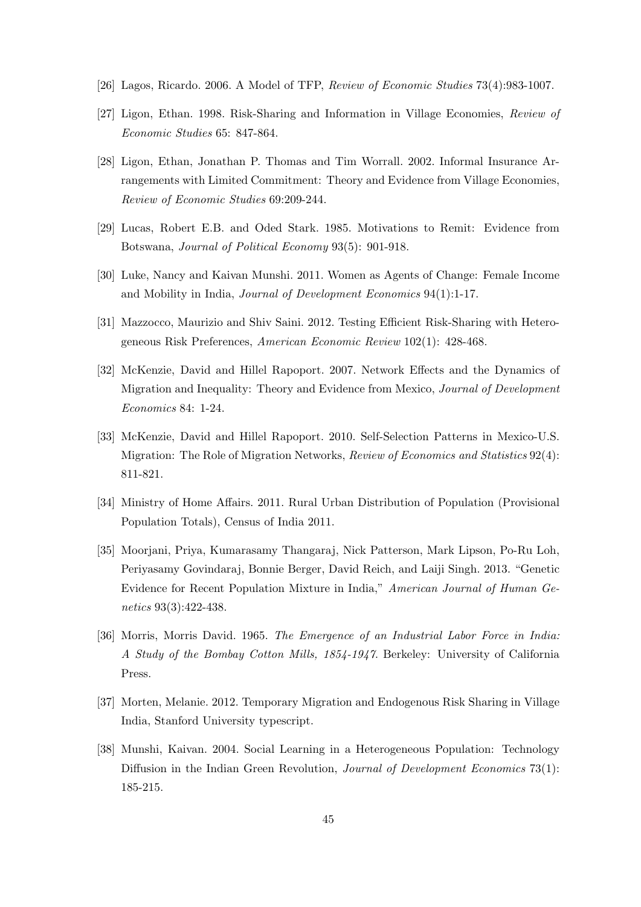[26] Lagos, Ricardo. 2006. A Model of TFP, *Review of Economic Studies* 73(4):983-1007.

[27] Ligon, Ethan. 1998. Risk-Sharing and Information in Village Economies, *Review of Economic Studies* 65: 847-864.

[28] Ligon, Ethan, Jonathan P. Thomas and Tim Worrall. 2002. Informal Insurance Arrangements with Limited Commitment: Theory and Evidence from Village Economies, *Review of Economic Studies* 69:209-244.

[29] Lucas, Robert E.B. and Oded Stark. 1985. Motivations to Remit: Evidence from Botswana, *Journal of Political Economy* 93(5): 901-918.

[30] Luke, Nancy and Kaivan Munshi. 2011. Women as Agents of Change: Female Income and Mobility in India, *Journal of Development Economics* 94(1):1-17.

[31] Mazzocco, Maurizio and Shiv Saini. 2012. Testing Efficient Risk-Sharing with Heterogeneous Risk Preferences, *American Economic Review* 102(1): 428-468.

[32] McKenzie, David and Hillel Rapoport. 2007. Network Effects and the Dynamics of Migration and Inequality: Theory and Evidence from Mexico, *Journal of Development Economics* 84: 1-24.

[33] McKenzie, David and Hillel Rapoport. 2010. Self-Selection Patterns in Mexico-U.S. Migration: The Role of Migration Networks, *Review of Economics and Statistics* 92(4): 811-821.

[34] Ministry of Home Affairs. 2011. Rural Urban Distribution of Population (Provisional Population Totals), Census of India 2011.

[35] Moorjani, Priya, Kumarasamy Thangaraj, Nick Patterson, Mark Lipson, Po-Ru Loh, Periyasamy Govindaraj, Bonnie Berger, David Reich, and Laiji Singh. 2013. "Genetic Evidence for Recent Population Mixture in India," *American Journal of Human Genetics* 93(3):422-438.

[36] Morris, Morris David. 1965. *The Emergence of an Industrial Labor Force in India: A Study of the Bombay Cotton Mills, 1854-1947*. Berkeley: University of California Press.

[37] Morten, Melanie. 2012. Temporary Migration and Endogenous Risk Sharing in Village India, Stanford University typescript.

[38] Munshi, Kaivan. 2004. Social Learning in a Heterogeneous Population: Technology Diffusion in the Indian Green Revolution, *Journal of Development Economics* 73(1): 185-215.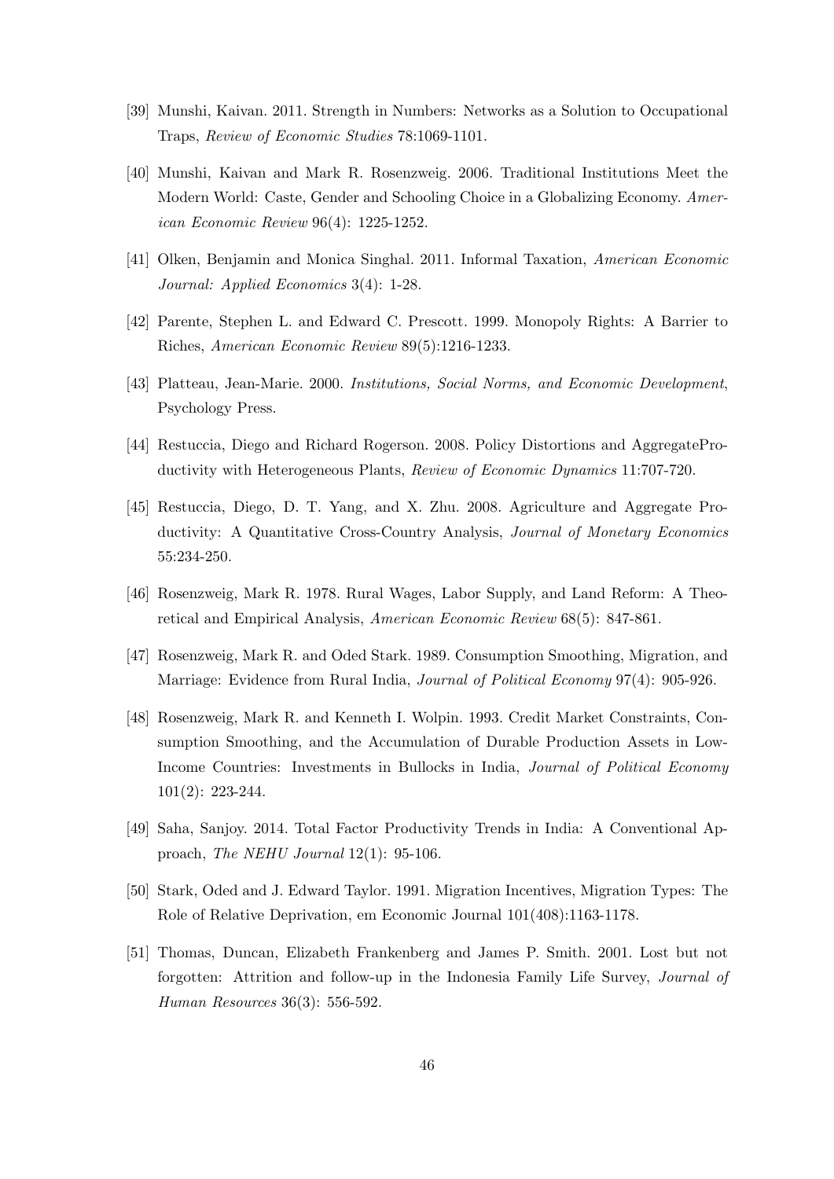[39] Munshi, Kaivan. 2011. Strength in Numbers: Networks as a Solution to Occupational Traps, *Review of Economic Studies* 78:1069-1101.

[40] Munshi, Kaivan and Mark R. Rosenzweig. 2006. Traditional Institutions Meet the Modern World: Caste, Gender and Schooling Choice in a Globalizing Economy. *American Economic Review* 96(4): 1225-1252.

[41] Olken, Benjamin and Monica Singhal. 2011. Informal Taxation, *American Economic Journal: Applied Economics* 3(4): 1-28.

[42] Parente, Stephen L. and Edward C. Prescott. 1999. Monopoly Rights: A Barrier to Riches, *American Economic Review* 89(5):1216-1233.

[43] Platteau, Jean-Marie. 2000. *Institutions, Social Norms, and Economic Development*, Psychology Press.

[44] Restuccia, Diego and Richard Rogerson. 2008. Policy Distortions and AggregateProductivity with Heterogeneous Plants, *Review of Economic Dynamics* 11:707-720.

[45] Restuccia, Diego, D. T. Yang, and X. Zhu. 2008. Agriculture and Aggregate Productivity: A Quantitative Cross-Country Analysis, *Journal of Monetary Economics* 55:234-250.

[46] Rosenzweig, Mark R. 1978. Rural Wages, Labor Supply, and Land Reform: A Theoretical and Empirical Analysis, *American Economic Review* 68(5): 847-861.

[47] Rosenzweig, Mark R. and Oded Stark. 1989. Consumption Smoothing, Migration, and Marriage: Evidence from Rural India, *Journal of Political Economy* 97(4): 905-926.

[48] Rosenzweig, Mark R. and Kenneth I. Wolpin. 1993. Credit Market Constraints, Consumption Smoothing, and the Accumulation of Durable Production Assets in Low-Income Countries: Investments in Bullocks in India, *Journal of Political Economy* 101(2): 223-244.

[49] Saha, Sanjoy. 2014. Total Factor Productivity Trends in India: A Conventional Approach, *The NEHU Journal* 12(1): 95-106.

[50] Stark, Oded and J. Edward Taylor. 1991. Migration Incentives, Migration Types: The Role of Relative Deprivation, em Economic Journal 101(408):1163-1178.

[51] Thomas, Duncan, Elizabeth Frankenberg and James P. Smith. 2001. Lost but not forgotten: Attrition and follow-up in the Indonesia Family Life Survey, *Journal of Human Resources* 36(3): 556-592.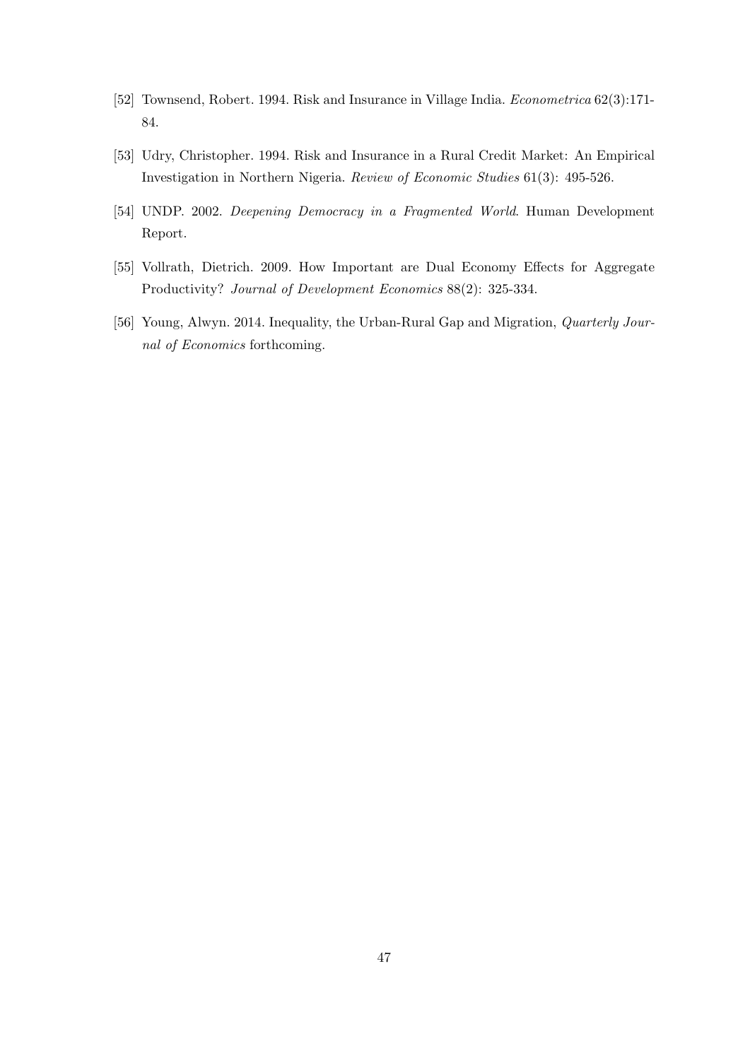[52] Townsend, Robert. 1994. Risk and Insurance in Village India. *Econometrica* 62(3):171-84.

[53] Udry, Christopher. 1994. Risk and Insurance in a Rural Credit Market: An Empirical Investigation in Northern Nigeria. *Review of Economic Studies* 61(3): 495-526.

[54] UNDP. 2002. *Deepening Democracy in a Fragmented World*. Human Development Report.

[55] Vollrath, Dietrich. 2009. How Important are Dual Economy Effects for Aggregate Productivity? *Journal of Development Economics* 88(2): 325-334.

[56] Young, Alwyn. 2014. Inequality, the Urban-Rural Gap and Migration, *Quarterly Journal of Economics* forthcoming.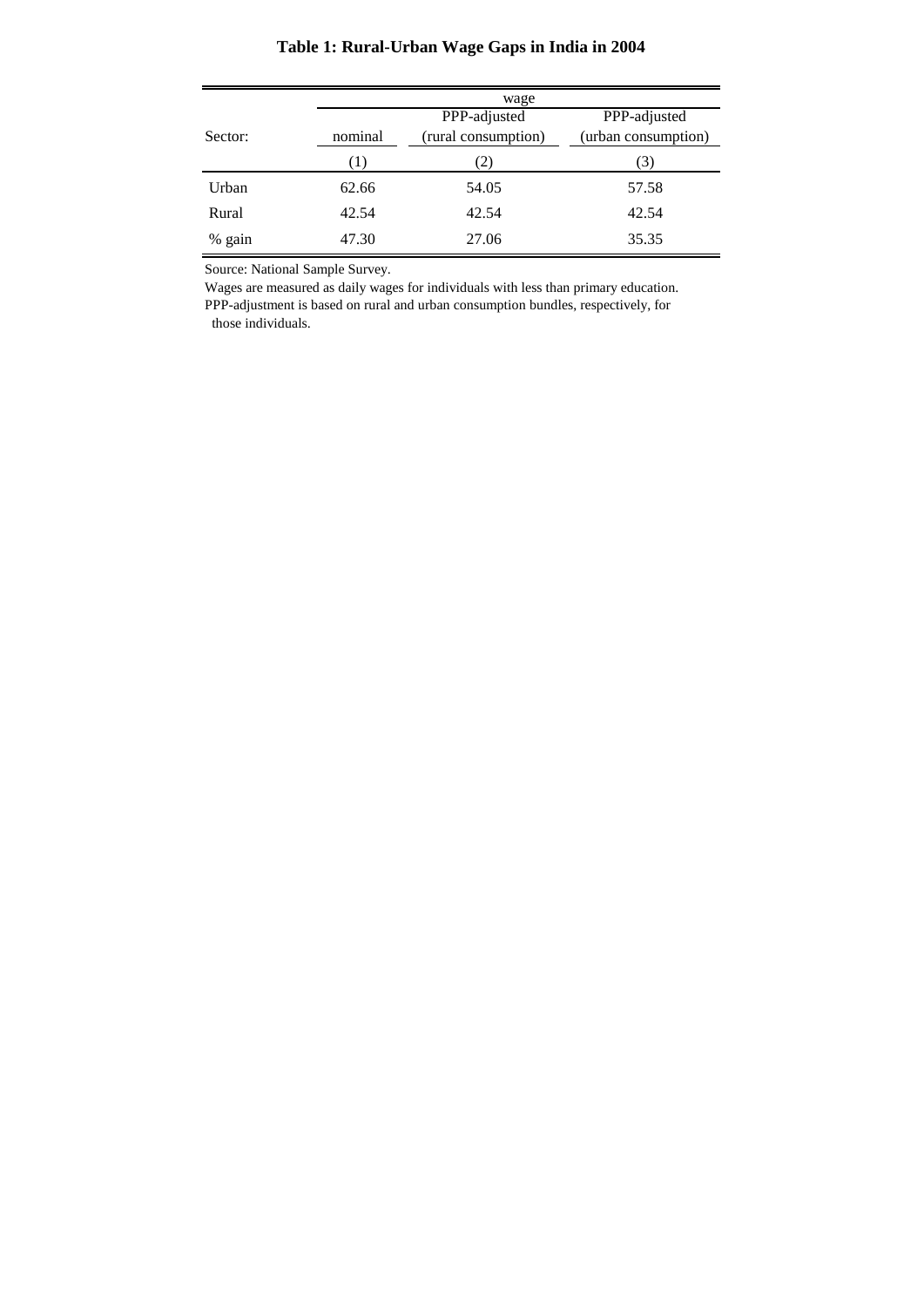**Table 1: Rural-Urban Wage Gaps in India in 2004**

| | wage | | |
|---|---|---|---|
| Sector: | nominal | PPP-adjusted (rural consumption) | PPP-adjusted (urban consumption) |
| | (1) | (2) | (3) |
| Urban | 62.66 | 54.05 | 57.58 |
| Rural | 42.54 | 42.54 | 42.54 |
| % gain | 47.30 | 27.06 | 35.35 |

Source: National Sample Survey.

Wages are measured as daily wages for individuals with less than primary education.

PPP-adjustment is based on rural and urban consumption bundles, respectively, for those individuals.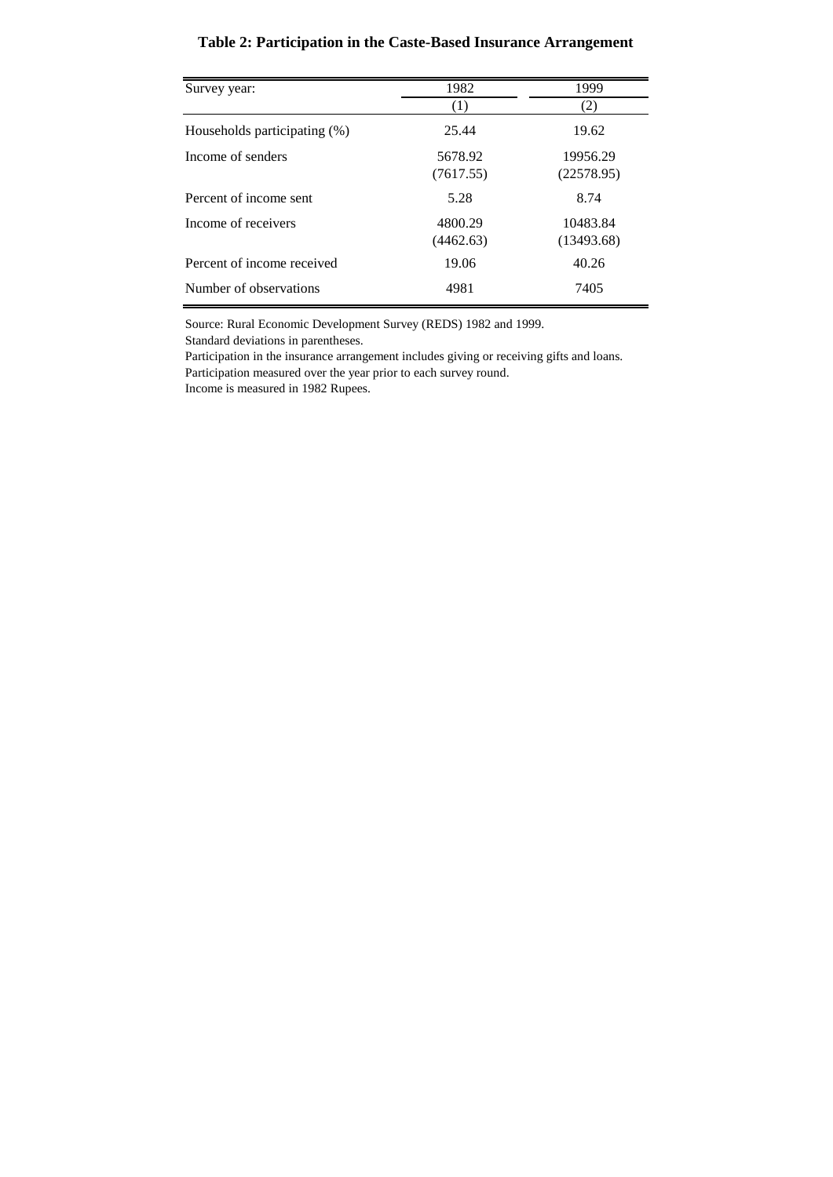**Table 2: Participation in the Caste-Based Insurance Arrangement**

| Survey year: | 1982 | 1999 |
|---|---|---|
| | (1) | (2) |
| Households participating (%) | 25.44 | 19.62 |
| Income of senders | 5678.92 | 19956.29 |
| | (7617.55) | (22578.95) |
| Percent of income sent | 5.28 | 8.74 |
| Income of receivers | 4800.29 | 10483.84 |
| | (4462.63) | (13493.68) |
| Percent of income received | 19.06 | 40.26 |
| Number of observations | 4981 | 7405 |

Source: Rural Economic Development Survey (REDS) 1982 and 1999.
Standard deviations in parentheses.
Participation in the insurance arrangement includes giving or receiving gifts and loans.
Participation measured over the year prior to each survey round.
Income is measured in 1982 Rupees.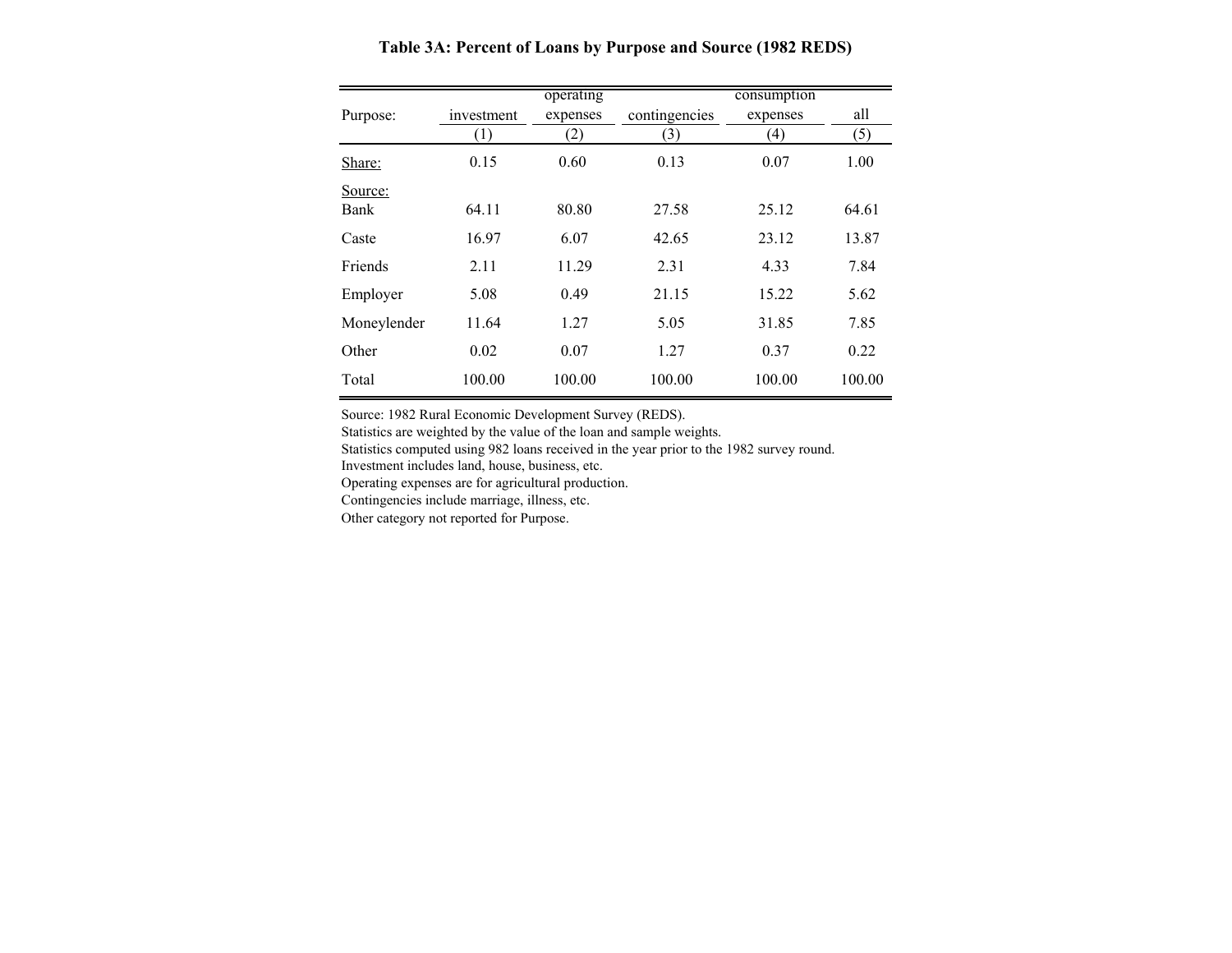**Table 3A: Percent of Loans by Purpose and Source (1982 REDS)**

| Purpose: | investment | operating expenses | contingencies | consumption expenses | all |
|---|---|---|---|---|---|
| | (1) | (2) | (3) | (4) | (5) |
| Share: | 0.15 | 0.60 | 0.13 | 0.07 | 1.00 |
| Source: | | | | | |
| Bank | 64.11 | 80.80 | 27.58 | 25.12 | 64.61 |
| Caste | 16.97 | 6.07 | 42.65 | 23.12 | 13.87 |
| Friends | 2.11 | 11.29 | 2.31 | 4.33 | 7.84 |
| Employer | 5.08 | 0.49 | 21.15 | 15.22 | 5.62 |
| Moneylender | 11.64 | 1.27 | 5.05 | 31.85 | 7.85 |
| Other | 0.02 | 0.07 | 1.27 | 0.37 | 0.22 |
| Total | 100.00 | 100.00 | 100.00 | 100.00 | 100.00 |

Source: 1982 Rural Economic Development Survey (REDS).
Statistics are weighted by the value of the loan and sample weights.
Statistics computed using 982 loans received in the year prior to the 1982 survey round.
Investment includes land, house, business, etc.
Operating expenses are for agricultural production.
Contingencies include marriage, illness, etc.
Other category not reported for Purpose.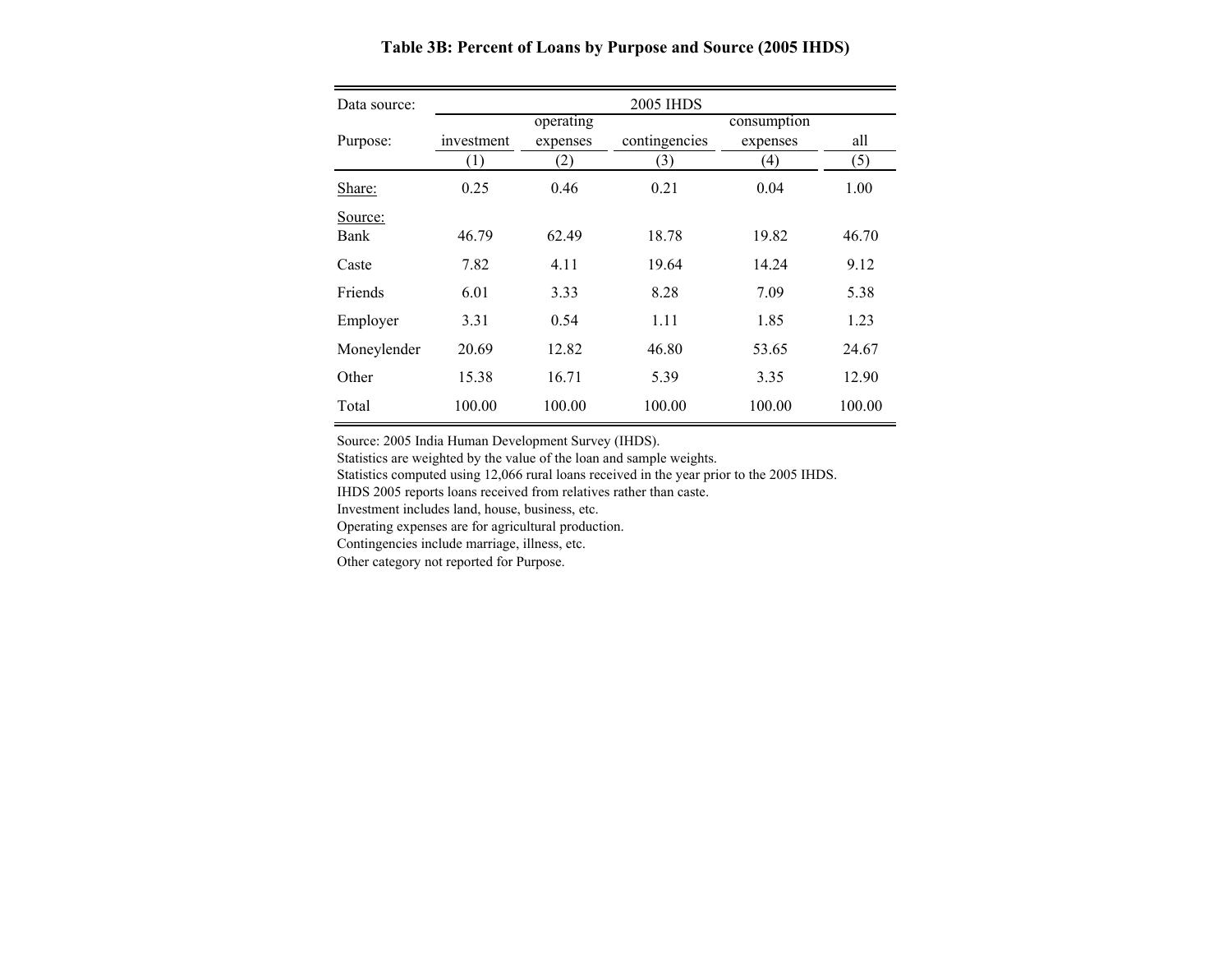**Table 3B: Percent of Loans by Purpose and Source (2005 IHDS)**

| Data source: | 2005 IHDS | | | | |
|---|---|---|---|---|---|
| Purpose: | investment | operating expenses | contingencies | consumption expenses | all |
| | (1) | (2) | (3) | (4) | (5) |
| Share: | 0.25 | 0.46 | 0.21 | 0.04 | 1.00 |
| Source: | | | | | |
| Bank | 46.79 | 62.49 | 18.78 | 19.82 | 46.70 |
| Caste | 7.82 | 4.11 | 19.64 | 14.24 | 9.12 |
| Friends | 6.01 | 3.33 | 8.28 | 7.09 | 5.38 |
| Employer | 3.31 | 0.54 | 1.11 | 1.85 | 1.23 |
| Moneylender | 20.69 | 12.82 | 46.80 | 53.65 | 24.67 |
| Other | 15.38 | 16.71 | 5.39 | 3.35 | 12.90 |
| Total | 100.00 | 100.00 | 100.00 | 100.00 | 100.00 |

Source: 2005 India Human Development Survey (IHDS).
Statistics are weighted by the value of the loan and sample weights.
Statistics computed using 12,066 rural loans received in the year prior to the 2005 IHDS.
IHDS 2005 reports loans received from relatives rather than caste.
Investment includes land, house, business, etc.
Operating expenses are for agricultural production.
Contingencies include marriage, illness, etc.
Other category not reported for Purpose.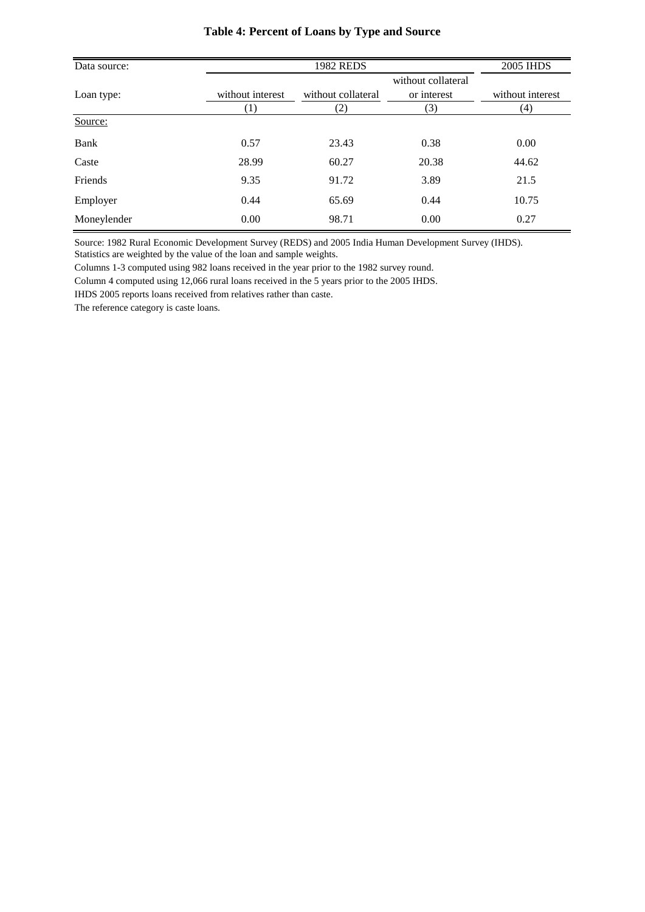**Table 4: Percent of Loans by Type and Source**

| Data source: | 1982 REDS | | | 2005 IHDS |
|---|---|---|---|---|
| Loan type: | without interest | without collateral | without collateral or interest | without interest |
| | (1) | (2) | (3) | (4) |
| Source: | | | | |
| Bank | 0.57 | 23.43 | 0.38 | 0.00 |
| Caste | 28.99 | 60.27 | 20.38 | 44.62 |
| Friends | 9.35 | 91.72 | 3.89 | 21.5 |
| Employer | 0.44 | 65.69 | 0.44 | 10.75 |
| Moneylender | 0.00 | 98.71 | 0.00 | 0.27 |

Source: 1982 Rural Economic Development Survey (REDS) and 2005 India Human Development Survey (IHDS).
Statistics are weighted by the value of the loan and sample weights.
Columns 1-3 computed using 982 loans received in the year prior to the 1982 survey round.
Column 4 computed using 12,066 rural loans received in the 5 years prior to the 2005 IHDS.
IHDS 2005 reports loans received from relatives rather than caste.
The reference category is caste loans.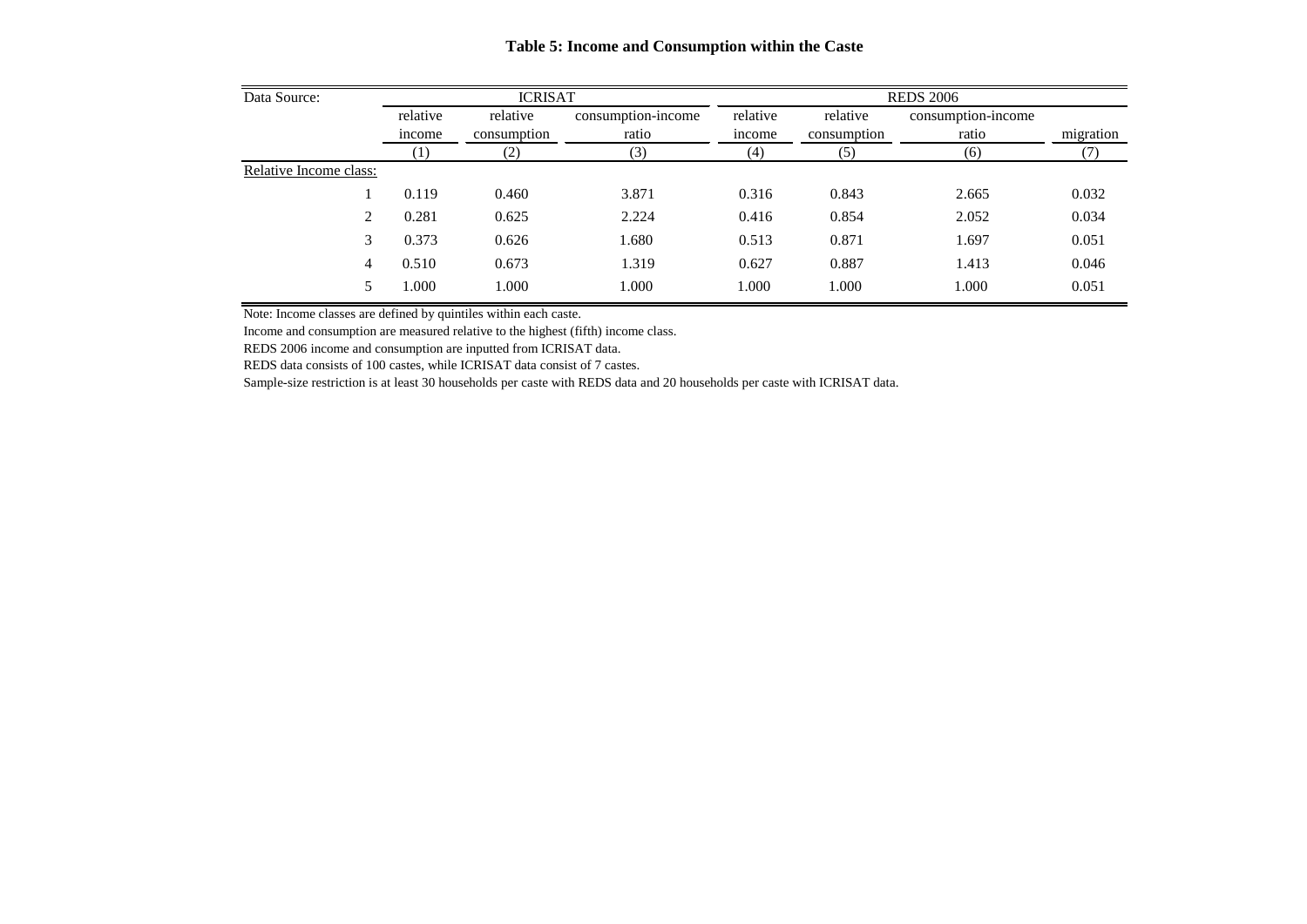**Table 5: Income and Consumption within the Caste**

| Data Source: | ICRISAT | | | REDS 2006 | | | |
|---|---|---|---|---|---|---|---|
| | relative income | relative consumption | consumption-income ratio | relative income | relative consumption | consumption-income ratio | migration |
| | (1) | (2) | (3) | (4) | (5) | (6) | (7) |
| Relative Income class: | | | | | | | |
| 1 | 0.119 | 0.460 | 3.871 | 0.316 | 0.843 | 2.665 | 0.032 |
| 2 | 0.281 | 0.625 | 2.224 | 0.416 | 0.854 | 2.052 | 0.034 |
| 3 | 0.373 | 0.626 | 1.680 | 0.513 | 0.871 | 1.697 | 0.051 |
| 4 | 0.510 | 0.673 | 1.319 | 0.627 | 0.887 | 1.413 | 0.046 |
| 5 | 1.000 | 1.000 | 1.000 | 1.000 | 1.000 | 1.000 | 0.051 |

Note: Income classes are defined by quintiles within each caste.

Income and consumption are measured relative to the highest (fifth) income class.

REDS 2006 income and consumption are inputted from ICRISAT data.

REDS data consists of 100 castes, while ICRISAT data consist of 7 castes.

Sample-size restriction is at least 30 households per caste with REDS data and 20 households per caste with ICRISAT data.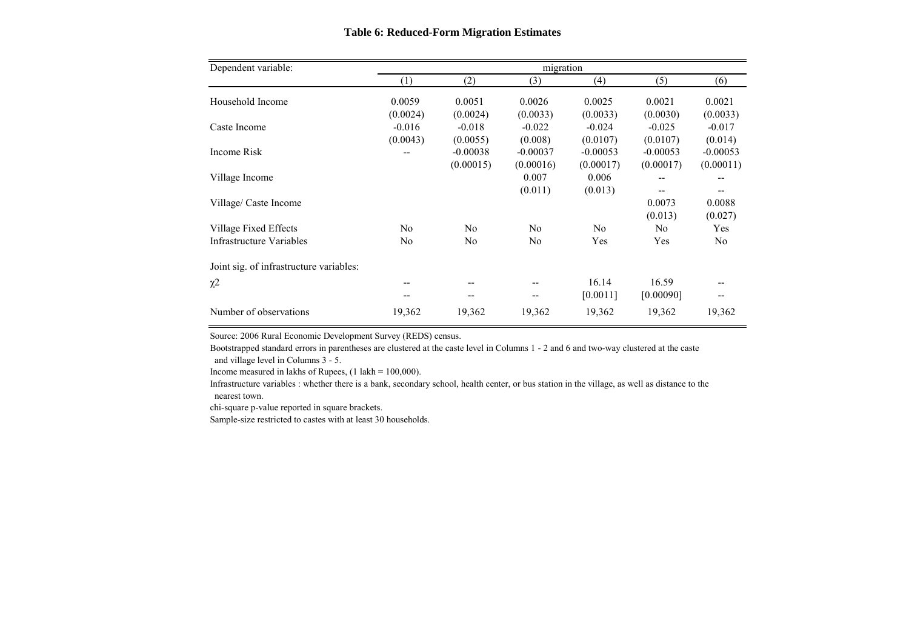**Table 6: Reduced-Form Migration Estimates**

| Dependent variable: | migration | | | | | |
|---|---|---|---|---|---|---|
| | (1) | (2) | (3) | (4) | (5) | (6) |
| Household Income | 0.0059 | 0.0051 | 0.0026 | 0.0025 | 0.0021 | 0.0021 |
| | (0.0024) | (0.0024) | (0.0033) | (0.0033) | (0.0030) | (0.0033) |
| Caste Income | -0.016 | -0.018 | -0.022 | -0.024 | -0.025 | -0.017 |
| | (0.0043) | (0.0055) | (0.008) | (0.0107) | (0.0107) | (0.014) |
| Income Risk | -- | -0.00038 | -0.00037 | -0.00053 | -0.00053 | -0.00053 |
| | | (0.00015) | (0.00016) | (0.00017) | (0.00017) | (0.00011) |
| Village Income | | | 0.007 | 0.006 | -- | -- |
| | | | (0.011) | (0.013) | -- | -- |
| Village/ Caste Income | | | | | 0.0073 | 0.0088 |
| | | | | | (0.013) | (0.027) |
| Village Fixed Effects | No | No | No | No | No | Yes |
| Infrastructure Variables | No | No | No | Yes | Yes | No |
| Joint sig. of infrastructure variables: | | | | | | |
| $\chi^2$ | -- | -- | -- | 16.14 | 16.59 | -- |
| | -- | -- | -- | [0.0011] | [0.00090] | -- |
| Number of observations | 19,362 | 19,362 | 19,362 | 19,362 | 19,362 | 19,362 |

Source: 2006 Rural Economic Development Survey (REDS) census.

Bootstrapped standard errors in parentheses are clustered at the caste level in Columns 1 - 2 and 6 and two-way clustered at the caste and village level in Columns 3 - 5.

Income measured in lakhs of Rupees, (1 lakh = 100,000).

Infrastructure variables : whether there is a bank, secondary school, health center, or bus station in the village, as well as distance to the nearest town.

chi-square p-value reported in square brackets.

Sample-size restricted to castes with at least 30 households.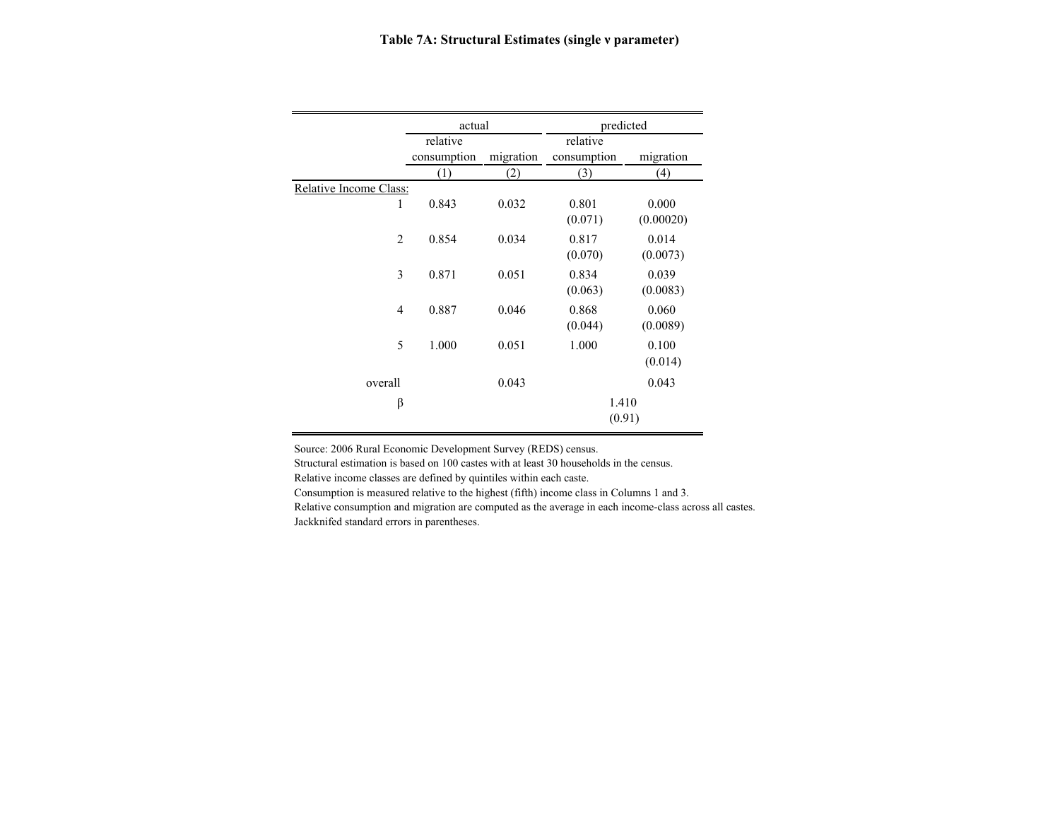**Table 7A: Structural Estimates (single ν parameter)**

| | actual | | predicted | |
|---|---|---|---|---|
| | relative consumption | migration | relative consumption | migration |
| | (1) | (2) | (3) | (4) |
| Relative Income Class: | | | | |
| 1 | 0.843 | 0.032 | 0.801 | 0.000 |
| | | | (0.071) | (0.00020) |
| 2 | 0.854 | 0.034 | 0.817 | 0.014 |
| | | | (0.070) | (0.0073) |
| 3 | 0.871 | 0.051 | 0.834 | 0.039 |
| | | | (0.063) | (0.0083) |
| 4 | 0.887 | 0.046 | 0.868 | 0.060 |
| | | | (0.044) | (0.0089) |
| 5 | 1.000 | 0.051 | 1.000 | 0.100 |
| | | | | (0.014) |
| overall | | 0.043 | | 0.043 |
| β | | | 1.410 | |
| | | | (0.91) | |

Source: 2006 Rural Economic Development Survey (REDS) census.
Structural estimation is based on 100 castes with at least 30 households in the census.
Relative income classes are defined by quintiles within each caste.
Consumption is measured relative to the highest (fifth) income class in Columns 1 and 3.
Relative consumption and migration are computed as the average in each income-class across all castes.
Jackknifed standard errors in parentheses.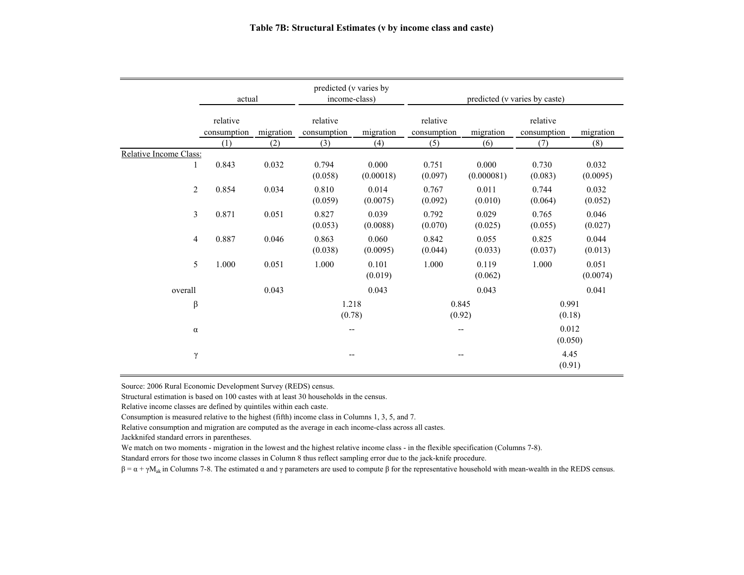# Table 7B: Structural Estimates (ν by income class and caste)

| | actual | | predicted (ν varies by income-class) | | predicted (ν varies by caste) | | | |
|---|---|---|---|---|---|---|---|---|
| | relative consumption | migration | relative consumption | migration | relative consumption | migration | relative consumption | migration |
| | (1) | (2) | (3) | (4) | (5) | (6) | (7) | (8) |
| Relative Income Class: | | | | | | | | |
| 1 | 0.843 | 0.032 | 0.794 | 0.000 | 0.751 | 0.000 | 0.730 | 0.032 |
| | | | (0.058) | (0.00018) | (0.097) | (0.000081) | (0.083) | (0.0095) |
| 2 | 0.854 | 0.034 | 0.810 | 0.014 | 0.767 | 0.011 | 0.744 | 0.032 |
| | | | (0.059) | (0.0075) | (0.092) | (0.010) | (0.064) | (0.052) |
| 3 | 0.871 | 0.051 | 0.827 | 0.039 | 0.792 | 0.029 | 0.765 | 0.046 |
| | | | (0.053) | (0.0088) | (0.070) | (0.025) | (0.055) | (0.027) |
| 4 | 0.887 | 0.046 | 0.863 | 0.060 | 0.842 | 0.055 | 0.825 | 0.044 |
| | | | (0.038) | (0.0095) | (0.044) | (0.033) | (0.037) | (0.013) |
| 5 | 1.000 | 0.051 | 1.000 | 0.101 | 1.000 | 0.119 | 1.000 | 0.051 |
| | | | | (0.019) | | (0.062) | | (0.0074) |
| overall | | 0.043 | | 0.043 | | 0.043 | | 0.041 |
| β | | | 1.218 | | 0.845 | | 0.991 | |
| | | | (0.78) | | (0.92) | | (0.18) | |
| α | | | -- | | -- | | 0.012 | |
| | | | | | | | (0.050) | |
| γ | | | -- | | -- | | 4.45 | |
| | | | | | | | (0.91) | |

Source: 2006 Rural Economic Development Survey (REDS) census.

Structural estimation is based on 100 castes with at least 30 households in the census.

Relative income classes are defined by quintiles within each caste.

Consumption is measured relative to the highest (fifth) income class in Columns 1, 3, 5, and 7.

Relative consumption and migration are computed as the average in each income-class across all castes.

Jackknifed standard errors in parentheses.

We match on two moments - migration in the lowest and the highest relative income class - in the flexible specification (Columns 7-8).

Standard errors for those two income classes in Column 8 thus reflect sampling error due to the jack-knife procedure.

$\beta = \alpha + \gamma M_{ak}$ in Columns 7-8. The estimated α and γ parameters are used to compute β for the representative household with mean-wealth in the REDS census.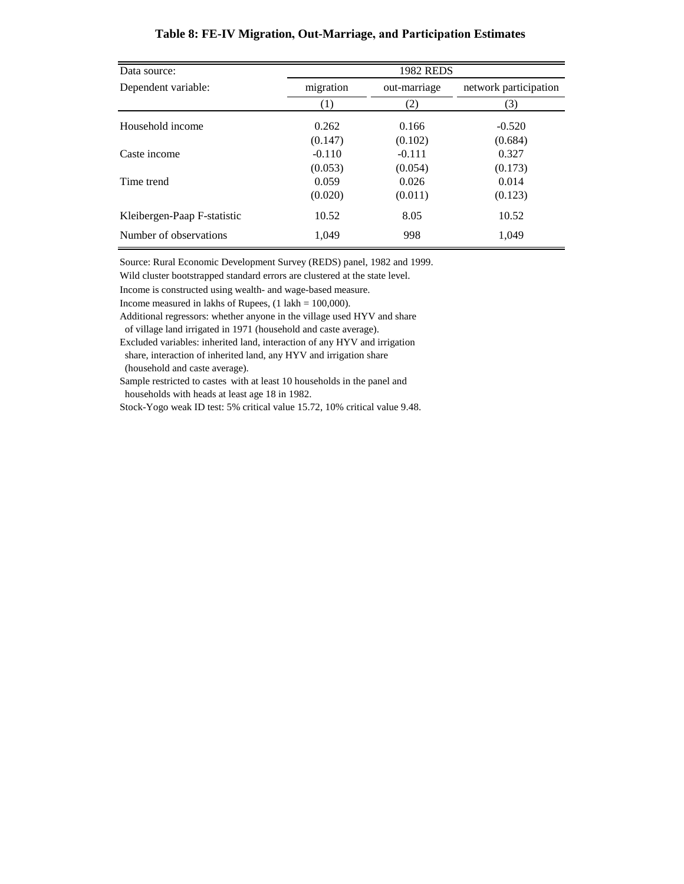**Table 8: FE-IV Migration, Out-Marriage, and Participation Estimates**

| Data source: | 1982 REDS | | |
|---|---|---|---|
| Dependent variable: | migration | out-marriage | network participation |
| | (1) | (2) | (3) |
| Household income | 0.262 | 0.166 | -0.520 |
| | (0.147) | (0.102) | (0.684) |
| Caste income | -0.110 | -0.111 | 0.327 |
| | (0.053) | (0.054) | (0.173) |
| Time trend | 0.059 | 0.026 | 0.014 |
| | (0.020) | (0.011) | (0.123) |
| Kleibergen-Paap F-statistic | 10.52 | 8.05 | 10.52 |
| Number of observations | 1,049 | 998 | 1,049 |

Source: Rural Economic Development Survey (REDS) panel, 1982 and 1999.
Wild cluster bootstrapped standard errors are clustered at the state level.
Income is constructed using wealth- and wage-based measure.
Income measured in lakhs of Rupees, (1 lakh = 100,000).
Additional regressors: whether anyone in the village used HYV and share of village land irrigated in 1971 (household and caste average).
Excluded variables: inherited land, interaction of any HYV and irrigation share, interaction of inherited land, any HYV and irrigation share (household and caste average).
Sample restricted to castes with at least 10 households in the panel and households with heads at least age 18 in 1982.
Stock-Yogo weak ID test: 5% critical value 15.72, 10% critical value 9.48.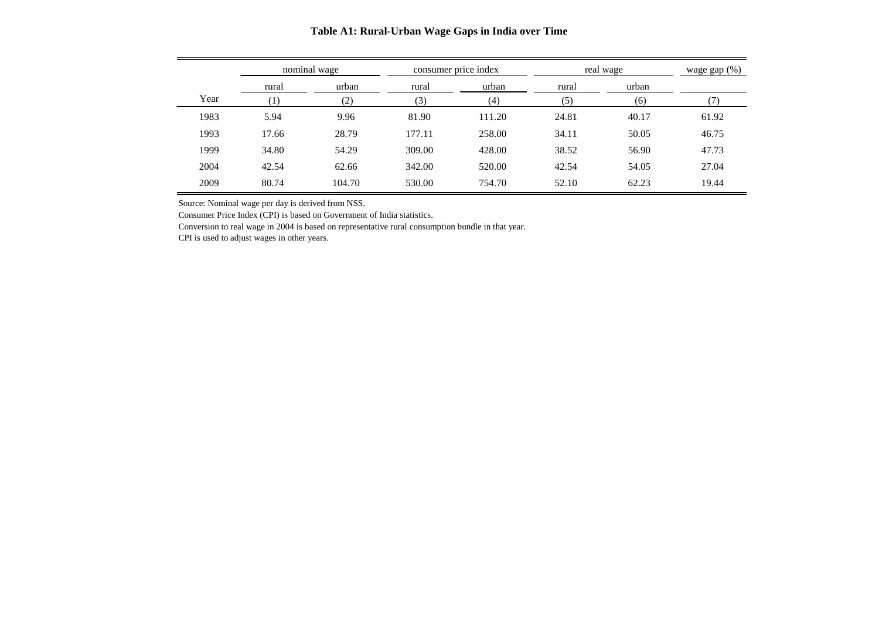**Table A1: Rural-Urban Wage Gaps in India over Time**

| | nominal wage | | consumer price index | | real wage | | wage gap (%) |
|---|---|---|---|---|---|---|---|
| | rural | urban | rural | urban | rural | urban | |
| Year | (1) | (2) | (3) | (4) | (5) | (6) | (7) |
| 1983 | 5.94 | 9.96 | 81.90 | 111.20 | 24.81 | 40.17 | 61.92 |
| 1993 | 17.66 | 28.79 | 177.11 | 258.00 | 34.11 | 50.05 | 46.75 |
| 1999 | 34.80 | 54.29 | 309.00 | 428.00 | 38.52 | 56.90 | 47.73 |
| 2004 | 42.54 | 62.66 | 342.00 | 520.00 | 42.54 | 54.05 | 27.04 |
| 2009 | 80.74 | 104.70 | 530.00 | 754.70 | 52.10 | 62.23 | 19.44 |

Source: Nominal wage per day is derived from NSS.

Consumer Price Index (CPI) is based on Government of India statistics.

Conversion to real wage in 2004 is based on representative rural consumption bundle in that year.

CPI is used to adjust wages in other years.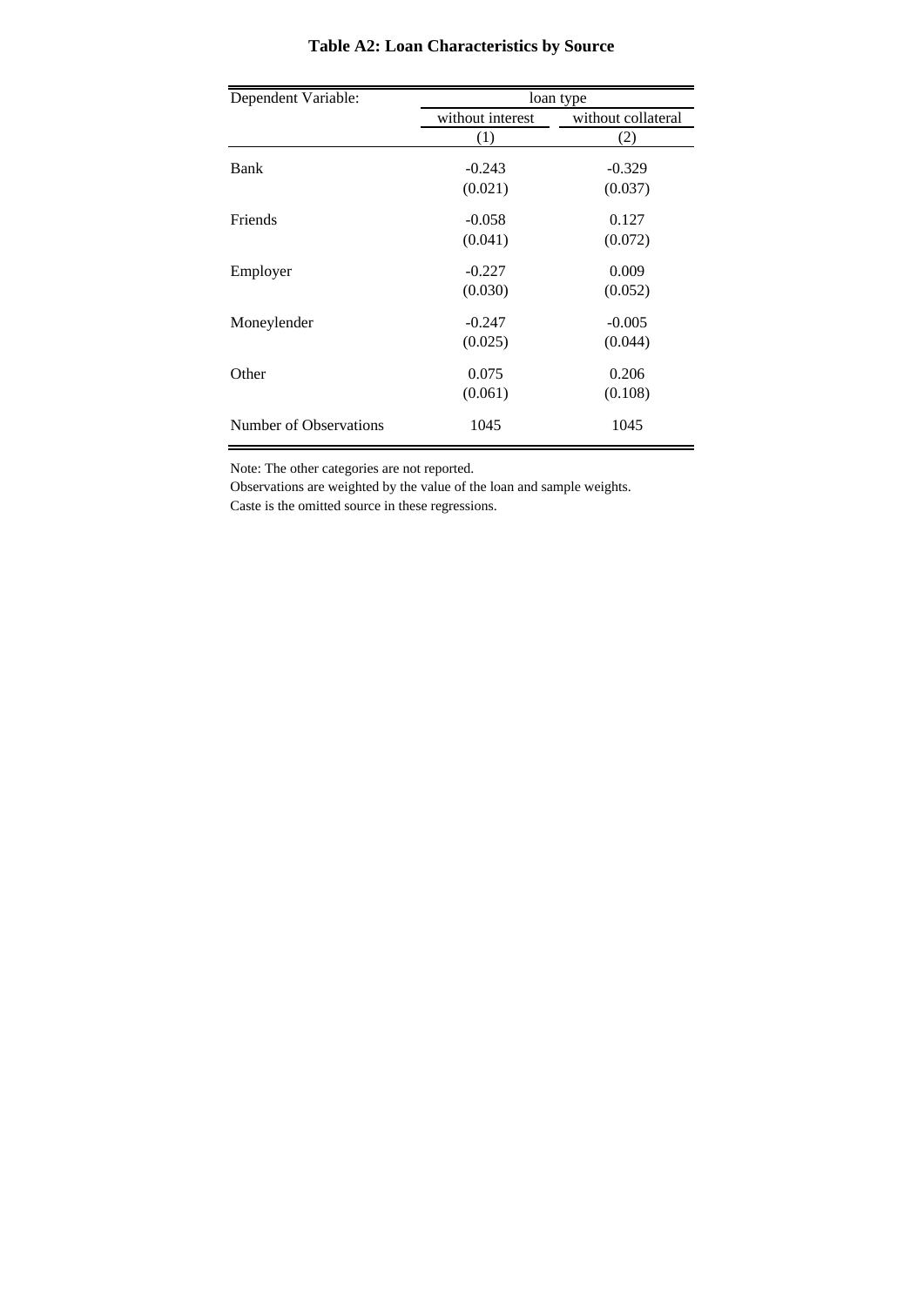# Table A2: Loan Characteristics by Source

| Dependent Variable: | loan type | |
|---|---|---|
| | without interest | without collateral |
| | (1) | (2) |
| Bank | -0.243 | -0.329 |
| | (0.021) | (0.037) |
| Friends | -0.058 | 0.127 |
| | (0.041) | (0.072) |
| Employer | -0.227 | 0.009 |
| | (0.030) | (0.052) |
| Moneylender | -0.247 | -0.005 |
| | (0.025) | (0.044) |
| Other | 0.075 | 0.206 |
| | (0.061) | (0.108) |
| Number of Observations | 1045 | 1045 |

Note: The other categories are not reported.
Observations are weighted by the value of the loan and sample weights.
Caste is the omitted source in these regressions.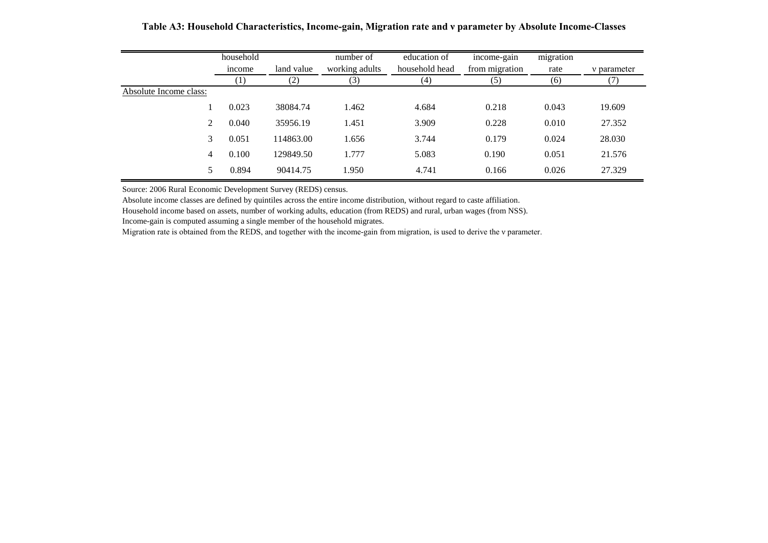**Table A3: Household Characteristics, Income-gain, Migration rate and ν parameter by Absolute Income-Classes**

| | household income | land value | number of working adults | education of household head | income-gain from migration | migration rate | ν parameter |
|---|---|---|---|---|---|---|---|
| | (1) | (2) | (3) | (4) | (5) | (6) | (7) |
| Absolute Income class: | | | | | | | |
| 1 | 0.023 | 38084.74 | 1.462 | 4.684 | 0.218 | 0.043 | 19.609 |
| 2 | 0.040 | 35956.19 | 1.451 | 3.909 | 0.228 | 0.010 | 27.352 |
| 3 | 0.051 | 114863.00 | 1.656 | 3.744 | 0.179 | 0.024 | 28.030 |
| 4 | 0.100 | 129849.50 | 1.777 | 5.083 | 0.190 | 0.051 | 21.576 |
| 5 | 0.894 | 90414.75 | 1.950 | 4.741 | 0.166 | 0.026 | 27.329 |

Source: 2006 Rural Economic Development Survey (REDS) census.

Absolute income classes are defined by quintiles across the entire income distribution, without regard to caste affiliation.

Household income based on assets, number of working adults, education (from REDS) and rural, urban wages (from NSS).

Income-gain is computed assuming a single member of the household migrates.

Migration rate is obtained from the REDS, and together with the income-gain from migration, is used to derive the ν parameter.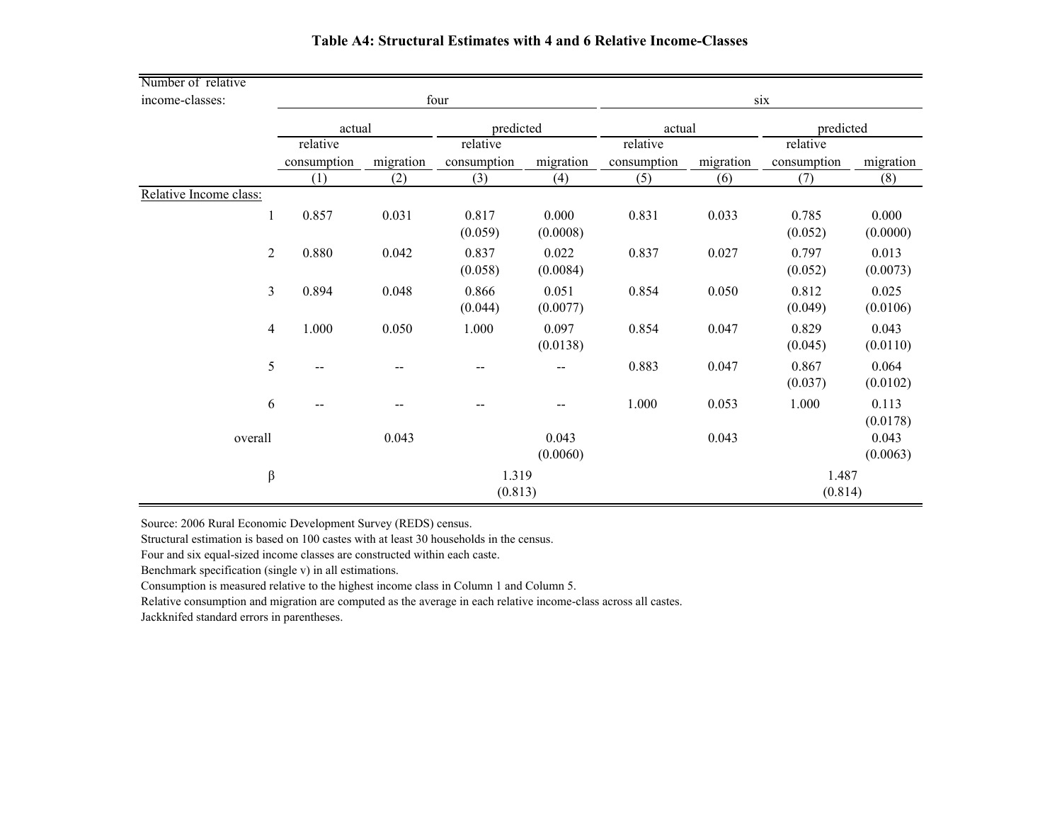**Table A4: Structural Estimates with 4 and 6 Relative Income-Classes**

| Number of relative income-classes: | four | | | | six | | | |
|---|---|---|---|---|---|---|---|---|
| | actual | | predicted | | actual | | predicted | |
| | relative consumption | migration | relative consumption | migration | relative consumption | migration | relative consumption | migration |
| | (1) | (2) | (3) | (4) | (5) | (6) | (7) | (8) |
| Relative Income class: | | | | | | | | |
| 1 | 0.857 | 0.031 | 0.817 (0.059) | 0.000 (0.0008) | 0.831 | 0.033 | 0.785 (0.052) | 0.000 (0.0000) |
| 2 | 0.880 | 0.042 | 0.837 (0.058) | 0.022 (0.0084) | 0.837 | 0.027 | 0.797 (0.052) | 0.013 (0.0073) |
| 3 | 0.894 | 0.048 | 0.866 (0.044) | 0.051 (0.0077) | 0.854 | 0.050 | 0.812 (0.049) | 0.025 (0.0106) |
| 4 | 1.000 | 0.050 | 1.000 | 0.097 (0.0138) | 0.854 | 0.047 | 0.829 (0.045) | 0.043 (0.0110) |
| 5 | -- | -- | -- | -- | 0.883 | 0.047 | 0.867 (0.037) | 0.064 (0.0102) |
| 6 | -- | -- | -- | -- | 1.000 | 0.053 | 1.000 | 0.113 (0.0178) |
| overall | | 0.043 | | 0.043 (0.0060) | | 0.043 | | 0.043 (0.0063) |
| β | | | 1.319 (0.813) | | | | 1.487 (0.814) | |

Source: 2006 Rural Economic Development Survey (REDS) census.
Structural estimation is based on 100 castes with at least 30 households in the census.
Four and six equal-sized income classes are constructed within each caste.
Benchmark specification (single v) in all estimations.
Consumption is measured relative to the highest income class in Column 1 and Column 5.
Relative consumption and migration are computed as the average in each relative income-class across all castes.
Jackknifed standard errors in parentheses.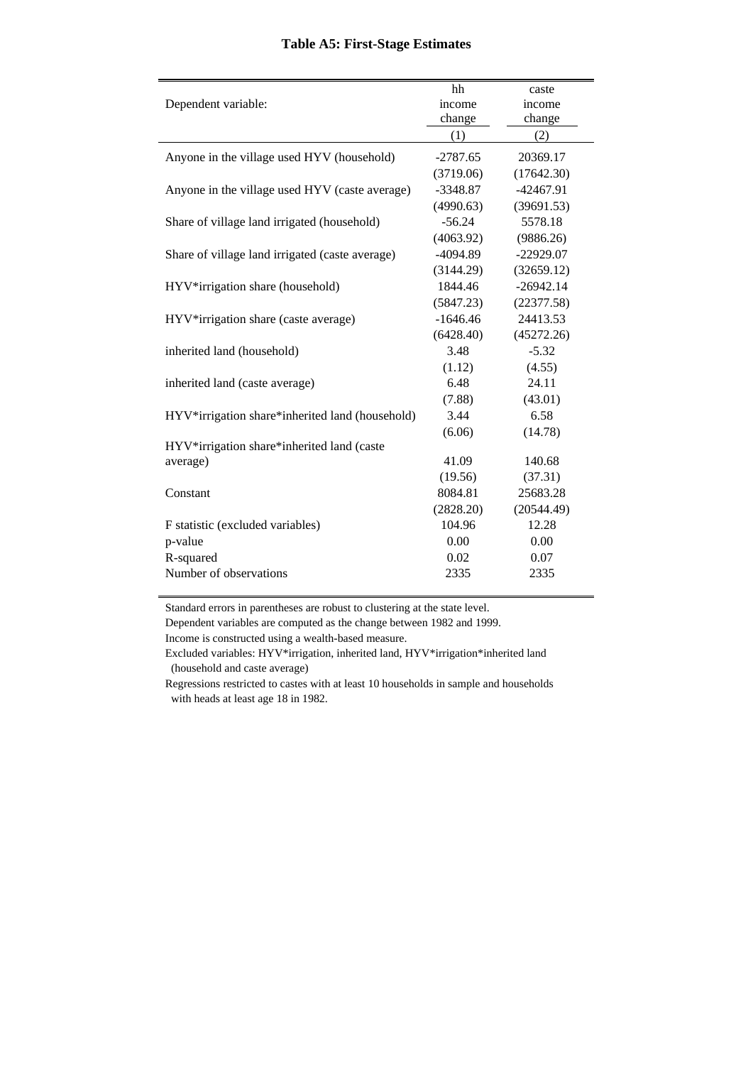## Table A5: First-Stage Estimates

| Dependent variable: | hh income change | caste income change |
|---|---|---|
| | (1) | (2) |
| Anyone in the village used HYV (household) | -2787.65 | 20369.17 |
| | (3719.06) | (17642.30) |
| Anyone in the village used HYV (caste average) | -3348.87 | -42467.91 |
| | (4990.63) | (39691.53) |
| Share of village land irrigated (household) | -56.24 | 5578.18 |
| | (4063.92) | (9886.26) |
| Share of village land irrigated (caste average) | -4094.89 | -22929.07 |
| | (3144.29) | (32659.12) |
| HYV*irrigation share (household) | 1844.46 | -26942.14 |
| | (5847.23) | (22377.58) |
| HYV*irrigation share (caste average) | -1646.46 | 24413.53 |
| | (6428.40) | (45272.26) |
| inherited land (household) | 3.48 | -5.32 |
| | (1.12) | (4.55) |
| inherited land (caste average) | 6.48 | 24.11 |
| | (7.88) | (43.01) |
| HYV*irrigation share*inherited land (household) | 3.44 | 6.58 |
| | (6.06) | (14.78) |
| HYV*irrigation share*inherited land (caste average) | 41.09 | 140.68 |
| | (19.56) | (37.31) |
| Constant | 8084.81 | 25683.28 |
| | (2828.20) | (20544.49) |
| F statistic (excluded variables) | 104.96 | 12.28 |
| p-value | 0.00 | 0.00 |
| R-squared | 0.02 | 0.07 |
| Number of observations | 2335 | 2335 |

Standard errors in parentheses are robust to clustering at the state level.

Dependent variables are computed as the change between 1982 and 1999.

Income is constructed using a wealth-based measure.

Excluded variables: HYV*irrigation, inherited land, HYV*irrigation*inherited land (household and caste average)

Regressions restricted to castes with at least 10 households in sample and households with heads at least age 18 in 1982.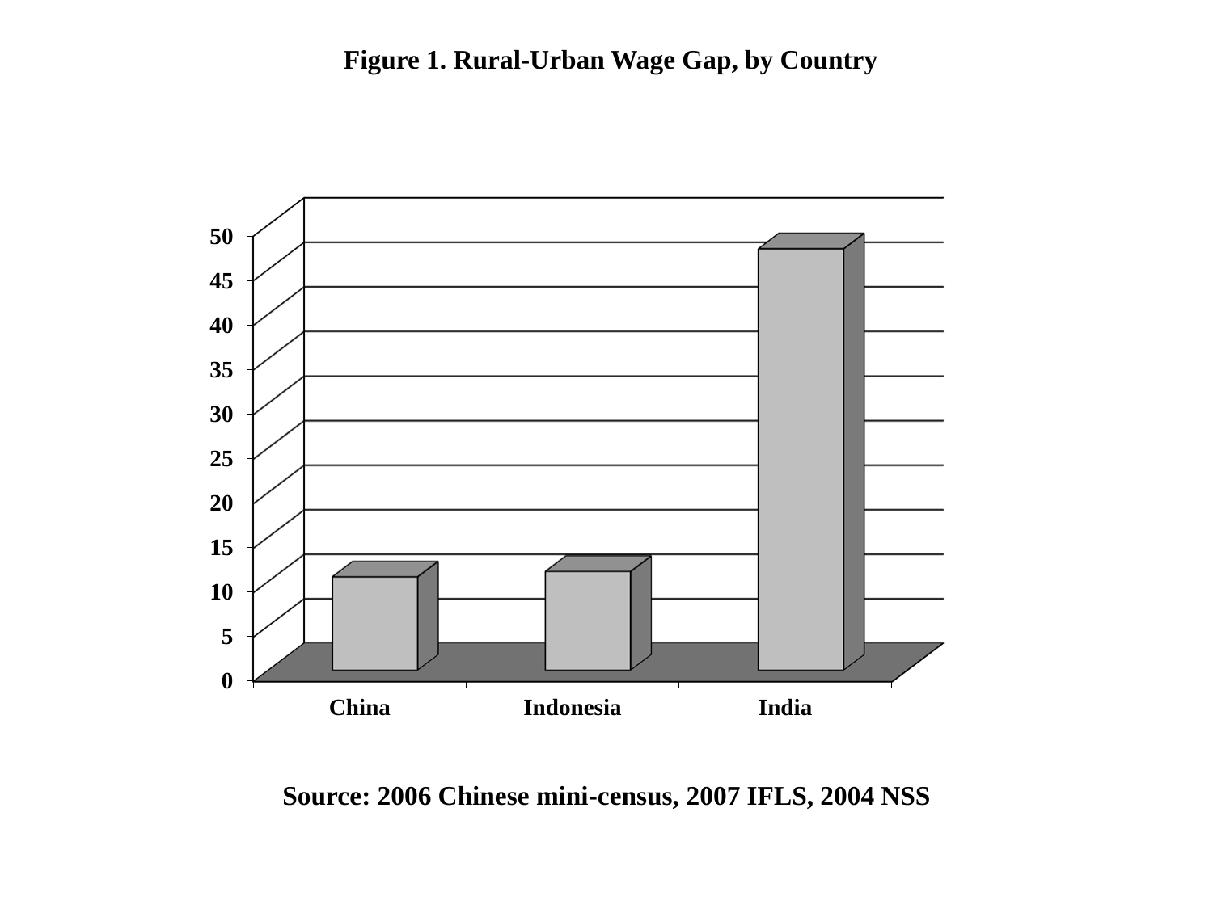**Figure 1. Rural-Urban Wage Gap, by Country**

Source: 2006 Chinese mini-census, 2007 IFLS, 2004 NSS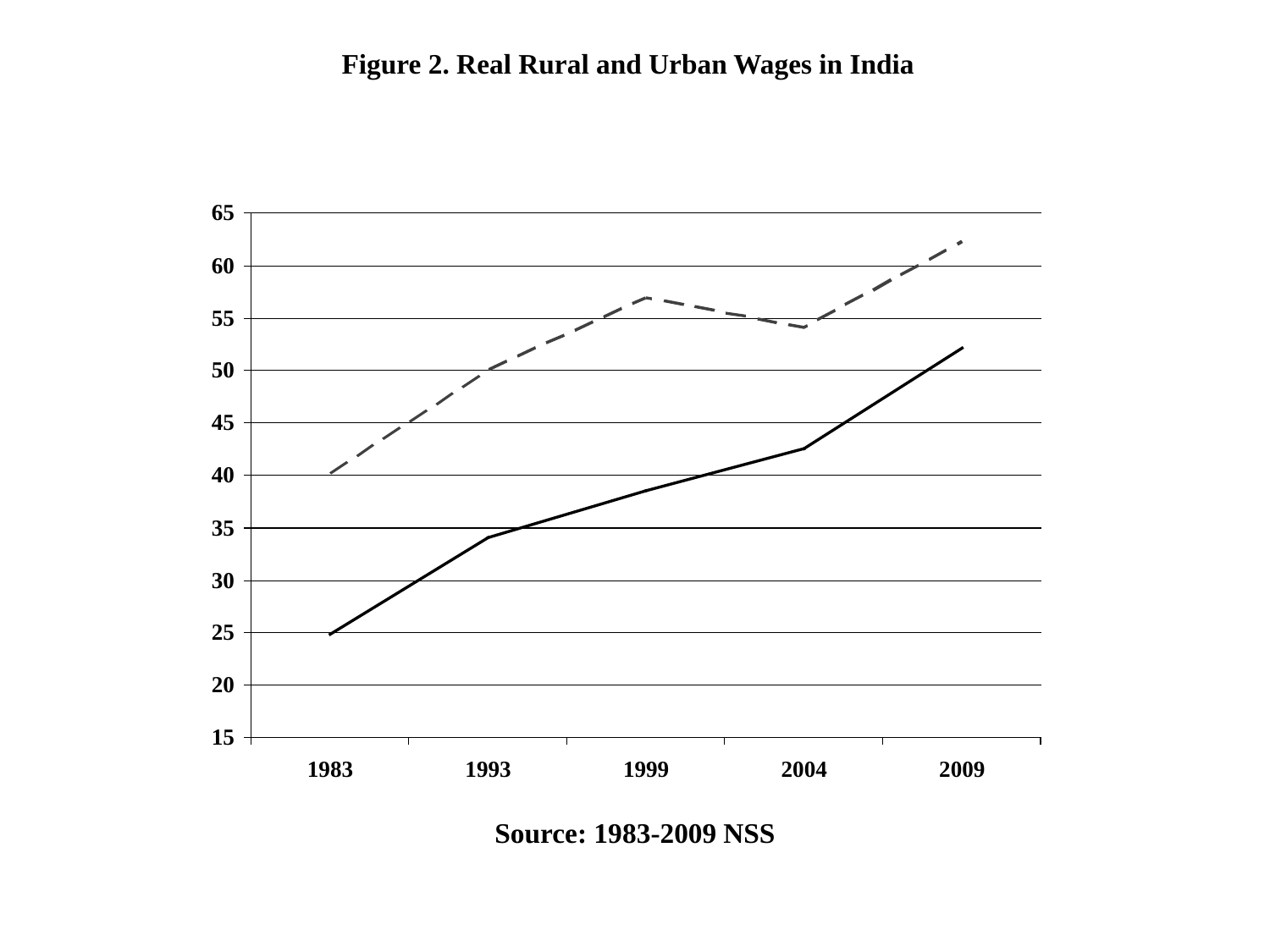**Figure 2. Real Rural and Urban Wages in India**

**Source: 1983-2009 NSS**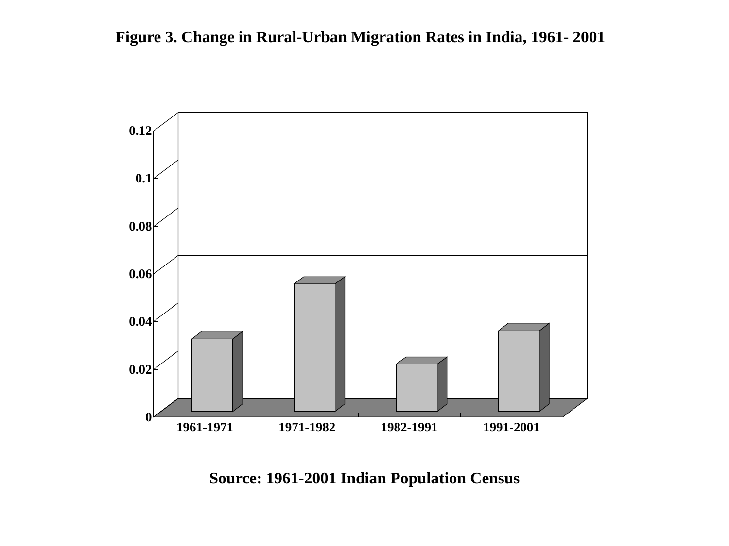**Figure 3. Change in Rural-Urban Migration Rates in India, 1961- 2001**

0.12

0.1

0.08

0.06

0.04

0.02

0

1961-1971 1971-1982 1982-1991 1991-2001

**Source: 1961-2001 Indian Population Census**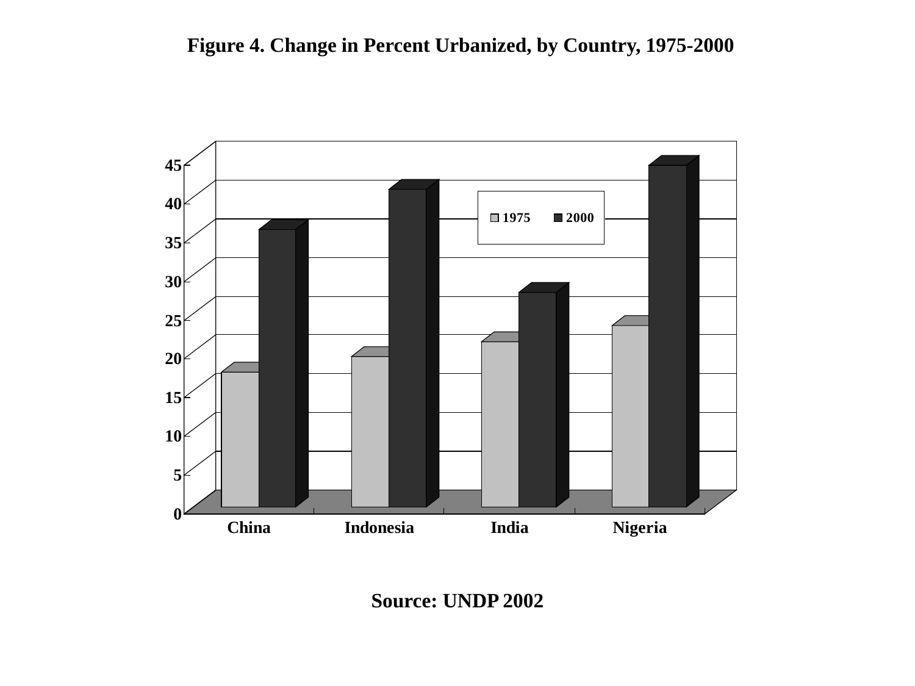**Figure 4. Change in Percent Urbanized, by Country, 1975-2000**

| Country | 1975 | 2000 |
|---|---|---|
| China | ~17 | ~35 |
| Indonesia | ~19 | ~40 |
| India | ~21 | ~27 |
| Nigeria | ~23 | ~44 |

**Source: UNDP 2002**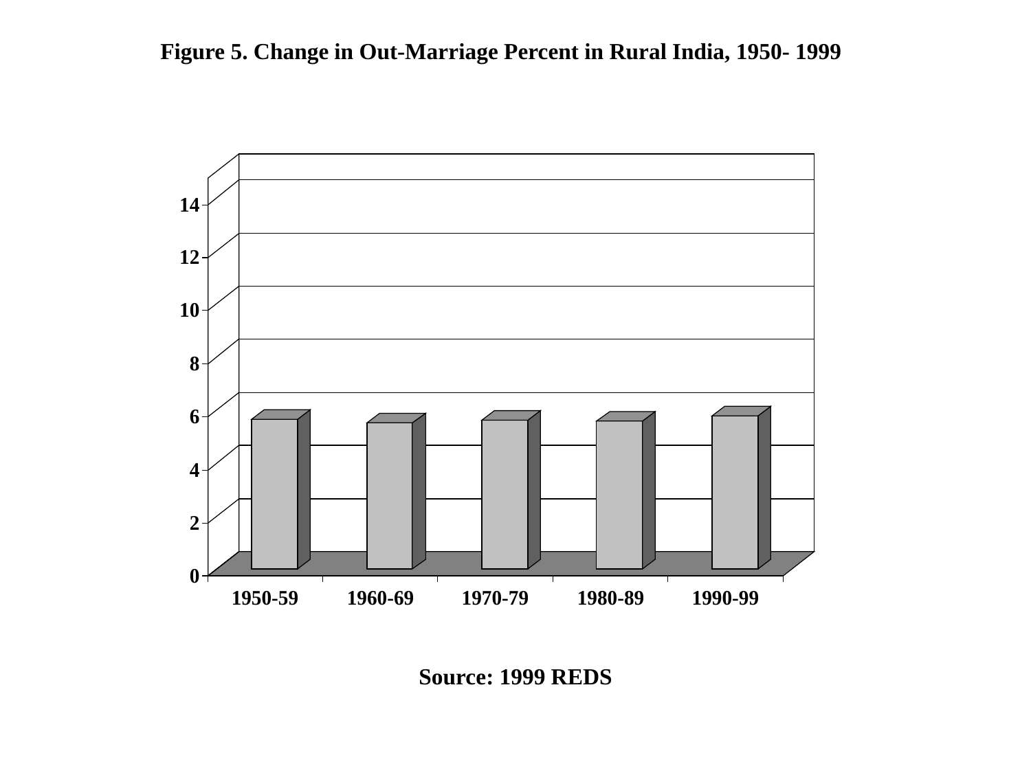**Figure 5. Change in Out-Marriage Percent in Rural India, 1950- 1999**

**Source: 1999 REDS**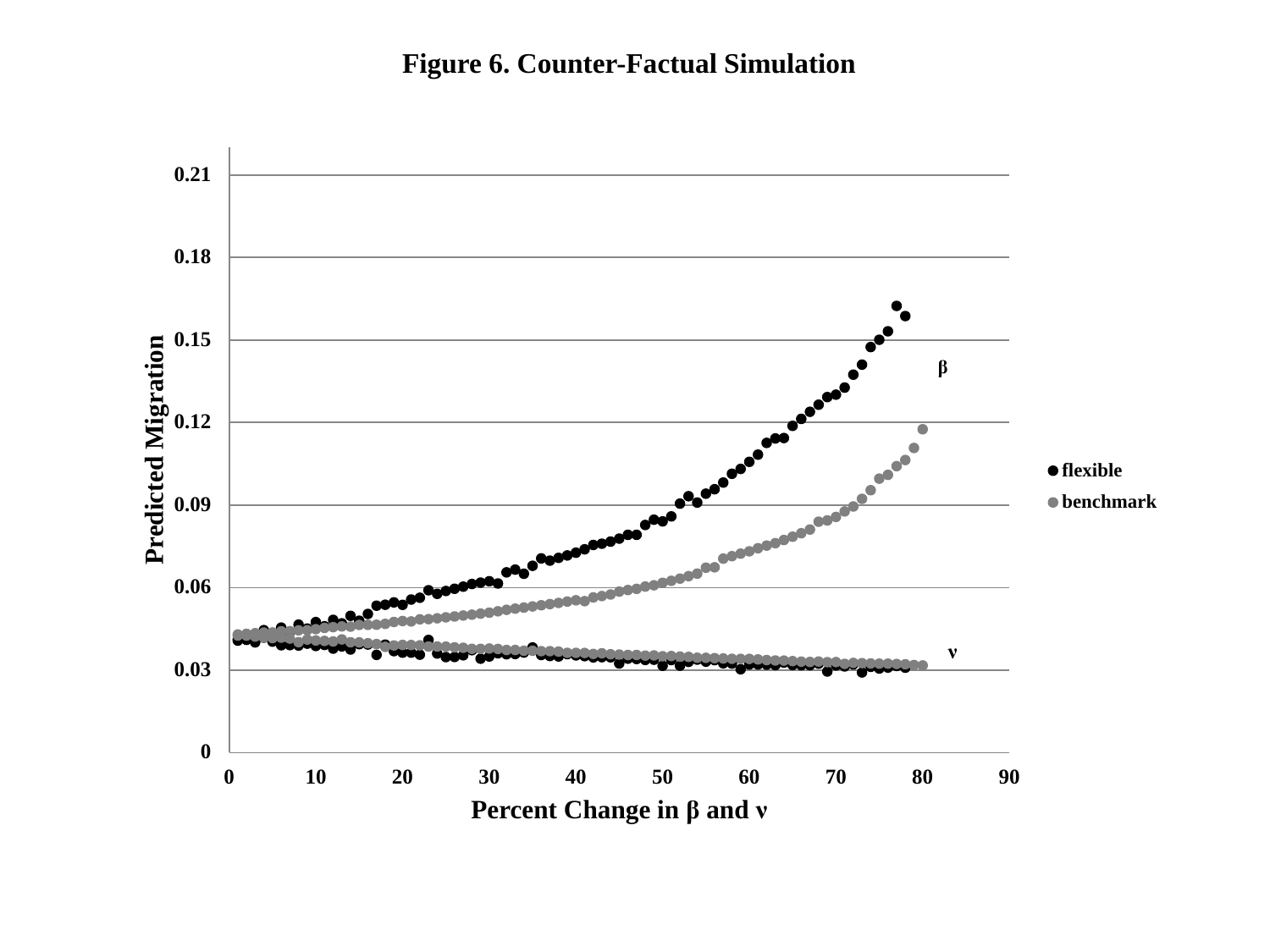# Figure 6. Counter-Factual Simulation

Predicted Migration

Percent Change in $\beta$ and $\nu$

$\beta$

$\nu$

● flexible
● benchmark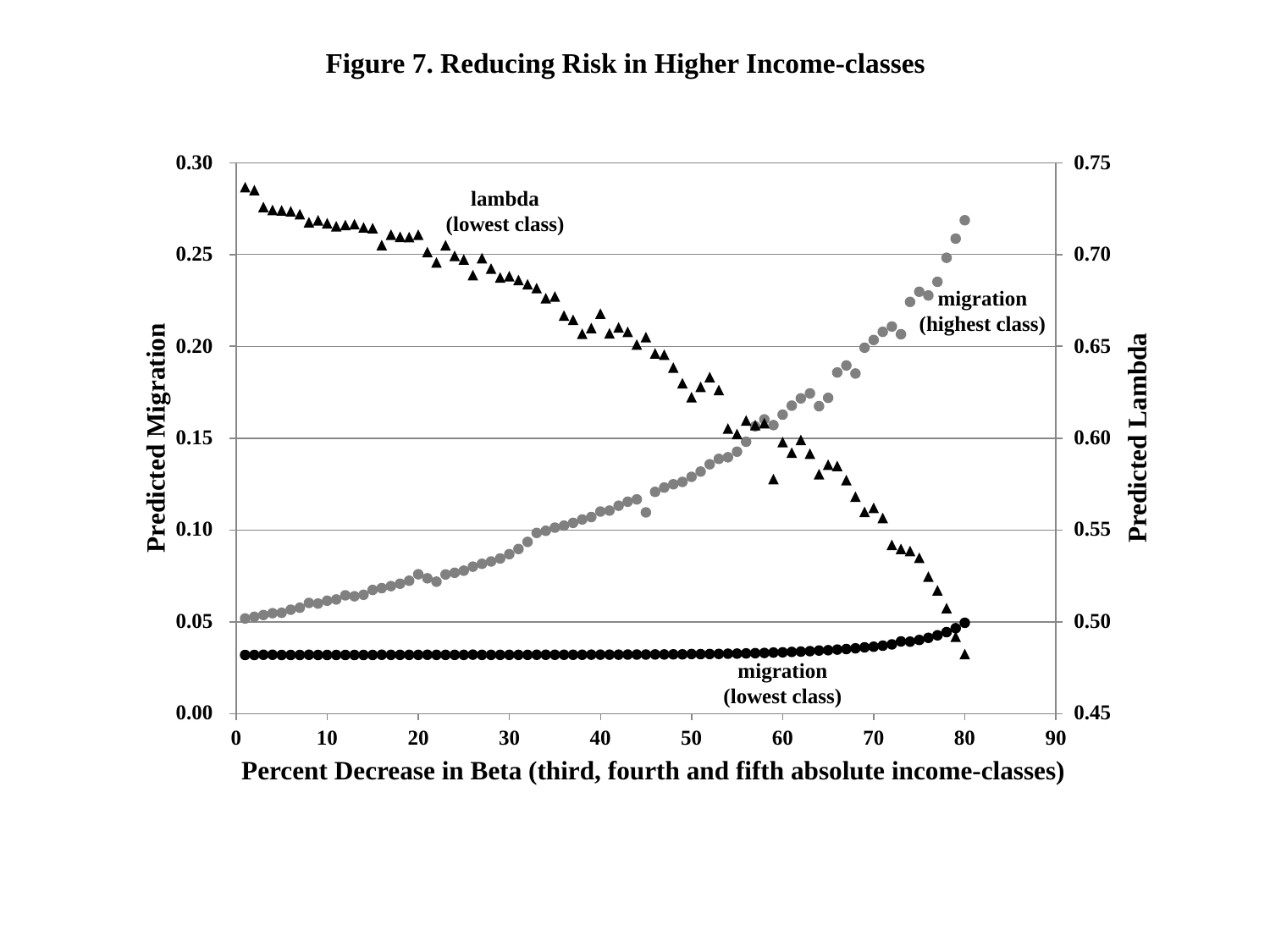# Figure 7. Reducing Risk in Higher Income-classes

Predicted Migration (left axis, 0.00–0.30) and Predicted Lambda (right axis, 0.45–0.75)

Series labels: lambda (lowest class); migration (highest class); migration (lowest class)

Percent Decrease in Beta (third, fourth and fifth absolute income-classes)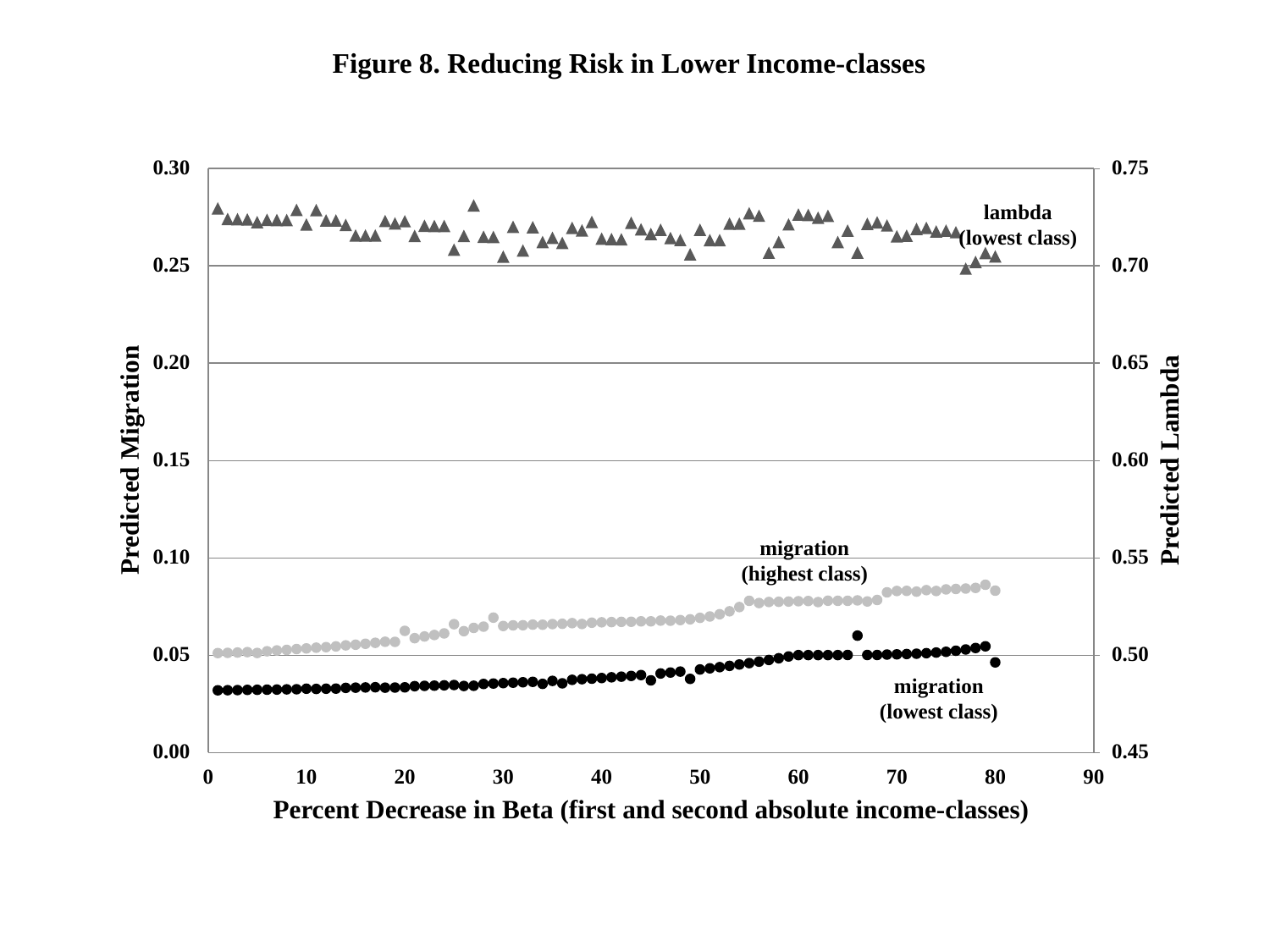**Figure 8. Reducing Risk in Lower Income-classes**

Predicted Migration (left axis: 0.00–0.30); Predicted Lambda (right axis: 0.45–0.75)

lambda (lowest class)

migration (highest class)

migration (lowest class)

Percent Decrease in Beta (first and second absolute income-classes)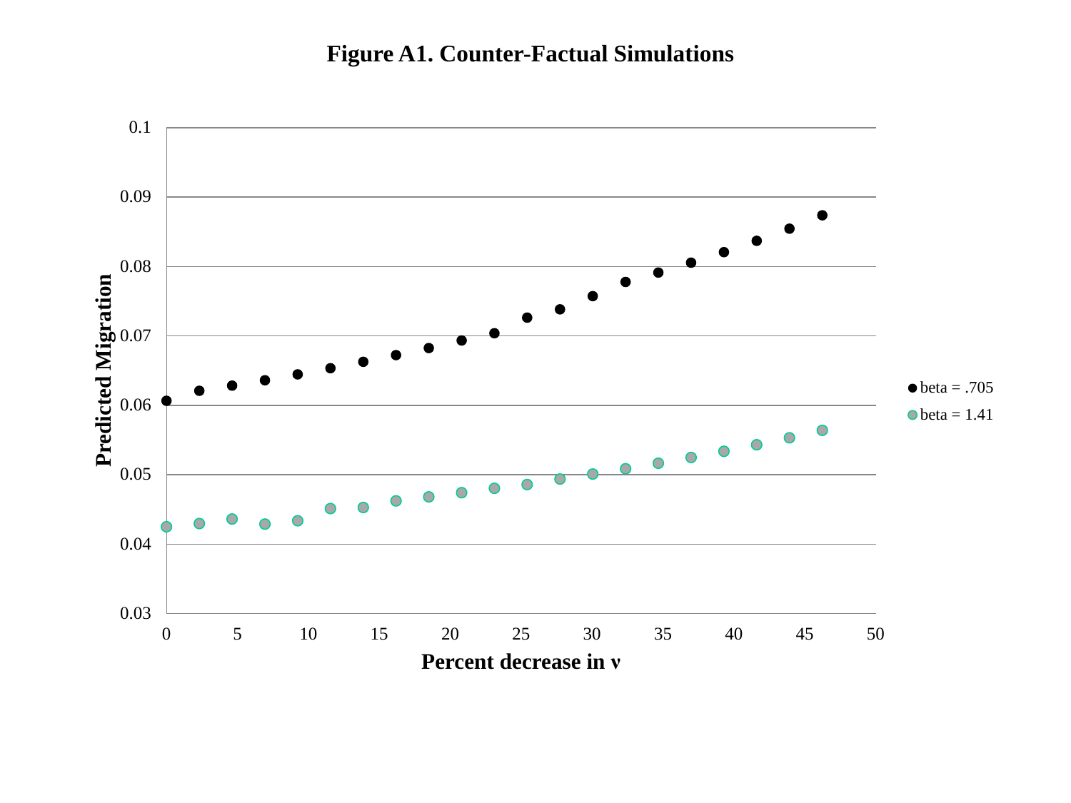# Figure A1. Counter-Factual Simulations

Predicted Migration

0.1
0.09
0.08
0.07
0.06
0.05
0.04
0.03

0
5
10
15
20
25
30
35
40
45
50

Percent decrease in ν

● beta = .705
● beta = 1.41